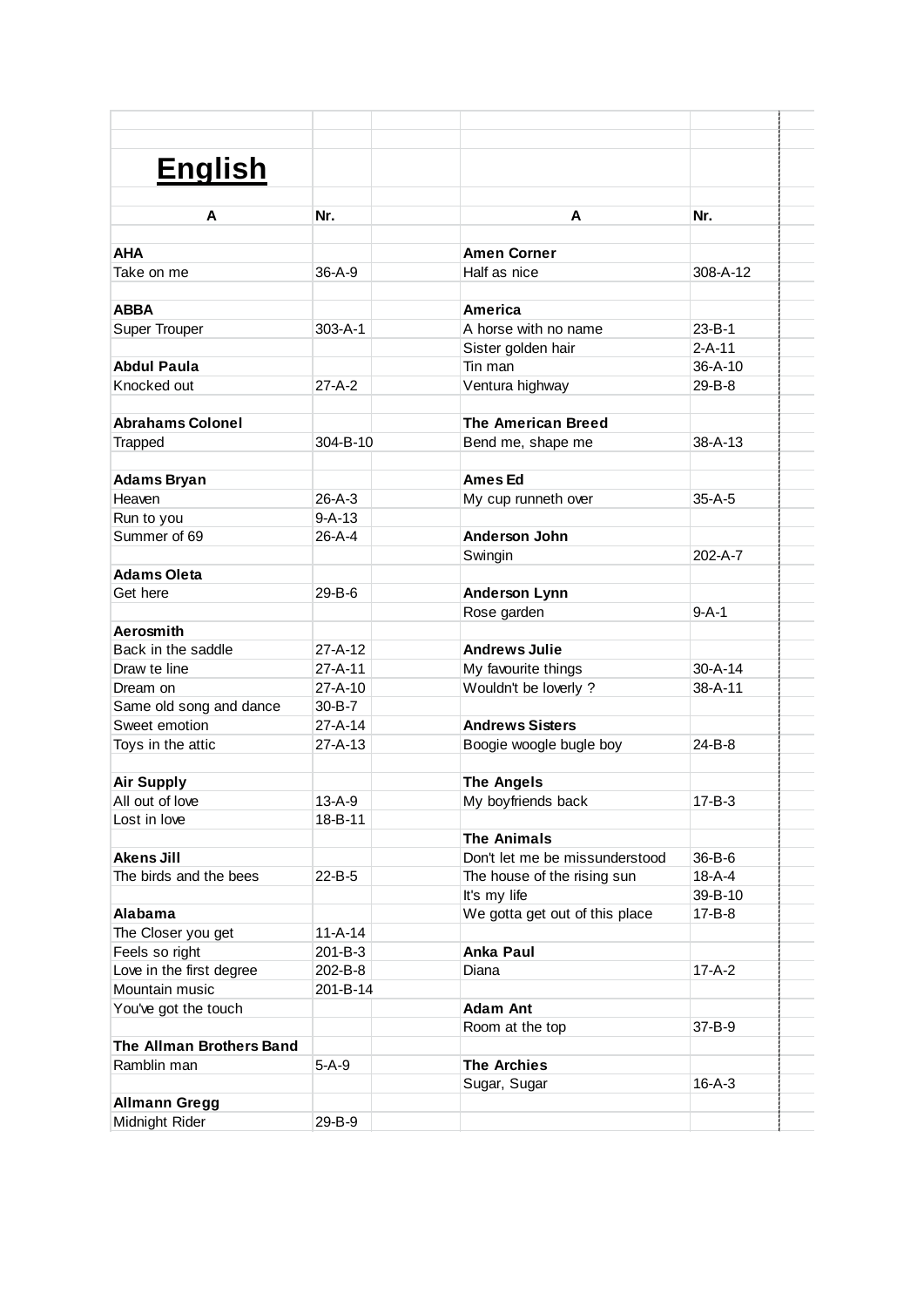# English

| A | Nr. |
|---|---|
| **AHA** | |
| Take on me | 36-A-9 |
| | |
| **ABBA** | |
| Super Trouper | 303-A-1 |
| | |
| **Abdul Paula** | |
| Knocked out | 27-A-2 |
| | |
| **Abrahams Colonel** | |
| Trapped | 304-B-10 |
| | |
| **Adams Bryan** | |
| Heaven | 26-A-3 |
| Run to you | 9-A-13 |
| Summer of 69 | 26-A-4 |
| | |
| **Adams Oleta** | |
| Get here | 29-B-6 |
| | |
| **Aerosmith** | |
| Back in the saddle | 27-A-12 |
| Draw te line | 27-A-11 |
| Dream on | 27-A-10 |
| Same old song and dance | 30-B-7 |
| Sweet emotion | 27-A-14 |
| Toys in the attic | 27-A-13 |
| | |
| **Air Supply** | |
| All out of love | 13-A-9 |
| Lost in love | 18-B-11 |
| | |
| **Akens Jill** | |
| The birds and the bees | 22-B-5 |
| | |
| **Alabama** | |
| The Closer you get | 11-A-14 |
| Feels so right | 201-B-3 |
| Love in the first degree | 202-B-8 |
| Mountain music | 201-B-14 |
| You've got the touch | |
| | |
| **The Allman Brothers Band** | |
| Ramblin man | 5-A-9 |
| | |
| **Allmann Gregg** | |
| Midnight Rider | 29-B-9 |

| A | Nr. |
|---|---|
| **Amen Corner** | |
| Half as nice | 308-A-12 |
| | |
| **America** | |
| A horse with no name | 23-B-1 |
| Sister golden hair | 2-A-11 |
| Tin man | 36-A-10 |
| Ventura highway | 29-B-8 |
| | |
| **The American Breed** | |
| Bend me, shape me | 38-A-13 |
| | |
| **Ames Ed** | |
| My cup runneth over | 35-A-5 |
| | |
| **Anderson John** | |
| Swingin | 202-A-7 |
| | |
| **Anderson Lynn** | |
| Rose garden | 9-A-1 |
| | |
| **Andrews Julie** | |
| My favourite things | 30-A-14 |
| Wouldn't be loverly ? | 38-A-11 |
| | |
| **Andrews Sisters** | |
| Boogie woogle bugle boy | 24-B-8 |
| | |
| **The Angels** | |
| My boyfriends back | 17-B-3 |
| | |
| **The Animals** | |
| Don't let me be missunderstood | 36-B-6 |
| The house of the rising sun | 18-A-4 |
| It's my life | 39-B-10 |
| We gotta get out of this place | 17-B-8 |
| | |
| **Anka Paul** | |
| Diana | 17-A-2 |
| | |
| **Adam Ant** | |
| Room at the top | 37-B-9 |
| | |
| **The Archies** | |
| Sugar, Sugar | 16-A-3 |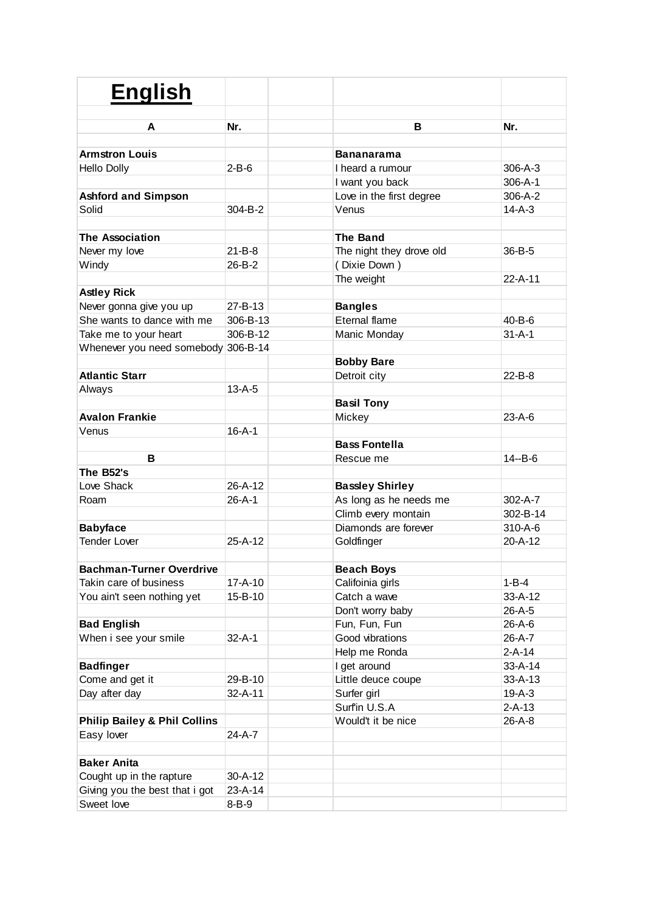# English

| A | Nr. | | B | Nr. |
|---|---|---|---|---|
| | | | | |
| **Armstron Louis** | | | **Bananarama** | |
| Hello Dolly | 2-B-6 | | I heard a rumour | 306-A-3 |
| | | | I want you back | 306-A-1 |
| **Ashford and Simpson** | | | Love in the first degree | 306-A-2 |
| Solid | 304-B-2 | | Venus | 14-A-3 |
| | | | | |
| **The Association** | | | **The Band** | |
| Never my love | 21-B-8 | | The night they drove old | 36-B-5 |
| Windy | 26-B-2 | | ( Dixie Down ) | |
| | | | The weight | 22-A-11 |
| **Astley Rick** | | | | |
| Never gonna give you up | 27-B-13 | | **Bangles** | |
| She wants to dance with me | 306-B-13 | | Eternal flame | 40-B-6 |
| Take me to your heart | 306-B-12 | | Manic Monday | 31-A-1 |
| Whenever you need somebody | 306-B-14 | | | |
| | | | **Bobby Bare** | |
| **Atlantic Starr** | | | Detroit city | 22-B-8 |
| Always | 13-A-5 | | | |
| | | | **Basil Tony** | |
| **Avalon Frankie** | | | Mickey | 23-A-6 |
| Venus | 16-A-1 | | | |
| | | | **Bass Fontella** | |
| **B** | | | Rescue me | 14--B-6 |
| **The B52's** | | | | |
| Love Shack | 26-A-12 | | **Bassley Shirley** | |
| Roam | 26-A-1 | | As long as he needs me | 302-A-7 |
| | | | Climb every montain | 302-B-14 |
| **Babyface** | | | Diamonds are forever | 310-A-6 |
| Tender Lover | 25-A-12 | | Goldfinger | 20-A-12 |
| | | | | |
| **Bachman-Turner Overdrive** | | | **Beach Boys** | |
| Takin care of business | 17-A-10 | | Califoinia girls | 1-B-4 |
| You ain't seen nothing yet | 15-B-10 | | Catch a wave | 33-A-12 |
| | | | Don't worry baby | 26-A-5 |
| **Bad English** | | | Fun, Fun, Fun | 26-A-6 |
| When i see your smile | 32-A-1 | | Good vibrations | 26-A-7 |
| | | | Help me Ronda | 2-A-14 |
| **Badfinger** | | | I get around | 33-A-14 |
| Come and get it | 29-B-10 | | Little deuce coupe | 33-A-13 |
| Day after day | 32-A-11 | | Surfer girl | 19-A-3 |
| | | | Surf'in U.S.A | 2-A-13 |
| **Philip Bailey & Phil Collins** | | | Would't it be nice | 26-A-8 |
| Easy lover | 24-A-7 | | | |
| | | | | |
| **Baker Anita** | | | | |
| Cought up in the rapture | 30-A-12 | | | |
| Giving you the best that i got | 23-A-14 | | | |
| Sweet love | 8-B-9 | | | |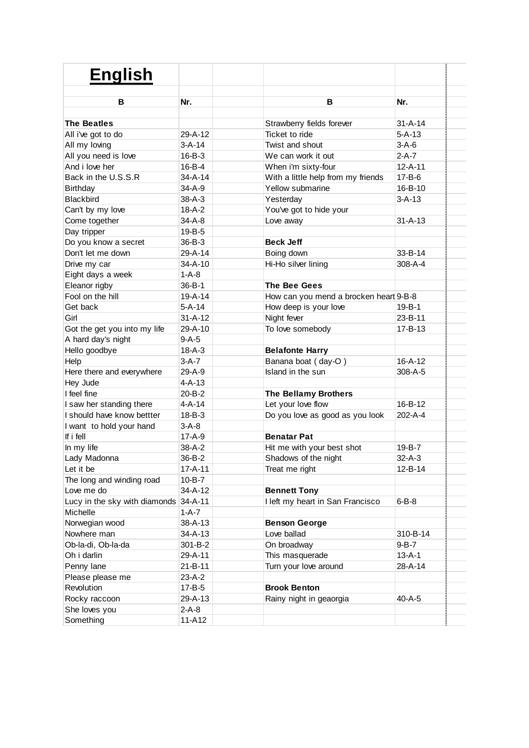# English

| B | Nr. | | B | Nr. |
|---|---|---|---|---|
| | | | | |
| **The Beatles** | | | Strawberry fields forever | 31-A-14 |
| All i've got to do | 29-A-12 | | Ticket to ride | 5-A-13 |
| All my loving | 3-A-14 | | Twist and shout | 3-A-6 |
| All you need is love | 16-B-3 | | We can work it out | 2-A-7 |
| And i love her | 16-B-4 | | When i'm sixty-four | 12-A-11 |
| Back in the U.S.S.R | 34-A-14 | | With a little help from my friends | 17-B-6 |
| Birthday | 34-A-9 | | Yellow submarine | 16-B-10 |
| Blackbird | 38-A-3 | | Yesterday | 3-A-13 |
| Can't by my love | 18-A-2 | | You've got to hide your | |
| Come together | 34-A-8 | | Love away | 31-A-13 |
| Day tripper | 19-B-5 | | | |
| Do you know a secret | 36-B-3 | | **Beck Jeff** | |
| Don't let me down | 29-A-14 | | Boing down | 33-B-14 |
| Drive my car | 34-A-10 | | Hi-Ho silver lining | 308-A-4 |
| Eight days a week | 1-A-8 | | | |
| Eleanor rigby | 36-B-1 | | **The Bee Gees** | |
| Fool on the hill | 19-A-14 | | How can you mend a brocken heart | 9-B-8 |
| Get back | 5-A-14 | | How deep is your love | 19-B-1 |
| Girl | 31-A-12 | | Night fever | 23-B-11 |
| Got the get you into my life | 29-A-10 | | To love somebody | 17-B-13 |
| A hard day's night | 9-A-5 | | | |
| Hello goodbye | 18-A-3 | | **Belafonte Harry** | |
| Help | 3-A-7 | | Banana boat ( day-O ) | 16-A-12 |
| Here there and everywhere | 29-A-9 | | Island in the sun | 308-A-5 |
| Hey Jude | 4-A-13 | | | |
| I feel fine | 20-B-2 | | **The Bellamy Brothers** | |
| I saw her standing there | 4-A-14 | | Let your love flow | 16-B-12 |
| I should have know bettter | 18-B-3 | | Do you love as good as you look | 202-A-4 |
| I want  to hold your hand | 3-A-8 | | | |
| If i fell | 17-A-9 | | **Benatar Pat** | |
| In my life | 38-A-2 | | Hit me with your best shot | 19-B-7 |
| Lady Madonna | 36-B-2 | | Shadows of the night | 32-A-3 |
| Let it be | 17-A-11 | | Treat me right | 12-B-14 |
| The long and winding road | 10-B-7 | | | |
| Love me do | 34-A-12 | | **Bennett Tony** | |
| Lucy in the sky with diamonds | 34-A-11 | | I left my heart in San Francisco | 6-B-8 |
| Michelle | 1-A-7 | | | |
| Norwegian wood | 38-A-13 | | **Benson George** | |
| Nowhere man | 34-A-13 | | Love ballad | 310-B-14 |
| Ob-la-di, Ob-la-da | 301-B-2 | | On broadway | 9-B-7 |
| Oh i darlin | 29-A-11 | | This masquerade | 13-A-1 |
| Penny lane | 21-B-11 | | Turn your love around | 28-A-14 |
| Please please me | 23-A-2 | | | |
| Revolution | 17-B-5 | | **Brook Benton** | |
| Rocky raccoon | 29-A-13 | | Rainy night in geaorgia | 40-A-5 |
| She loves you | 2-A-8 | | | |
| Something | 11-A12 | | | |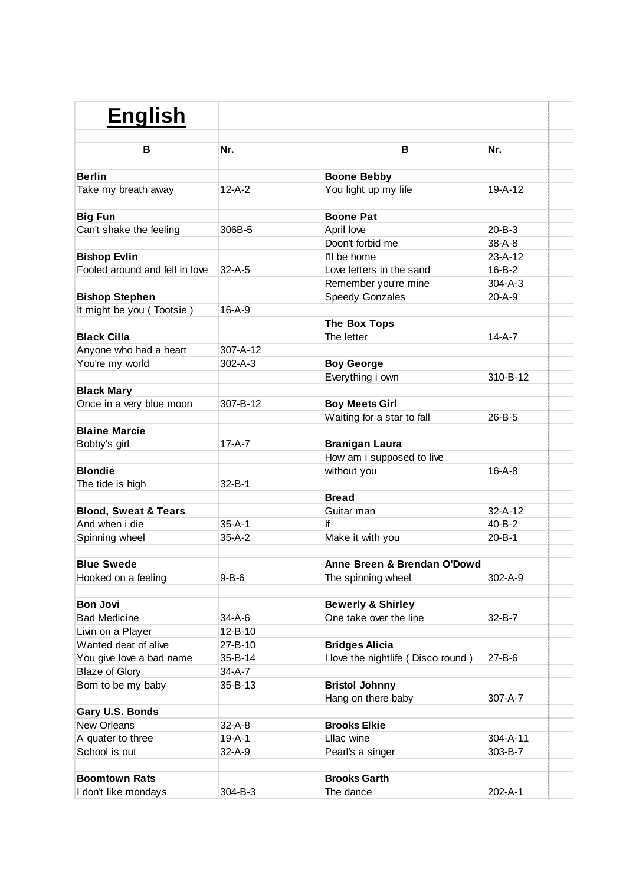# English

| B | Nr. |
|---|---|
| **Berlin** | |
| Take my breath away | 12-A-2 |
| | |
| **Big Fun** | |
| Can't shake the feeling | 306B-5 |
| | |
| **Bishop Evlin** | |
| Fooled around and fell in love | 32-A-5 |
| | |
| **Bishop Stephen** | |
| It might be you ( Tootsie ) | 16-A-9 |
| | |
| **Black Cilla** | |
| Anyone who had a heart | 307-A-12 |
| You're my world | 302-A-3 |
| | |
| **Black Mary** | |
| Once in a very blue moon | 307-B-12 |
| | |
| **Blaine Marcie** | |
| Bobby's girl | 17-A-7 |
| | |
| **Blondie** | |
| The tide is high | 32-B-1 |
| | |
| **Blood, Sweat & Tears** | |
| And when i die | 35-A-1 |
| Spinning wheel | 35-A-2 |
| | |
| **Blue Swede** | |
| Hooked on a feeling | 9-B-6 |
| | |
| **Bon Jovi** | |
| Bad Medicine | 34-A-6 |
| Livin on a Player | 12-B-10 |
| Wanted deat of alive | 27-B-10 |
| You give love a bad name | 35-B-14 |
| Blaze of Glory | 34-A-7 |
| Born to be my baby | 35-B-13 |
| | |
| **Gary U.S. Bonds** | |
| New Orleans | 32-A-8 |
| A quater to three | 19-A-1 |
| School is out | 32-A-9 |
| | |
| **Boomtown Rats** | |
| I don't like mondays | 304-B-3 |

| B | Nr. |
|---|---|
| **Boone Bebby** | |
| You light up my life | 19-A-12 |
| | |
| **Boone Pat** | |
| April love | 20-B-3 |
| Doon't forbid me | 38-A-8 |
| I'll be home | 23-A-12 |
| Love letters in the sand | 16-B-2 |
| Remember you're mine | 304-A-3 |
| Speedy Gonzales | 20-A-9 |
| | |
| **The Box Tops** | |
| The letter | 14-A-7 |
| | |
| **Boy George** | |
| Everything i own | 310-B-12 |
| | |
| **Boy Meets Girl** | |
| Waiting for a star to fall | 26-B-5 |
| | |
| **Branigan Laura** | |
| How am i supposed to live without you | 16-A-8 |
| | |
| **Bread** | |
| Guitar man | 32-A-12 |
| If | 40-B-2 |
| Make it with you | 20-B-1 |
| | |
| **Anne Breen & Brendan O'Dowd** | |
| The spinning wheel | 302-A-9 |
| | |
| **Bewerly & Shirley** | |
| One take over the line | 32-B-7 |
| | |
| **Bridges Alicia** | |
| I love the nightlife ( Disco round ) | 27-B-6 |
| | |
| **Bristol Johnny** | |
| Hang on there baby | 307-A-7 |
| | |
| **Brooks Elkie** | |
| Lllac wine | 304-A-11 |
| Pearl's a singer | 303-B-7 |
| | |
| **Brooks Garth** | |
| The dance | 202-A-1 |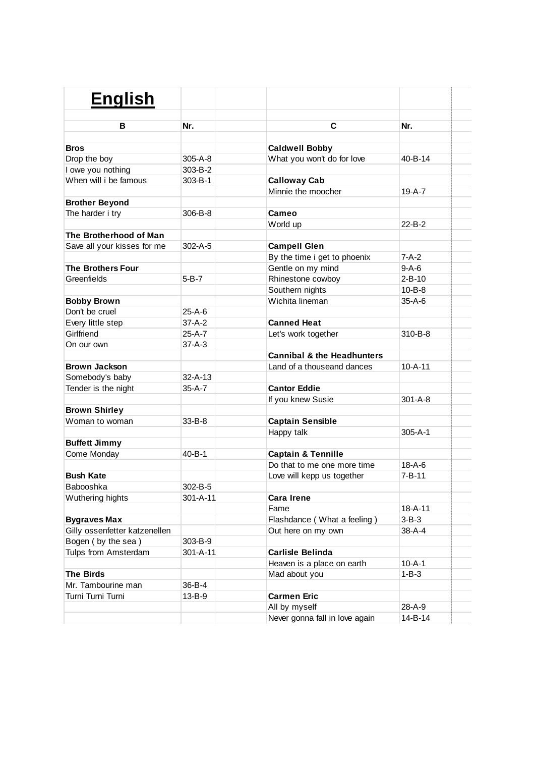# English

| B | Nr. | | C | Nr. |
|---|---|---|---|---|
| | | | | |
| **Bros** | | | **Caldwell Bobby** | |
| Drop the boy | 305-A-8 | | What you won't do for love | 40-B-14 |
| I owe you nothing | 303-B-2 | | | |
| When will i be famous | 303-B-1 | | **Calloway Cab** | |
| | | | Minnie the moocher | 19-A-7 |
| **Brother Beyond** | | | | |
| The harder i try | 306-B-8 | | **Cameo** | |
| | | | World up | 22-B-2 |
| **The Brotherhood of Man** | | | | |
| Save all your kisses for me | 302-A-5 | | **Campell Glen** | |
| | | | By the time i get to phoenix | 7-A-2 |
| **The Brothers Four** | | | Gentle on my mind | 9-A-6 |
| Greenfields | 5-B-7 | | Rhinestone cowboy | 2-B-10 |
| | | | Southern nights | 10-B-8 |
| **Bobby Brown** | | | Wichita lineman | 35-A-6 |
| Don't be cruel | 25-A-6 | | | |
| Every little step | 37-A-2 | | **Canned Heat** | |
| Girlfriend | 25-A-7 | | Let's work together | 310-B-8 |
| On our own | 37-A-3 | | | |
| | | | **Cannibal & the Headhunters** | |
| **Brown Jackson** | | | Land of a thouseand dances | 10-A-11 |
| Somebody's baby | 32-A-13 | | | |
| Tender is the night | 35-A-7 | | **Cantor Eddie** | |
| | | | If you knew Susie | 301-A-8 |
| **Brown Shirley** | | | | |
| Woman to woman | 33-B-8 | | **Captain Sensible** | |
| | | | Happy talk | 305-A-1 |
| **Buffett Jimmy** | | | | |
| Come Monday | 40-B-1 | | **Captain & Tennille** | |
| | | | Do that to me one more time | 18-A-6 |
| **Bush Kate** | | | Love will kepp us together | 7-B-11 |
| Babooshka | 302-B-5 | | | |
| Wuthering hights | 301-A-11 | | **Cara Irene** | |
| | | | Fame | 18-A-11 |
| **Bygraves Max** | | | Flashdance ( What a feeling ) | 3-B-3 |
| Gilly ossenfetter katzenellen | | | Out here on my own | 38-A-4 |
| Bogen ( by the sea ) | 303-B-9 | | | |
| Tulps from Amsterdam | 301-A-11 | | **Carlisle Belinda** | |
| | | | Heaven is a place on earth | 10-A-1 |
| **The Birds** | | | Mad about you | 1-B-3 |
| Mr. Tambourine man | 36-B-4 | | | |
| Turni Turni Turni | 13-B-9 | | **Carmen Eric** | |
| | | | All by myself | 28-A-9 |
| | | | Never gonna fall in love again | 14-B-14 |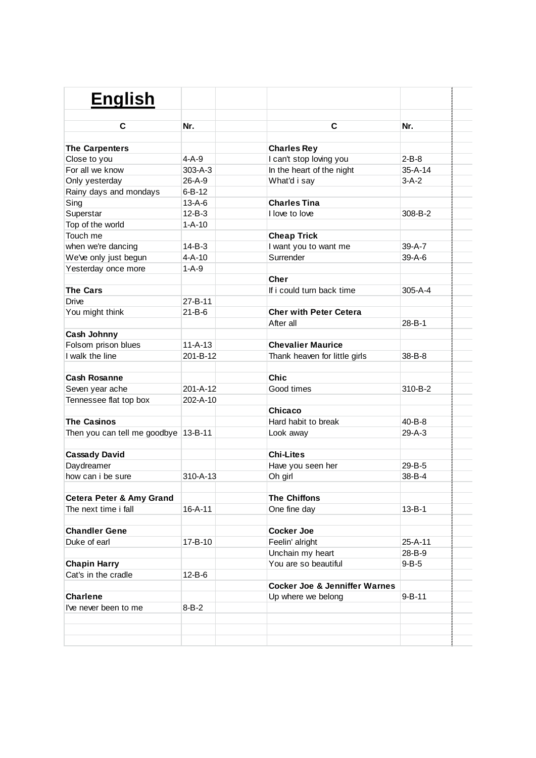# English

| C | Nr. |
|---|---|
| **The Carpenters** | |
| Close to you | 4-A-9 |
| For all we know | 303-A-3 |
| Only yesterday | 26-A-9 |
| Rainy days and mondays | 6-B-12 |
| Sing | 13-A-6 |
| Superstar | 12-B-3 |
| Top of the world | 1-A-10 |
| Touch me | |
| when we're dancing | 14-B-3 |
| We've only just begun | 4-A-10 |
| Yesterday once more | 1-A-9 |
| | |
| **The Cars** | |
| Drive | 27-B-11 |
| You might think | 21-B-6 |
| | |
| **Cash Johnny** | |
| Folsom prison blues | 11-A-13 |
| I walk the line | 201-B-12 |
| | |
| **Cash Rosanne** | |
| Seven year ache | 201-A-12 |
| Tennessee flat top box | 202-A-10 |
| | |
| **The Casinos** | |
| Then you can tell me goodbye | 13-B-11 |
| | |
| **Cassady David** | |
| Daydreamer | |
| how can i be sure | 310-A-13 |
| | |
| **Cetera Peter & Amy Grand** | |
| The next time i fall | 16-A-11 |
| | |
| **Chandler Gene** | |
| Duke of earl | 17-B-10 |
| | |
| **Chapin Harry** | |
| Cat's in the cradle | 12-B-6 |
| | |
| **Charlene** | |
| I've never been to me | 8-B-2 |

| C | Nr. |
|---|---|
| **Charles Rey** | |
| I can't stop loving you | 2-B-8 |
| In the heart of the night | 35-A-14 |
| What'd i say | 3-A-2 |
| | |
| **Charles Tina** | |
| I love to love | 308-B-2 |
| | |
| **Cheap Trick** | |
| I want you to want me | 39-A-7 |
| Surrender | 39-A-6 |
| | |
| **Cher** | |
| If i could turn back time | 305-A-4 |
| | |
| **Cher with Peter Cetera** | |
| After all | 28-B-1 |
| | |
| **Chevalier Maurice** | |
| Thank heaven for little girls | 38-B-8 |
| | |
| **Chic** | |
| Good times | 310-B-2 |
| | |
| **Chicaco** | |
| Hard habit to break | 40-B-8 |
| Look away | 29-A-3 |
| | |
| **Chi-Lites** | |
| Have you seen her | 29-B-5 |
| Oh girl | 38-B-4 |
| | |
| **The Chiffons** | |
| One fine day | 13-B-1 |
| | |
| **Cocker Joe** | |
| Feelin' alright | 25-A-11 |
| Unchain my heart | 28-B-9 |
| You are so beautiful | 9-B-5 |
| | |
| **Cocker Joe & Jenniffer Warnes** | |
| Up where we belong | 9-B-11 |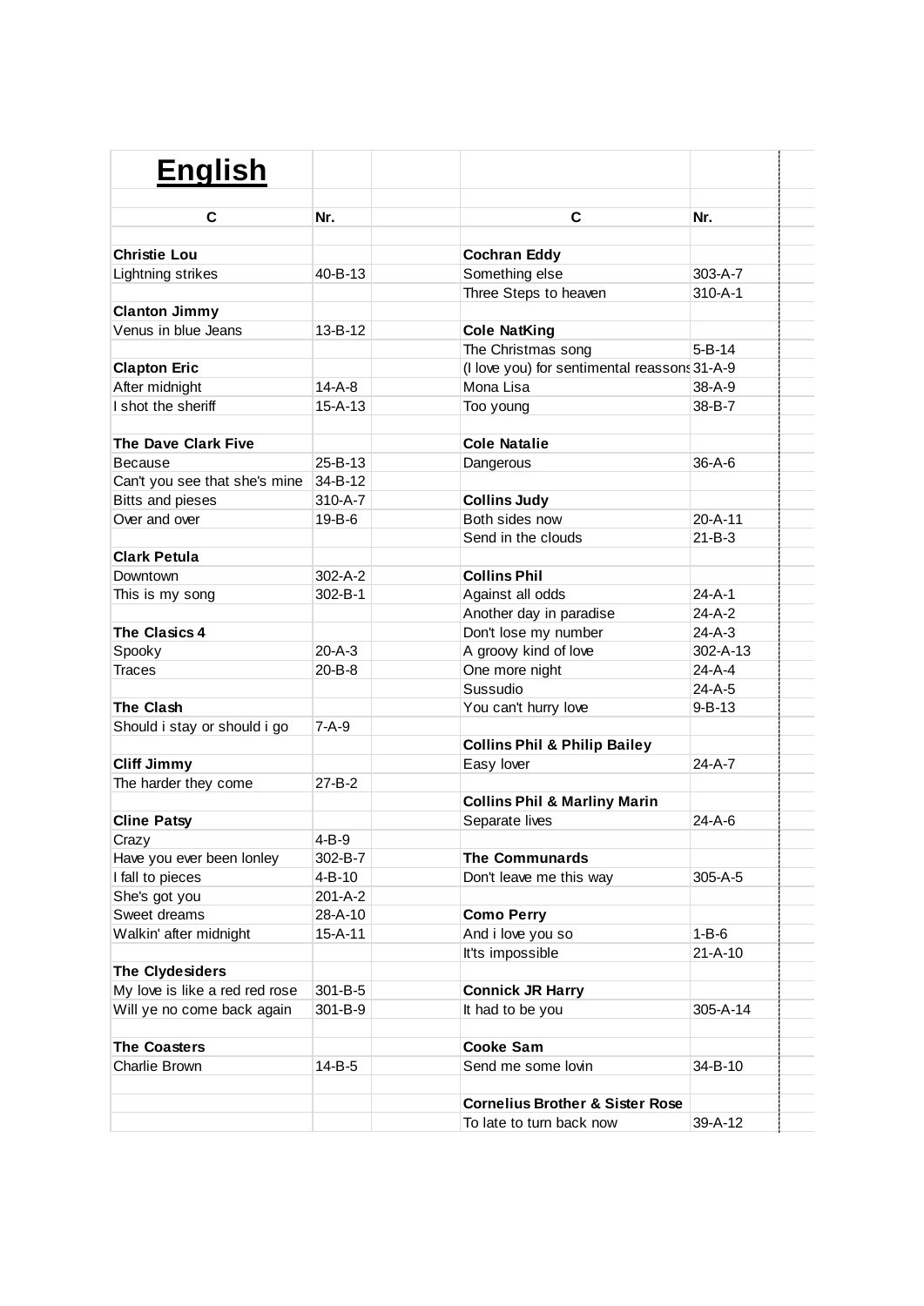# English

| C | Nr. |
|---|---|
| **Christie Lou** | |
| Lightning strikes | 40-B-13 |
| | |
| **Clanton Jimmy** | |
| Venus in blue Jeans | 13-B-12 |
| | |
| **Clapton Eric** | |
| After midnight | 14-A-8 |
| I shot the sheriff | 15-A-13 |
| | |
| **The Dave Clark Five** | |
| Because | 25-B-13 |
| Can't you see that she's mine | 34-B-12 |
| Bitts and pieses | 310-A-7 |
| Over and over | 19-B-6 |
| | |
| **Clark Petula** | |
| Downtown | 302-A-2 |
| This is my song | 302-B-1 |
| | |
| **The Clasics 4** | |
| Spooky | 20-A-3 |
| Traces | 20-B-8 |
| | |
| **The Clash** | |
| Should i stay or should i go | 7-A-9 |
| | |
| **Cliff Jimmy** | |
| The harder they come | 27-B-2 |
| | |
| **Cline Patsy** | |
| Crazy | 4-B-9 |
| Have you ever been lonley | 302-B-7 |
| I fall to pieces | 4-B-10 |
| She's got you | 201-A-2 |
| Sweet dreams | 28-A-10 |
| Walkin' after midnight | 15-A-11 |
| | |
| **The Clydesiders** | |
| My love is like a red red rose | 301-B-5 |
| Will ye no come back again | 301-B-9 |
| | |
| **The Coasters** | |
| Charlie Brown | 14-B-5 |

| C | Nr. |
|---|---|
| **Cochran Eddy** | |
| Something else | 303-A-7 |
| Three Steps to heaven | 310-A-1 |
| | |
| **Cole NatKing** | |
| The Christmas song | 5-B-14 |
| (I love you) for sentimental reassons | 31-A-9 |
| Mona Lisa | 38-A-9 |
| Too young | 38-B-7 |
| | |
| **Cole Natalie** | |
| Dangerous | 36-A-6 |
| | |
| **Collins Judy** | |
| Both sides now | 20-A-11 |
| Send in the clouds | 21-B-3 |
| | |
| **Collins Phil** | |
| Against all odds | 24-A-1 |
| Another day in paradise | 24-A-2 |
| Don't lose my number | 24-A-3 |
| A groovy kind of love | 302-A-13 |
| One more night | 24-A-4 |
| Sussudio | 24-A-5 |
| You can't hurry love | 9-B-13 |
| | |
| **Collins Phil & Philip Bailey** | |
| Easy lover | 24-A-7 |
| | |
| **Collins Phil & Marliny Marin** | |
| Separate lives | 24-A-6 |
| | |
| **The Communards** | |
| Don't leave me this way | 305-A-5 |
| | |
| **Como Perry** | |
| And i love you so | 1-B-6 |
| It'ts impossible | 21-A-10 |
| | |
| **Connick JR Harry** | |
| It had to be you | 305-A-14 |
| | |
| **Cooke Sam** | |
| Send me some lovin | 34-B-10 |
| | |
| **Cornelius Brother & Sister Rose** | |
| To late to turn back now | 39-A-12 |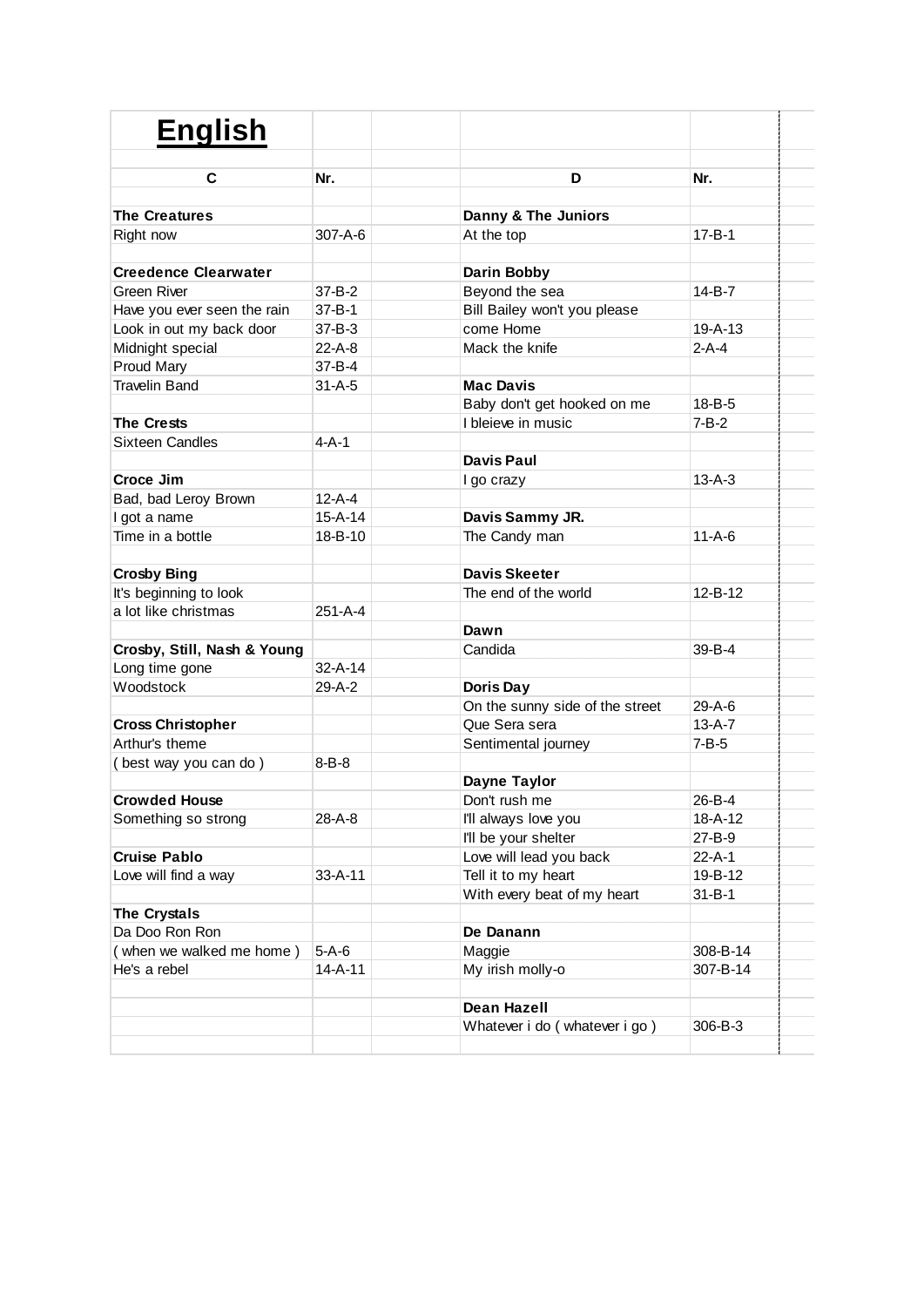# English

| C | Nr. | | D | Nr. |
|---|---|---|---|---|
| | | | | |
| **The Creatures** | | | **Danny & The Juniors** | |
| Right now | 307-A-6 | | At the top | 17-B-1 |
| | | | | |
| **Creedence Clearwater** | | | **Darin Bobby** | |
| Green River | 37-B-2 | | Beyond the sea | 14-B-7 |
| Have you ever seen the rain | 37-B-1 | | Bill Bailey won't you please | |
| Look in out my back door | 37-B-3 | | come Home | 19-A-13 |
| Midnight special | 22-A-8 | | Mack the knife | 2-A-4 |
| Proud Mary | 37-B-4 | | | |
| Travelin Band | 31-A-5 | | **Mac Davis** | |
| | | | Baby don't get hooked on me | 18-B-5 |
| **The Crests** | | | I bleieve in music | 7-B-2 |
| Sixteen Candles | 4-A-1 | | | |
| | | | **Davis Paul** | |
| **Croce Jim** | | | I go crazy | 13-A-3 |
| Bad, bad Leroy Brown | 12-A-4 | | | |
| I got a name | 15-A-14 | | **Davis Sammy JR.** | |
| Time in a bottle | 18-B-10 | | The Candy man | 11-A-6 |
| | | | | |
| **Crosby Bing** | | | **Davis Skeeter** | |
| It's beginning to look | | | The end of the world | 12-B-12 |
| a lot like christmas | 251-A-4 | | | |
| | | | **Dawn** | |
| **Crosby, Still, Nash & Young** | | | Candida | 39-B-4 |
| Long time gone | 32-A-14 | | | |
| Woodstock | 29-A-2 | | **Doris Day** | |
| | | | On the sunny side of the street | 29-A-6 |
| **Cross Christopher** | | | Que Sera sera | 13-A-7 |
| Arthur's theme | | | Sentimental journey | 7-B-5 |
| ( best way you can do ) | 8-B-8 | | | |
| | | | **Dayne Taylor** | |
| **Crowded House** | | | Don't rush me | 26-B-4 |
| Something so strong | 28-A-8 | | I'll always love you | 18-A-12 |
| | | | I'll be your shelter | 27-B-9 |
| **Cruise Pablo** | | | Love will lead you back | 22-A-1 |
| Love will find a way | 33-A-11 | | Tell it to my heart | 19-B-12 |
| | | | With every beat of my heart | 31-B-1 |
| **The Crystals** | | | | |
| Da Doo Ron Ron | | | **De Danann** | |
| ( when we walked me home ) | 5-A-6 | | Maggie | 308-B-14 |
| He's a rebel | 14-A-11 | | My irish molly-o | 307-B-14 |
| | | | | |
| | | | **Dean Hazell** | |
| | | | Whatever i do ( whatever i go ) | 306-B-3 |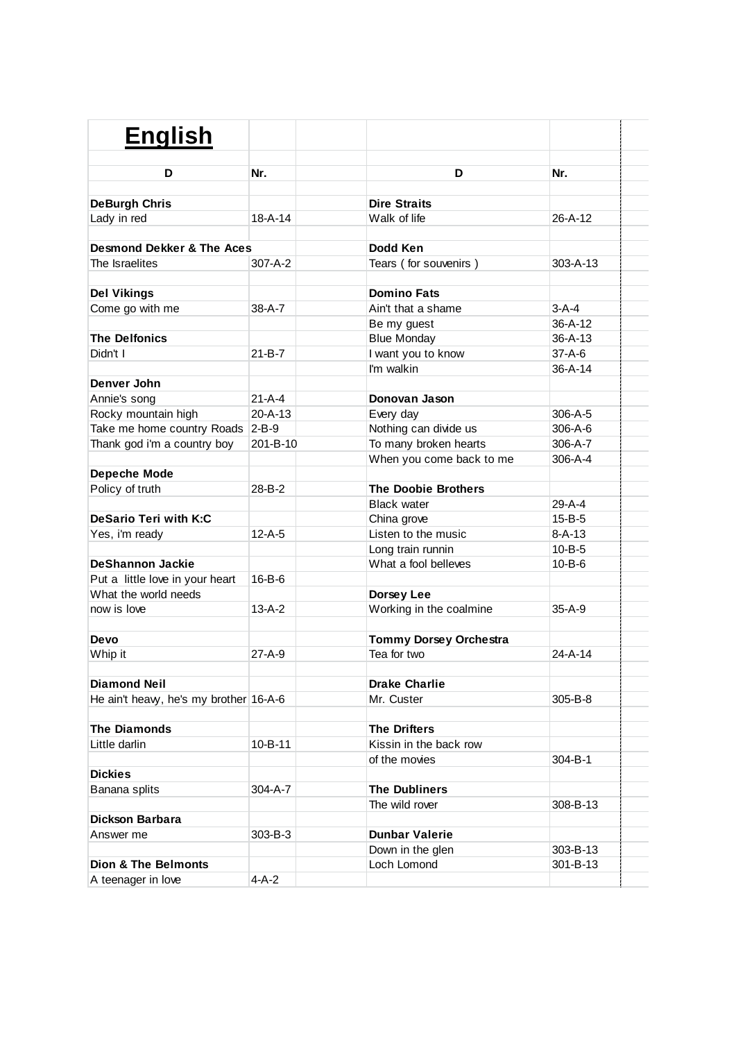# English

| D | Nr. | | D | Nr. |
|---|---|---|---|---|
| **DeBurgh Chris** | | | **Dire Straits** | |
| Lady in red | 18-A-14 | | Walk of life | 26-A-12 |
| | | | | |
| **Desmond Dekker & The Aces** | | | **Dodd Ken** | |
| The Israelites | 307-A-2 | | Tears ( for souvenirs ) | 303-A-13 |
| | | | | |
| **Del Vikings** | | | **Domino Fats** | |
| Come go with me | 38-A-7 | | Ain't that a shame | 3-A-4 |
| | | | Be my guest | 36-A-12 |
| **The Delfonics** | | | Blue Monday | 36-A-13 |
| Didn't I | 21-B-7 | | I want you to know | 37-A-6 |
| | | | I'm walkin | 36-A-14 |
| **Denver John** | | | | |
| Annie's song | 21-A-4 | | **Donovan Jason** | |
| Rocky mountain high | 20-A-13 | | Every day | 306-A-5 |
| Take me home country Roads | 2-B-9 | | Nothing can divide us | 306-A-6 |
| Thank god i'm a country boy | 201-B-10 | | To many broken hearts | 306-A-7 |
| | | | When you come back to me | 306-A-4 |
| **Depeche Mode** | | | | |
| Policy of truth | 28-B-2 | | **The Doobie Brothers** | |
| | | | Black water | 29-A-4 |
| **DeSario Teri with K:C** | | | China grove | 15-B-5 |
| Yes, i'm ready | 12-A-5 | | Listen to the music | 8-A-13 |
| | | | Long train runnin | 10-B-5 |
| **DeShannon Jackie** | | | What a fool belleves | 10-B-6 |
| Put a little love in your heart | 16-B-6 | | | |
| What the world needs | | | **Dorsey Lee** | |
| now is love | 13-A-2 | | Working in the coalmine | 35-A-9 |
| | | | | |
| **Devo** | | | **Tommy Dorsey Orchestra** | |
| Whip it | 27-A-9 | | Tea for two | 24-A-14 |
| | | | | |
| **Diamond Neil** | | | **Drake Charlie** | |
| He ain't heavy, he's my brother | 16-A-6 | | Mr. Custer | 305-B-8 |
| | | | | |
| **The Diamonds** | | | **The Drifters** | |
| Little darlin | 10-B-11 | | Kissin in the back row | |
| | | | of the movies | 304-B-1 |
| **Dickies** | | | | |
| Banana splits | 304-A-7 | | **The Dubliners** | |
| | | | The wild rover | 308-B-13 |
| **Dickson Barbara** | | | | |
| Answer me | 303-B-3 | | **Dunbar Valerie** | |
| | | | Down in the glen | 303-B-13 |
| **Dion & The Belmonts** | | | Loch Lomond | 301-B-13 |
| A teenager in love | 4-A-2 | | | |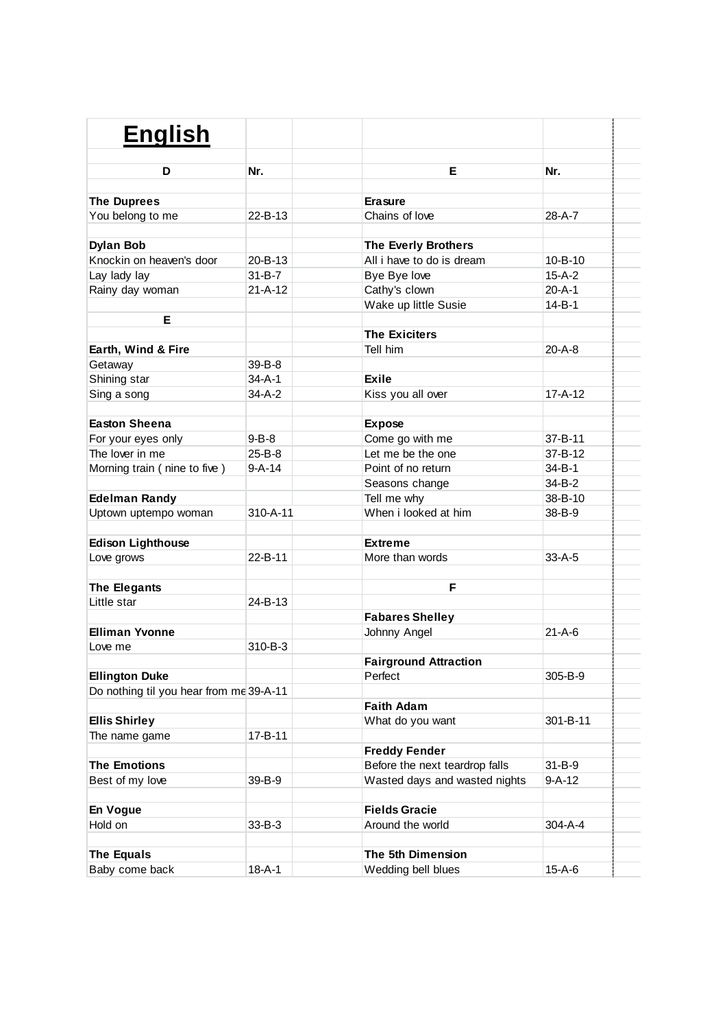# English

| D | Nr. | | E | Nr. |
|---|---|---|---|---|
| | | | | |
| **The Duprees** | | | **Erasure** | |
| You belong to me | 22-B-13 | | Chains of love | 28-A-7 |
| | | | | |
| **Dylan Bob** | | | **The Everly Brothers** | |
| Knockin on heaven's door | 20-B-13 | | All i have to do is dream | 10-B-10 |
| Lay lady lay | 31-B-7 | | Bye Bye love | 15-A-2 |
| Rainy day woman | 21-A-12 | | Cathy's clown | 20-A-1 |
| | | | Wake up little Susie | 14-B-1 |
| **E** | | | | |
| | | | **The Exiciters** | |
| **Earth, Wind & Fire** | | | Tell him | 20-A-8 |
| Getaway | 39-B-8 | | | |
| Shining star | 34-A-1 | | **Exile** | |
| Sing a song | 34-A-2 | | Kiss you all over | 17-A-12 |
| | | | | |
| **Easton Sheena** | | | **Expose** | |
| For your eyes only | 9-B-8 | | Come go with me | 37-B-11 |
| The lover in me | 25-B-8 | | Let me be the one | 37-B-12 |
| Morning train ( nine to five ) | 9-A-14 | | Point of no return | 34-B-1 |
| | | | Seasons change | 34-B-2 |
| **Edelman Randy** | | | Tell me why | 38-B-10 |
| Uptown uptempo woman | 310-A-11 | | When i looked at him | 38-B-9 |
| | | | | |
| **Edison Lighthouse** | | | **Extreme** | |
| Love grows | 22-B-11 | | More than words | 33-A-5 |
| | | | | |
| **The Elegants** | | | **F** | |
| Little star | 24-B-13 | | | |
| | | | **Fabares Shelley** | |
| **Elliman Yvonne** | | | Johnny Angel | 21-A-6 |
| Love me | 310-B-3 | | | |
| | | | **Fairground Attraction** | |
| **Ellington Duke** | | | Perfect | 305-B-9 |
| Do nothing til you hear from me | 39-A-11 | | | |
| | | | **Faith Adam** | |
| **Ellis Shirley** | | | What do you want | 301-B-11 |
| The name game | 17-B-11 | | | |
| | | | **Freddy Fender** | |
| **The Emotions** | | | Before the next teardrop falls | 31-B-9 |
| Best of my love | 39-B-9 | | Wasted days and wasted nights | 9-A-12 |
| | | | | |
| **En Vogue** | | | **Fields Gracie** | |
| Hold on | 33-B-3 | | Around the world | 304-A-4 |
| | | | | |
| **The Equals** | | | **The 5th Dimension** | |
| Baby come back | 18-A-1 | | Wedding bell blues | 15-A-6 |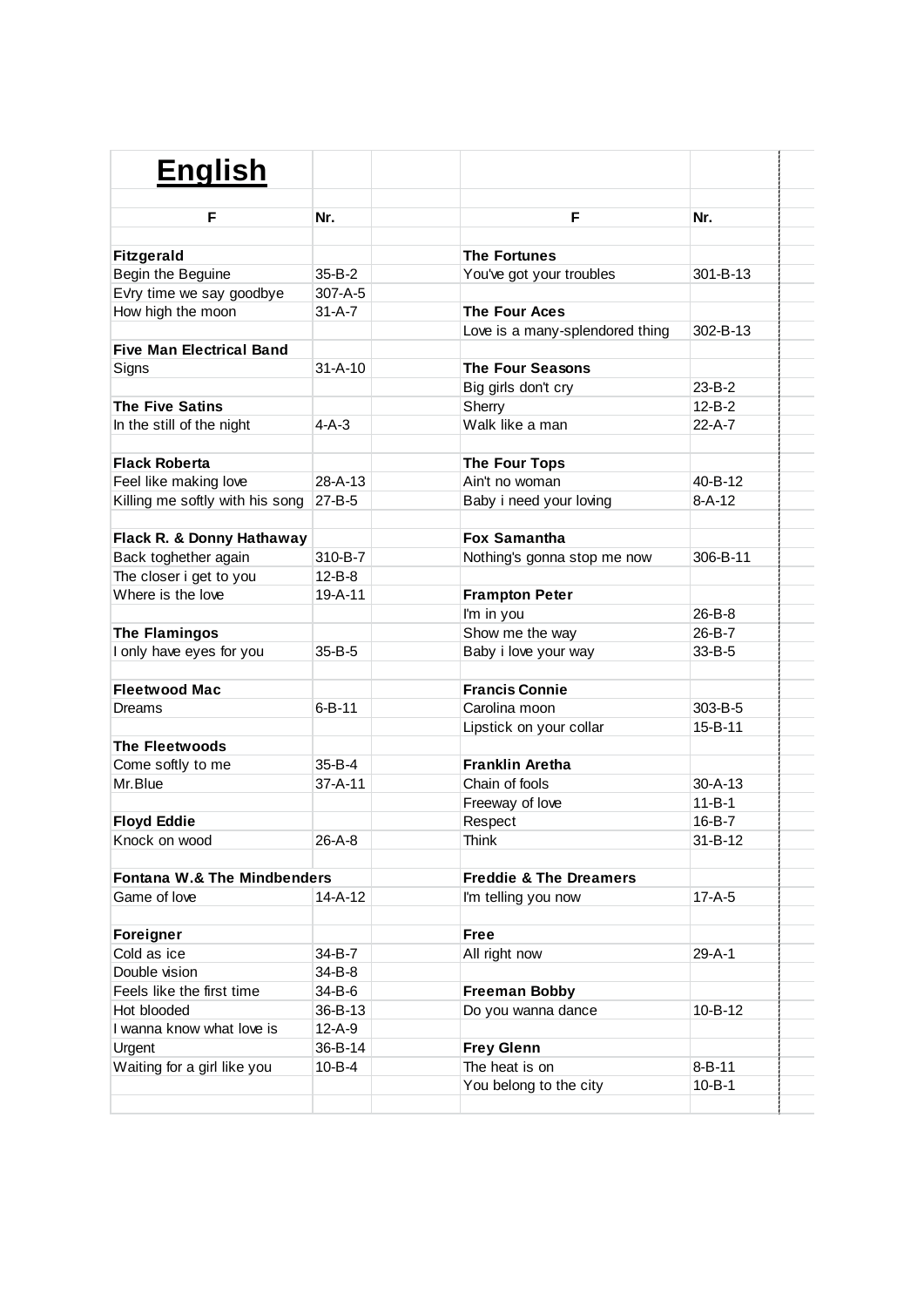# English

| F | Nr. |
|---|---|
| **Fitzgerald** | |
| Begin the Beguine | 35-B-2 |
| Evry time we say goodbye | 307-A-5 |
| How high the moon | 31-A-7 |
| **Five Man Electrical Band** | |
| Signs | 31-A-10 |
| **The Five Satins** | |
| In the still of the night | 4-A-3 |
| **Flack Roberta** | |
| Feel like making love | 28-A-13 |
| Killing me softly with his song | 27-B-5 |
| **Flack R. & Donny Hathaway** | |
| Back toghether again | 310-B-7 |
| The closer i get to you | 12-B-8 |
| Where is the love | 19-A-11 |
| **The Flamingos** | |
| I only have eyes for you | 35-B-5 |
| **Fleetwood Mac** | |
| Dreams | 6-B-11 |
| **The Fleetwoods** | |
| Come softly to me | 35-B-4 |
| Mr.Blue | 37-A-11 |
| **Floyd Eddie** | |
| Knock on wood | 26-A-8 |
| **Fontana W.& The Mindbenders** | |
| Game of love | 14-A-12 |
| **Foreigner** | |
| Cold as ice | 34-B-7 |
| Double vision | 34-B-8 |
| Feels like the first time | 34-B-6 |
| Hot blooded | 36-B-13 |
| I wanna know what love is | 12-A-9 |
| Urgent | 36-B-14 |
| Waiting for a girl like you | 10-B-4 |

| F | Nr. |
|---|---|
| **The Fortunes** | |
| You've got your troubles | 301-B-13 |
| **The Four Aces** | |
| Love is a many-splendored thing | 302-B-13 |
| **The Four Seasons** | |
| Big girls don't cry | 23-B-2 |
| Sherry | 12-B-2 |
| Walk like a man | 22-A-7 |
| **The Four Tops** | |
| Ain't no woman | 40-B-12 |
| Baby i need your loving | 8-A-12 |
| **Fox Samantha** | |
| Nothing's gonna stop me now | 306-B-11 |
| **Frampton Peter** | |
| I'm in you | 26-B-8 |
| Show me the way | 26-B-7 |
| Baby i love your way | 33-B-5 |
| **Francis Connie** | |
| Carolina moon | 303-B-5 |
| Lipstick on your collar | 15-B-11 |
| **Franklin Aretha** | |
| Chain of fools | 30-A-13 |
| Freeway of love | 11-B-1 |
| Respect | 16-B-7 |
| Think | 31-B-12 |
| **Freddie & The Dreamers** | |
| I'm telling you now | 17-A-5 |
| **Free** | |
| All right now | 29-A-1 |
| **Freeman Bobby** | |
| Do you wanna dance | 10-B-12 |
| **Frey Glenn** | |
| The heat is on | 8-B-11 |
| You belong to the city | 10-B-1 |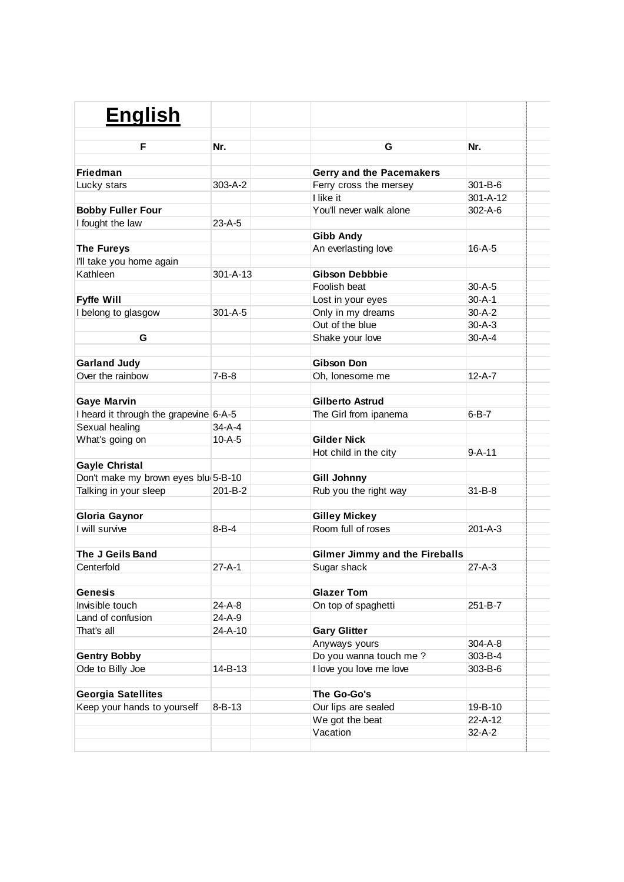# English

| F | Nr. |
|---|---|
| **Friedman** | |
| Lucky stars | 303-A-2 |
| **Bobby Fuller Four** | |
| I fought the law | 23-A-5 |
| **The Fureys** | |
| I'll take you home again | |
| Kathleen | 301-A-13 |
| **Fyffe Will** | |
| I belong to glasgow | 301-A-5 |

| G | Nr. |
|---|---|
| **Garland Judy** | |
| Over the rainbow | 7-B-8 |
| **Gaye Marvin** | |
| I heard it through the grapevine | 6-A-5 |
| Sexual healing | 34-A-4 |
| What's going on | 10-A-5 |
| **Gayle Christal** | |
| Don't make my brown eyes blu | 5-B-10 |
| Talking in your sleep | 201-B-2 |
| **Gloria Gaynor** | |
| I will survive | 8-B-4 |
| **The J Geils Band** | |
| Centerfold | 27-A-1 |
| **Genesis** | |
| Invisible touch | 24-A-8 |
| Land of confusion | 24-A-9 |
| That's all | 24-A-10 |
| **Gentry Bobby** | |
| Ode to Billy Joe | 14-B-13 |
| **Georgia Satellites** | |
| Keep your hands to yourself | 8-B-13 |
| **Gerry and the Pacemakers** | |
| Ferry cross the mersey | 301-B-6 |
| I like it | 301-A-12 |
| You'll never walk alone | 302-A-6 |
| **Gibb Andy** | |
| An everlasting love | 16-A-5 |
| **Gibson Debbbie** | |
| Foolish beat | 30-A-5 |
| Lost in your eyes | 30-A-1 |
| Only in my dreams | 30-A-2 |
| Out of the blue | 30-A-3 |
| Shake your love | 30-A-4 |
| **Gibson Don** | |
| Oh, lonesome me | 12-A-7 |
| **Gilberto Astrud** | |
| The Girl from ipanema | 6-B-7 |
| **Gilder Nick** | |
| Hot child in the city | 9-A-11 |
| **Gill Johnny** | |
| Rub you the right way | 31-B-8 |
| **Gilley Mickey** | |
| Room full of roses | 201-A-3 |
| **Gilmer Jimmy and the Fireballs** | |
| Sugar shack | 27-A-3 |
| **Glazer Tom** | |
| On top of spaghetti | 251-B-7 |
| **Gary Glitter** | |
| Anyways yours | 304-A-8 |
| Do you wanna touch me ? | 303-B-4 |
| I love you love me love | 303-B-6 |
| **The Go-Go's** | |
| Our lips are sealed | 19-B-10 |
| We got the beat | 22-A-12 |
| Vacation | 32-A-2 |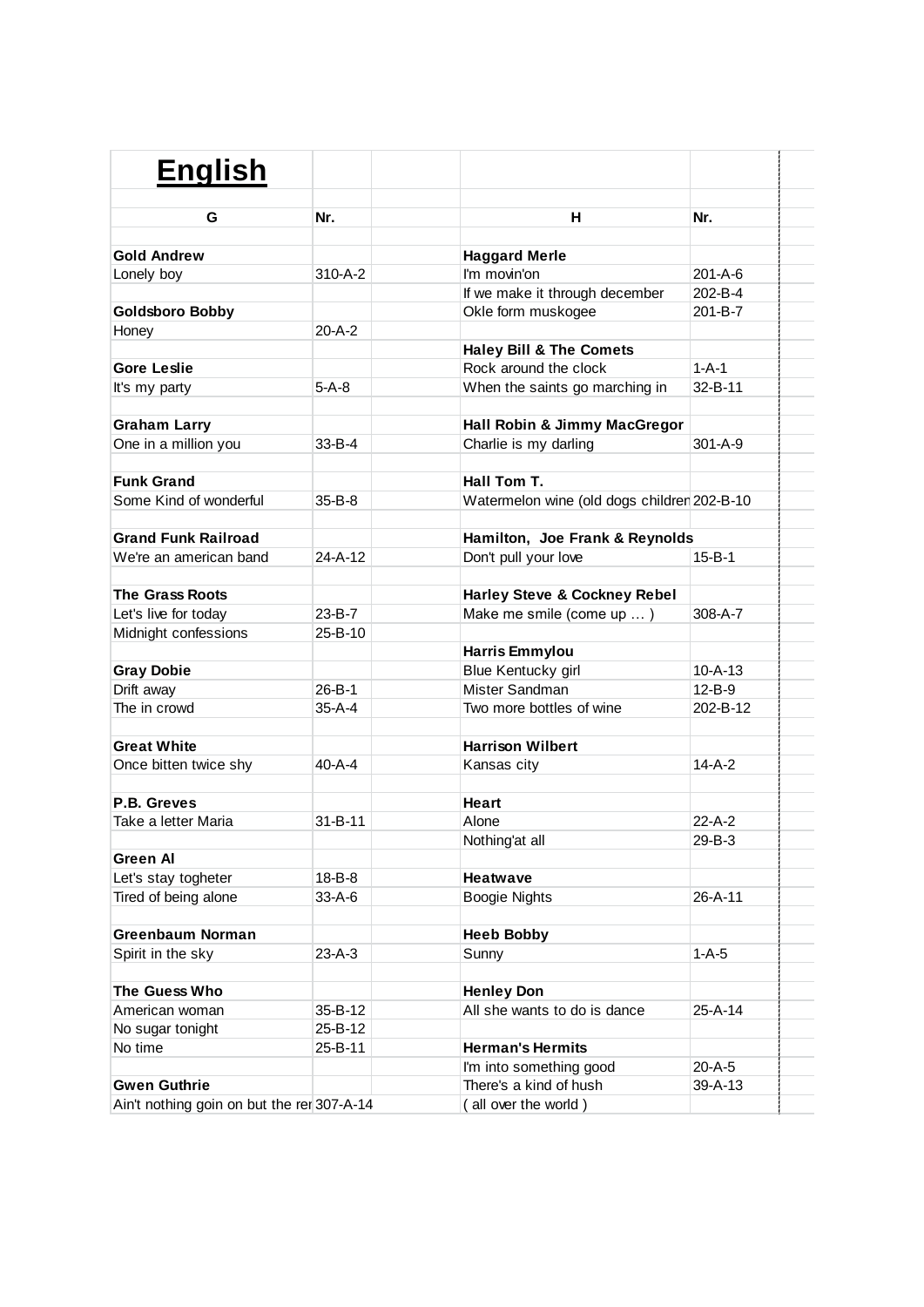# English

| G | Nr. | | H | Nr. |
|---|---|---|---|---|
| **Gold Andrew** | | | **Haggard Merle** | |
| Lonely boy | 310-A-2 | | I'm movin'on | 201-A-6 |
| | | | If we make it through december | 202-B-4 |
| **Goldsboro Bobby** | | | Okle form muskogee | 201-B-7 |
| Honey | 20-A-2 | | | |
| | | | **Haley Bill & The Comets** | |
| **Gore Leslie** | | | Rock around the clock | 1-A-1 |
| It's my party | 5-A-8 | | When the saints go marching in | 32-B-11 |
| **Graham Larry** | | | **Hall Robin & Jimmy MacGregor** | |
| One in a million you | 33-B-4 | | Charlie is my darling | 301-A-9 |
| **Funk Grand** | | | **Hall Tom T.** | |
| Some Kind of wonderful | 35-B-8 | | Watermelon wine (old dogs children | 202-B-10 |
| **Grand Funk Railroad** | | | **Hamilton, Joe Frank & Reynolds** | |
| We're an american band | 24-A-12 | | Don't pull your love | 15-B-1 |
| **The Grass Roots** | | | **Harley Steve & Cockney Rebel** | |
| Let's live for today | 23-B-7 | | Make me smile (come up … ) | 308-A-7 |
| Midnight confessions | 25-B-10 | | | |
| | | | **Harris Emmylou** | |
| **Gray Dobie** | | | Blue Kentucky girl | 10-A-13 |
| Drift away | 26-B-1 | | Mister Sandman | 12-B-9 |
| The in crowd | 35-A-4 | | Two more bottles of wine | 202-B-12 |
| **Great White** | | | **Harrison Wilbert** | |
| Once bitten twice shy | 40-A-4 | | Kansas city | 14-A-2 |
| **P.B. Greves** | | | **Heart** | |
| Take a letter Maria | 31-B-11 | | Alone | 22-A-2 |
| | | | Nothing'at all | 29-B-3 |
| **Green Al** | | | | |
| Let's stay togheter | 18-B-8 | | **Heatwave** | |
| Tired of being alone | 33-A-6 | | Boogie Nights | 26-A-11 |
| **Greenbaum Norman** | | | **Heeb Bobby** | |
| Spirit in the sky | 23-A-3 | | Sunny | 1-A-5 |
| **The Guess Who** | | | **Henley Don** | |
| American woman | 35-B-12 | | All she wants to do is dance | 25-A-14 |
| No sugar tonight | 25-B-12 | | | |
| No time | 25-B-11 | | **Herman's Hermits** | |
| | | | I'm into something good | 20-A-5 |
| **Gwen Guthrie** | | | There's a kind of hush | 39-A-13 |
| Ain't nothing goin on but the rer | 307-A-14 | | ( all over the world ) | |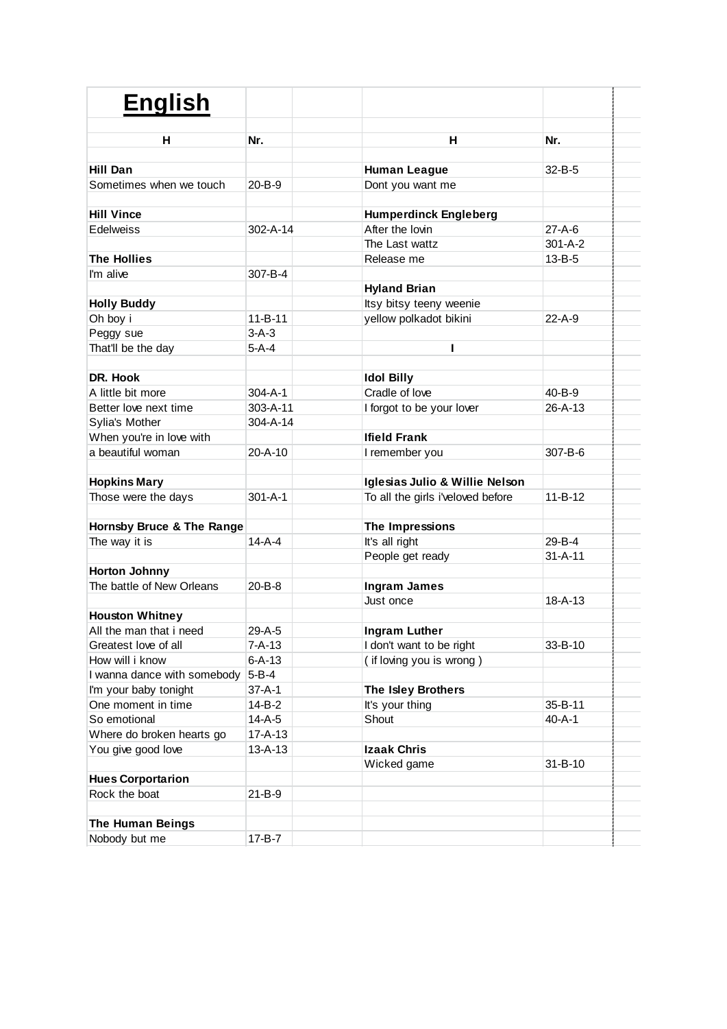# English

| H | Nr. | H | Nr. |
|---|---|---|---|
| **Hill Dan** | | **Human League** | 32-B-5 |
| Sometimes when we touch | 20-B-9 | Dont you want me | |
| **Hill Vince** | | **Humperdinck Engleberg** | |
| Edelweiss | 302-A-14 | After the lovin | 27-A-6 |
| | | The Last wattz | 301-A-2 |
| **The Hollies** | | Release me | 13-B-5 |
| I'm alive | 307-B-4 | | |
| | | **Hyland Brian** | |
| **Holly Buddy** | | Itsy bitsy teeny weenie | |
| Oh boy i | 11-B-11 | yellow polkadot bikini | 22-A-9 |
| Peggy sue | 3-A-3 | | |
| That'll be the day | 5-A-4 | **I** | |
| **DR. Hook** | | **Idol Billy** | |
| A little bit more | 304-A-1 | Cradle of love | 40-B-9 |
| Better love next time | 303-A-11 | I forgot to be your lover | 26-A-13 |
| Sylia's Mother | 304-A-14 | | |
| When you're in love with | | **Ifield Frank** | |
| a beautiful woman | 20-A-10 | I remember you | 307-B-6 |
| **Hopkins Mary** | | **Iglesias Julio & Willie Nelson** | |
| Those were the days | 301-A-1 | To all the girls i'veloved before | 11-B-12 |
| **Hornsby Bruce & The Range** | | **The Impressions** | |
| The way it is | 14-A-4 | It's all right | 29-B-4 |
| | | People get ready | 31-A-11 |
| **Horton Johnny** | | | |
| The battle of New Orleans | 20-B-8 | **Ingram James** | |
| | | Just once | 18-A-13 |
| **Houston Whitney** | | | |
| All the man that i need | 29-A-5 | **Ingram Luther** | |
| Greatest love of all | 7-A-13 | I don't want to be right | 33-B-10 |
| How will i know | 6-A-13 | ( if loving you is wrong ) | |
| I wanna dance with somebody | 5-B-4 | | |
| I'm your baby tonight | 37-A-1 | **The Isley Brothers** | |
| One moment in time | 14-B-2 | It's your thing | 35-B-11 |
| So emotional | 14-A-5 | Shout | 40-A-1 |
| Where do broken hearts go | 17-A-13 | | |
| You give good love | 13-A-13 | **Izaak Chris** | |
| | | Wicked game | 31-B-10 |
| **Hues Corportarion** | | | |
| Rock the boat | 21-B-9 | | |
| **The Human Beings** | | | |
| Nobody but me | 17-B-7 | | |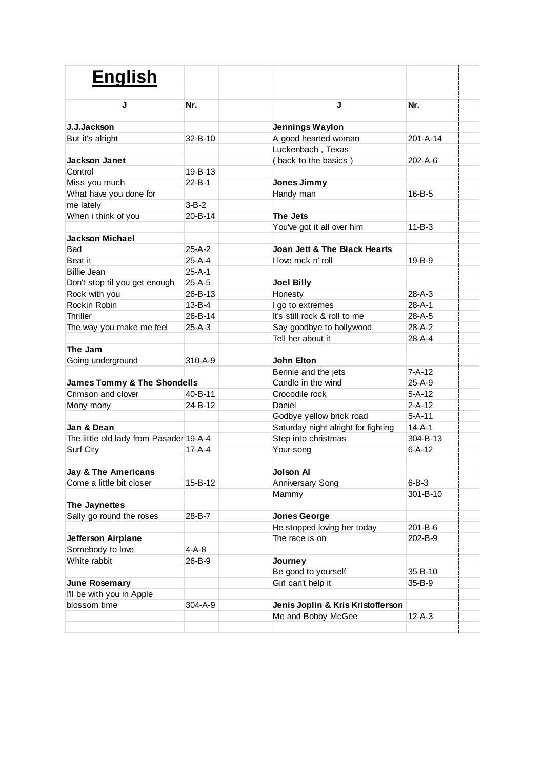# English

| J | Nr. |
|---|---|
| **J.J.Jackson** | |
| But it's alright | 32-B-10 |
| | |
| **Jackson Janet** | |
| Control | 19-B-13 |
| Miss you much | 22-B-1 |
| What have you done for | |
| me lately | 3-B-2 |
| When i think of you | 20-B-14 |
| | |
| **Jackson Michael** | |
| Bad | 25-A-2 |
| Beat it | 25-A-4 |
| Billie Jean | 25-A-1 |
| Don't stop til you get enough | 25-A-5 |
| Rock with you | 26-B-13 |
| Rockin Robin | 13-B-4 |
| Thriller | 26-B-14 |
| The way you make me feel | 25-A-3 |
| | |
| **The Jam** | |
| Going underground | 310-A-9 |
| | |
| **James Tommy & The Shondells** | |
| Crimson and clover | 40-B-11 |
| Mony mony | 24-B-12 |
| | |
| **Jan & Dean** | |
| The little old lady from Pasader | 19-A-4 |
| Surf City | 17-A-4 |
| | |
| **Jay & The Americans** | |
| Come a little bit closer | 15-B-12 |
| | |
| **The Jaynettes** | |
| Sally go round the roses | 28-B-7 |
| | |
| **Jefferson Airplane** | |
| Somebody to love | 4-A-8 |
| White rabbit | 26-B-9 |
| | |
| **June Rosemary** | |
| I'll be with you in Apple | |
| blossom time | 304-A-9 |

| J | Nr. |
|---|---|
| **Jennings Waylon** | |
| A good hearted woman | 201-A-14 |
| Luckenbach , Texas | |
| ( back to the basics ) | 202-A-6 |
| | |
| **Jones Jimmy** | |
| Handy man | 16-B-5 |
| | |
| **The Jets** | |
| You've got it all over him | 11-B-3 |
| | |
| **Joan Jett & The Black Hearts** | |
| I love rock n' roll | 19-B-9 |
| | |
| **Joel Billy** | |
| Honesty | 28-A-3 |
| I go to extremes | 28-A-1 |
| It's still rock & roll to me | 28-A-5 |
| Say goodbye to hollywood | 28-A-2 |
| Tell her about it | 28-A-4 |
| | |
| **John Elton** | |
| Bennie and the jets | 7-A-12 |
| Candle in the wind | 25-A-9 |
| Crocodile rock | 5-A-12 |
| Daniel | 2-A-12 |
| Godbye yellow brick road | 5-A-11 |
| Saturday night alright for fighting | 14-A-1 |
| Step into christmas | 304-B-13 |
| Your song | 6-A-12 |
| | |
| **Jolson Al** | |
| Anniversary Song | 6-B-3 |
| Mammy | 301-B-10 |
| | |
| **Jones George** | |
| He stopped loving her today | 201-B-6 |
| The race is on | 202-B-9 |
| | |
| **Journey** | |
| Be good to yourself | 35-B-10 |
| Girl can't help it | 35-B-9 |
| | |
| **Jenis Joplin & Kris Kristofferson** | |
| Me and Bobby McGee | 12-A-3 |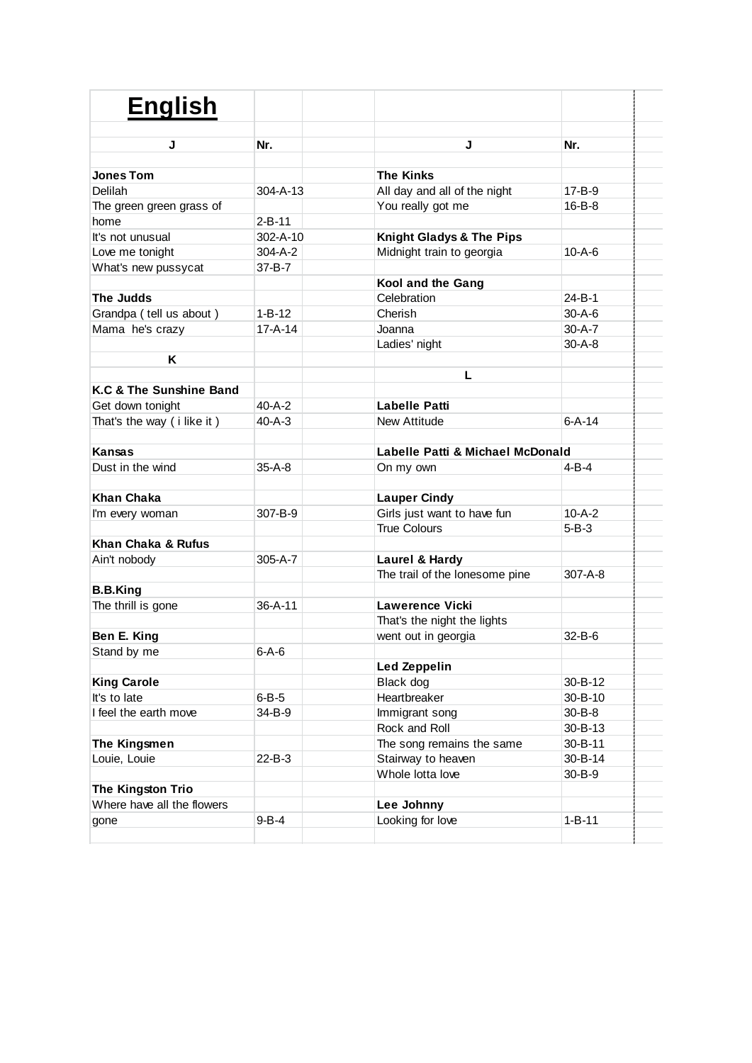# English

| J | Nr. |
|---|---|
| **Jones Tom** | |
| Delilah | 304-A-13 |
| The green green grass of home | 2-B-11 |
| It's not unusual | 302-A-10 |
| Love me tonight | 304-A-2 |
| What's new pussycat | 37-B-7 |
| | |
| **The Judds** | |
| Grandpa ( tell us about ) | 1-B-12 |
| Mama he's crazy | 17-A-14 |
| | |
| **K** | |
| | |
| **K.C & The Sunshine Band** | |
| Get down tonight | 40-A-2 |
| That's the way ( i like it ) | 40-A-3 |
| | |
| **Kansas** | |
| Dust in the wind | 35-A-8 |
| | |
| **Khan Chaka** | |
| I'm every woman | 307-B-9 |
| | |
| **Khan Chaka & Rufus** | |
| Ain't nobody | 305-A-7 |
| | |
| **B.B.King** | |
| The thrill is gone | 36-A-11 |
| | |
| **Ben E. King** | |
| Stand by me | 6-A-6 |
| | |
| **King Carole** | |
| It's to late | 6-B-5 |
| I feel the earth move | 34-B-9 |
| | |
| **The Kingsmen** | |
| Louie, Louie | 22-B-3 |
| | |
| **The Kingston Trio** | |
| Where have all the flowers gone | 9-B-4 |

| J | Nr. |
|---|---|
| **The Kinks** | |
| All day and all of the night | 17-B-9 |
| You really got me | 16-B-8 |
| | |
| **Knight Gladys & The Pips** | |
| Midnight train to georgia | 10-A-6 |
| | |
| **Kool and the Gang** | |
| Celebration | 24-B-1 |
| Cherish | 30-A-6 |
| Joanna | 30-A-7 |
| Ladies' night | 30-A-8 |
| | |
| **L** | |
| | |
| **Labelle Patti** | |
| New Attitude | 6-A-14 |
| | |
| **Labelle Patti & Michael McDonald** | |
| On my own | 4-B-4 |
| | |
| **Lauper Cindy** | |
| Girls just want to have fun | 10-A-2 |
| True Colours | 5-B-3 |
| | |
| **Laurel & Hardy** | |
| The trail of the lonesome pine | 307-A-8 |
| | |
| **Lawerence Vicki** | |
| That's the night the lights went out in georgia | 32-B-6 |
| | |
| **Led Zeppelin** | |
| Black dog | 30-B-12 |
| Heartbreaker | 30-B-10 |
| Immigrant song | 30-B-8 |
| Rock and Roll | 30-B-13 |
| The song remains the same | 30-B-11 |
| Stairway to heaven | 30-B-14 |
| Whole lotta love | 30-B-9 |
| | |
| **Lee Johnny** | |
| Looking for love | 1-B-11 |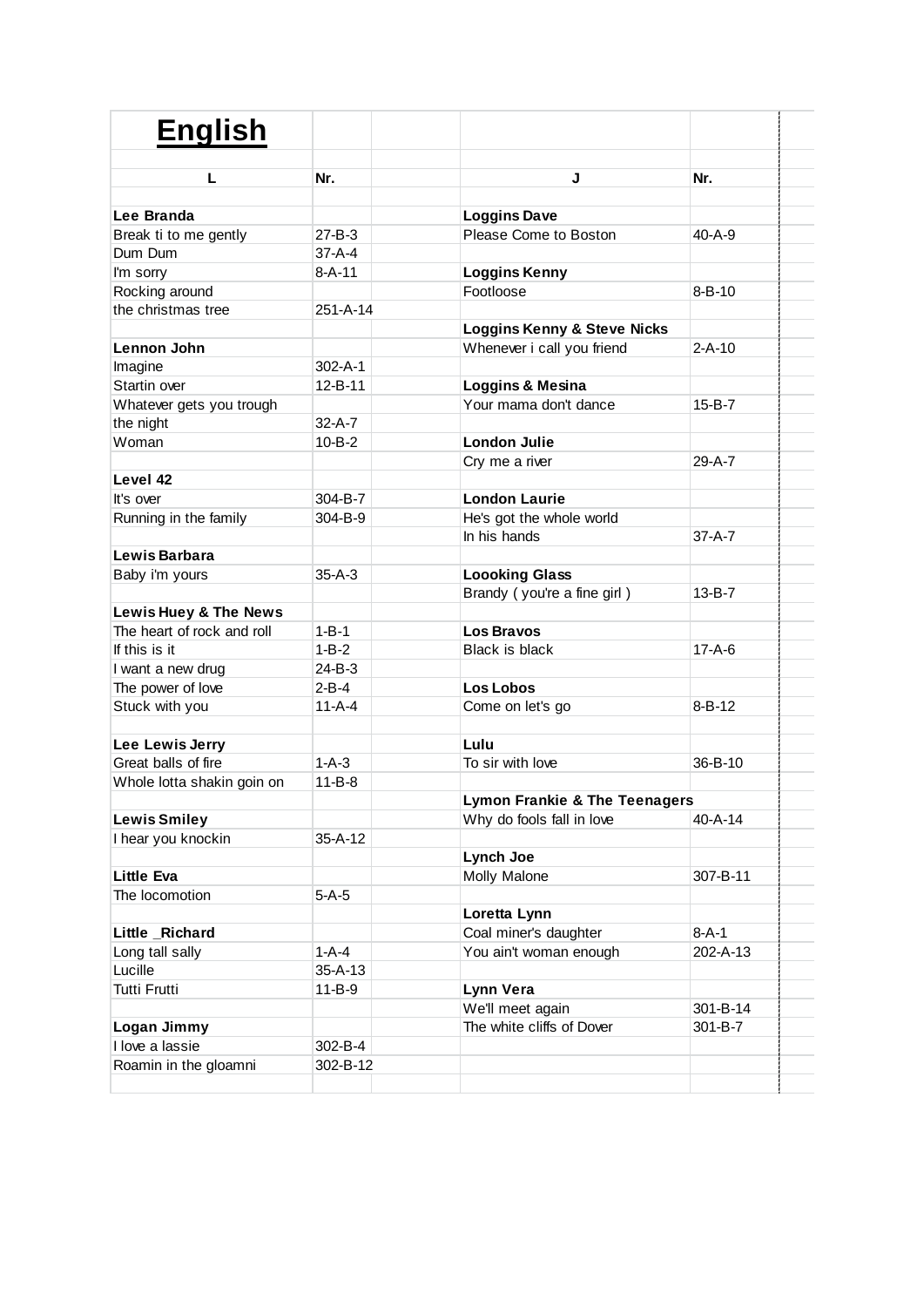# English

| L | Nr. | | J | Nr. |
|---|---|---|---|---|
| | | | | |
| **Lee Branda** | | | **Loggins Dave** | |
| Break ti to me gently | 27-B-3 | | Please Come to Boston | 40-A-9 |
| Dum Dum | 37-A-4 | | | |
| I'm sorry | 8-A-11 | | **Loggins Kenny** | |
| Rocking around | | | Footloose | 8-B-10 |
| the christmas tree | 251-A-14 | | | |
| | | | **Loggins Kenny & Steve Nicks** | |
| **Lennon John** | | | Whenever i call you friend | 2-A-10 |
| Imagine | 302-A-1 | | | |
| Startin over | 12-B-11 | | **Loggins & Mesina** | |
| Whatever gets you trough | | | Your mama don't dance | 15-B-7 |
| the night | 32-A-7 | | | |
| Woman | 10-B-2 | | **London Julie** | |
| | | | Cry me a river | 29-A-7 |
| **Level 42** | | | | |
| It's over | 304-B-7 | | **London Laurie** | |
| Running in the family | 304-B-9 | | He's got the whole world | |
| | | | In his hands | 37-A-7 |
| **Lewis Barbara** | | | | |
| Baby i'm yours | 35-A-3 | | **Loooking Glass** | |
| | | | Brandy ( you're a fine girl ) | 13-B-7 |
| **Lewis Huey & The News** | | | | |
| The heart of rock and roll | 1-B-1 | | **Los Bravos** | |
| If this is it | 1-B-2 | | Black is black | 17-A-6 |
| I want a new drug | 24-B-3 | | | |
| The power of love | 2-B-4 | | **Los Lobos** | |
| Stuck with you | 11-A-4 | | Come on let's go | 8-B-12 |
| | | | | |
| **Lee Lewis Jerry** | | | **Lulu** | |
| Great balls of fire | 1-A-3 | | To sir with love | 36-B-10 |
| Whole lotta shakin goin on | 11-B-8 | | | |
| | | | **Lymon Frankie & The Teenagers** | |
| **Lewis Smiley** | | | Why do fools fall in love | 40-A-14 |
| I hear you knockin | 35-A-12 | | | |
| | | | **Lynch Joe** | |
| **Little Eva** | | | Molly Malone | 307-B-11 |
| The locomotion | 5-A-5 | | | |
| | | | **Loretta Lynn** | |
| **Little _Richard** | | | Coal miner's daughter | 8-A-1 |
| Long tall sally | 1-A-4 | | You ain't woman enough | 202-A-13 |
| Lucille | 35-A-13 | | | |
| Tutti Frutti | 11-B-9 | | **Lynn Vera** | |
| | | | We'll meet again | 301-B-14 |
| **Logan Jimmy** | | | The white cliffs of Dover | 301-B-7 |
| I love a lassie | 302-B-4 | | | |
| Roamin in the gloamni | 302-B-12 | | | |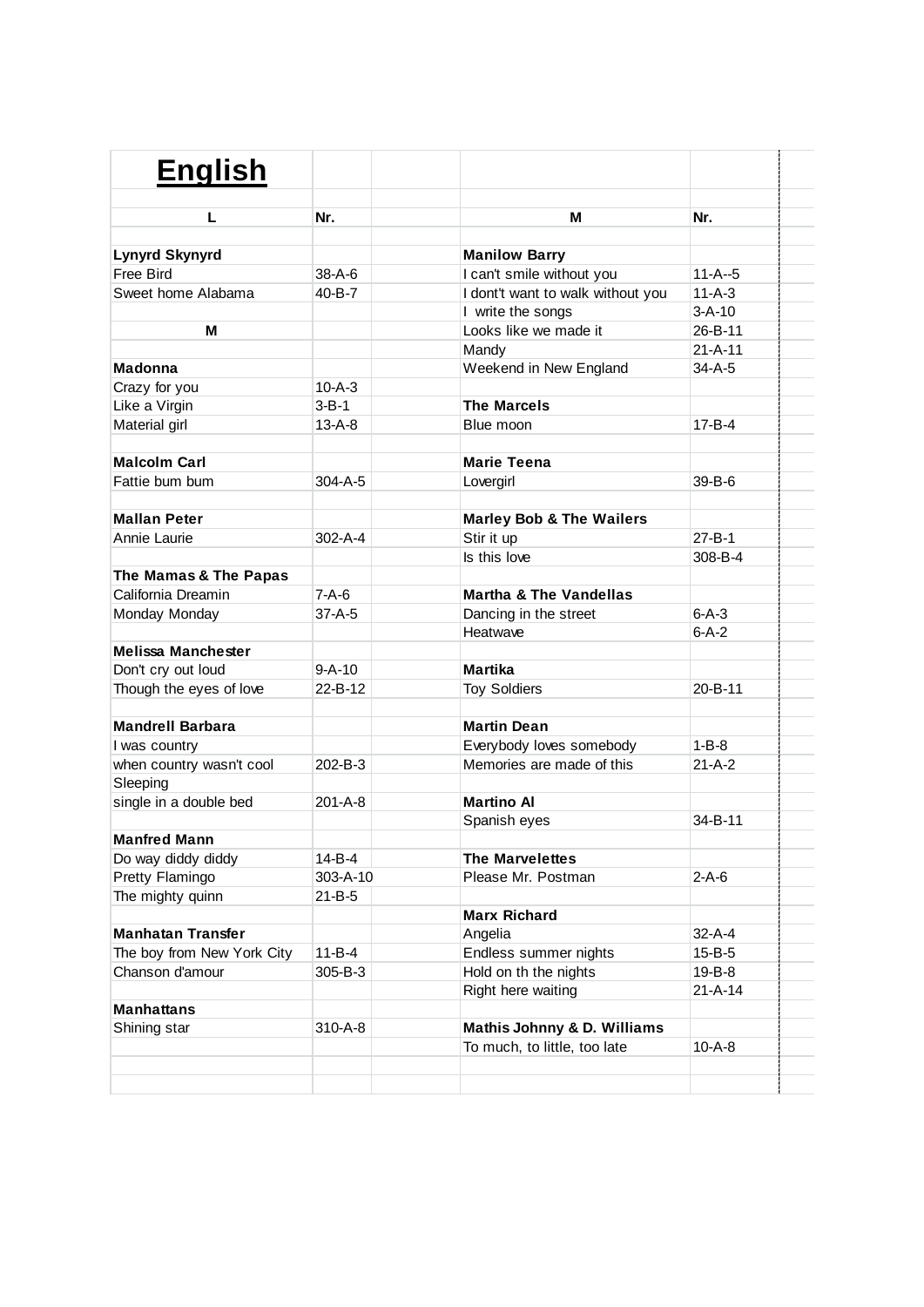# English

| L | Nr. | M | Nr. |
|---|---|---|---|
| **Lynyrd Skynyrd** | | **Manilow Barry** | |
| Free Bird | 38-A-6 | I can't smile without you | 11-A--5 |
| Sweet home Alabama | 40-B-7 | I dont't want to walk without you | 11-A-3 |
| | | I write the songs | 3-A-10 |
| **M** | | Looks like we made it | 26-B-11 |
| | | Mandy | 21-A-11 |
| **Madonna** | | Weekend in New England | 34-A-5 |
| Crazy for you | 10-A-3 | | |
| Like a Virgin | 3-B-1 | **The Marcels** | |
| Material girl | 13-A-8 | Blue moon | 17-B-4 |
| | | | |
| **Malcolm Carl** | | **Marie Teena** | |
| Fattie bum bum | 304-A-5 | Lovergirl | 39-B-6 |
| | | | |
| **Mallan Peter** | | **Marley Bob & The Wailers** | |
| Annie Laurie | 302-A-4 | Stir it up | 27-B-1 |
| | | Is this love | 308-B-4 |
| **The Mamas & The Papas** | | | |
| California Dreamin | 7-A-6 | **Martha & The Vandellas** | |
| Monday Monday | 37-A-5 | Dancing in the street | 6-A-3 |
| | | Heatwave | 6-A-2 |
| **Melissa Manchester** | | | |
| Don't cry out loud | 9-A-10 | **Martika** | |
| Though the eyes of love | 22-B-12 | Toy Soldiers | 20-B-11 |
| | | | |
| **Mandrell Barbara** | | **Martin Dean** | |
| I was country | | Everybody loves somebody | 1-B-8 |
| when country wasn't cool | 202-B-3 | Memories are made of this | 21-A-2 |
| Sleeping | | | |
| single in a double bed | 201-A-8 | **Martino Al** | |
| | | Spanish eyes | 34-B-11 |
| **Manfred Mann** | | | |
| Do way diddy diddy | 14-B-4 | **The Marvelettes** | |
| Pretty Flamingo | 303-A-10 | Please Mr. Postman | 2-A-6 |
| The mighty quinn | 21-B-5 | | |
| | | **Marx Richard** | |
| **Manhatan Transfer** | | Angelia | 32-A-4 |
| The boy from New York City | 11-B-4 | Endless summer nights | 15-B-5 |
| Chanson d'amour | 305-B-3 | Hold on th the nights | 19-B-8 |
| | | Right here waiting | 21-A-14 |
| **Manhattans** | | | |
| Shining star | 310-A-8 | **Mathis Johnny & D. Williams** | |
| | | To much, to little, too late | 10-A-8 |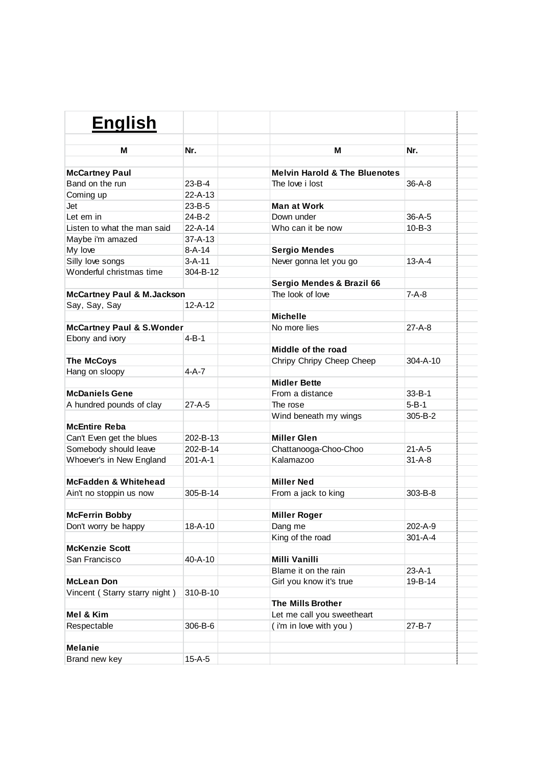# English

| M | Nr. |
|---|---|
| **McCartney Paul** | |
| Band on the run | 23-B-4 |
| Coming up | 22-A-13 |
| Jet | 23-B-5 |
| Let em in | 24-B-2 |
| Listen to what the man said | 22-A-14 |
| Maybe i'm amazed | 37-A-13 |
| My love | 8-A-14 |
| Silly love songs | 3-A-11 |
| Wonderful christmas time | 304-B-12 |
| | |
| **McCartney Paul & M.Jackson** | |
| Say, Say, Say | 12-A-12 |
| | |
| **McCartney Paul & S.Wonder** | |
| Ebony and ivory | 4-B-1 |
| | |
| **The McCoys** | |
| Hang on sloopy | 4-A-7 |
| | |
| **McDaniels Gene** | |
| A hundred pounds of clay | 27-A-5 |
| | |
| **McEntire Reba** | |
| Can't Even get the blues | 202-B-13 |
| Somebody should leave | 202-B-14 |
| Whoever's in New England | 201-A-1 |
| | |
| **McFadden & Whitehead** | |
| Ain't no stoppin us now | 305-B-14 |
| | |
| **McFerrin Bobby** | |
| Don't worry be happy | 18-A-10 |
| | |
| **McKenzie Scott** | |
| San Francisco | 40-A-10 |
| | |
| **McLean Don** | |
| Vincent ( Starry starry night ) | 310-B-10 |
| | |
| **Mel & Kim** | |
| Respectable | 306-B-6 |
| | |
| **Melanie** | |
| Brand new key | 15-A-5 |

| M | Nr. |
|---|---|
| **Melvin Harold & The Bluenotes** | |
| The love i lost | 36-A-8 |
| | |
| **Man at Work** | |
| Down under | 36-A-5 |
| Who can it be now | 10-B-3 |
| | |
| **Sergio Mendes** | |
| Never gonna let you go | 13-A-4 |
| | |
| **Sergio Mendes & Brazil 66** | |
| The look of love | 7-A-8 |
| | |
| **Michelle** | |
| No more lies | 27-A-8 |
| | |
| **Middle of the road** | |
| Chripy Chripy Cheep Cheep | 304-A-10 |
| | |
| **Midler Bette** | |
| From a distance | 33-B-1 |
| The rose | 5-B-1 |
| Wind beneath my wings | 305-B-2 |
| | |
| **Miller Glen** | |
| Chattanooga-Choo-Choo | 21-A-5 |
| Kalamazoo | 31-A-8 |
| | |
| **Miller Ned** | |
| From a jack to king | 303-B-8 |
| | |
| **Miller Roger** | |
| Dang me | 202-A-9 |
| King of the road | 301-A-4 |
| | |
| **Milli Vanilli** | |
| Blame it on the rain | 23-A-1 |
| Girl you know it's true | 19-B-14 |
| | |
| **The Mills Brother** | |
| Let me call you sweetheart | |
| ( i'm in love with you ) | 27-B-7 |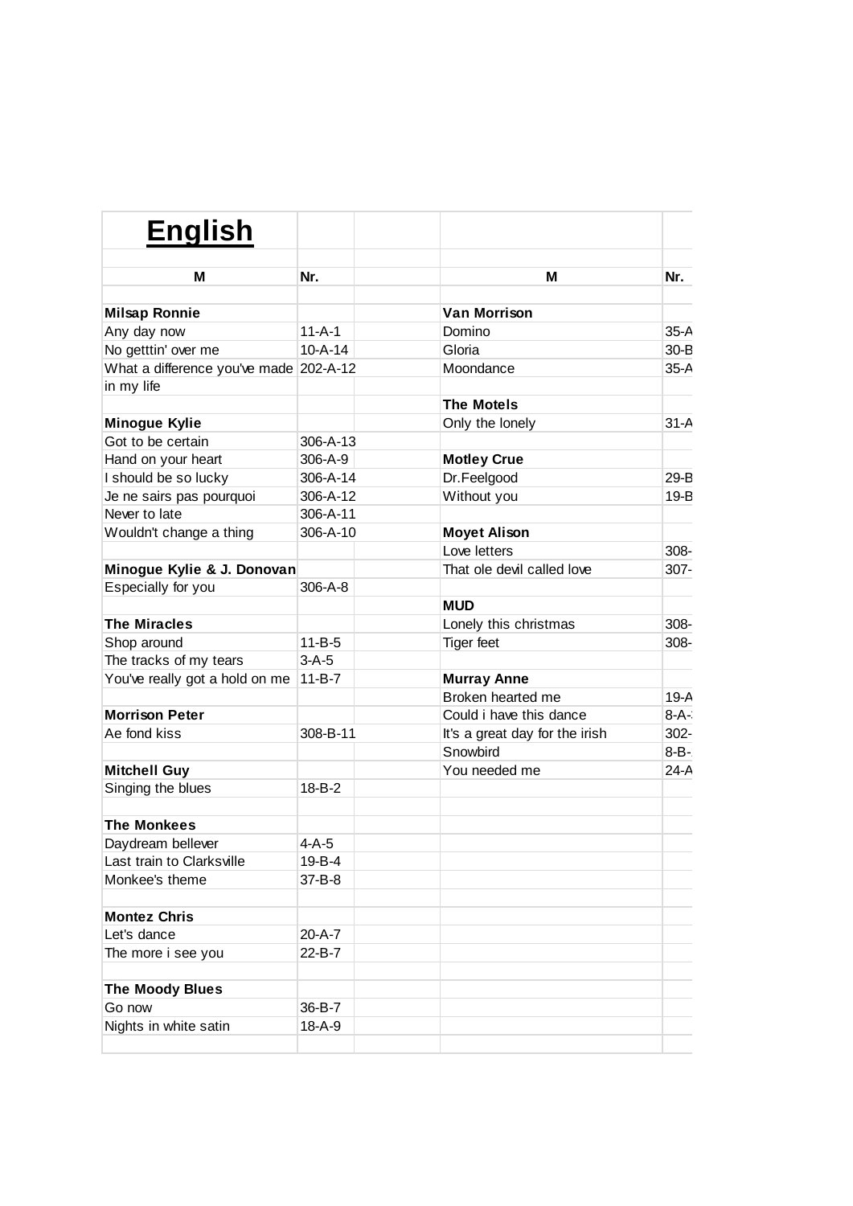# English

| M | Nr. |
|---|---|
| **Milsap Ronnie** | |
| Any day now | 11-A-1 |
| No getttin' over me | 10-A-14 |
| What a difference you've made in my life | 202-A-12 |
| **Minogue Kylie** | |
| Got to be certain | 306-A-13 |
| Hand on your heart | 306-A-9 |
| I should be so lucky | 306-A-14 |
| Je ne sairs pas pourquoi | 306-A-12 |
| Never to late | 306-A-11 |
| Wouldn't change a thing | 306-A-10 |
| **Minogue Kylie & J. Donovan** | |
| Especially for you | 306-A-8 |
| **The Miracles** | |
| Shop around | 11-B-5 |
| The tracks of my tears | 3-A-5 |
| You've really got a hold on me | 11-B-7 |
| **Morrison Peter** | |
| Ae fond kiss | 308-B-11 |
| **Mitchell Guy** | |
| Singing the blues | 18-B-2 |
| **The Monkees** | |
| Daydream bellever | 4-A-5 |
| Last train to Clarksville | 19-B-4 |
| Monkee's theme | 37-B-8 |
| **Montez Chris** | |
| Let's dance | 20-A-7 |
| The more i see you | 22-B-7 |
| **The Moody Blues** | |
| Go now | 36-B-7 |
| Nights in white satin | 18-A-9 |

| M | Nr. |
|---|---|
| **Van Morrison** | |
| Domino | 35-A |
| Gloria | 30-B |
| Moondance | 35-A |
| **The Motels** | |
| Only the lonely | 31-A |
| **Motley Crue** | |
| Dr.Feelgood | 29-B |
| Without you | 19-B |
| **Moyet Alison** | |
| Love letters | 308- |
| That ole devil called love | 307- |
| **MUD** | |
| Lonely this christmas | 308- |
| Tiger feet | 308- |
| **Murray Anne** | |
| Broken hearted me | 19-A |
| Could i have this dance | 8-A- |
| It's a great day for the irish | 302- |
| Snowbird | 8-B- |
| You needed me | 24-A |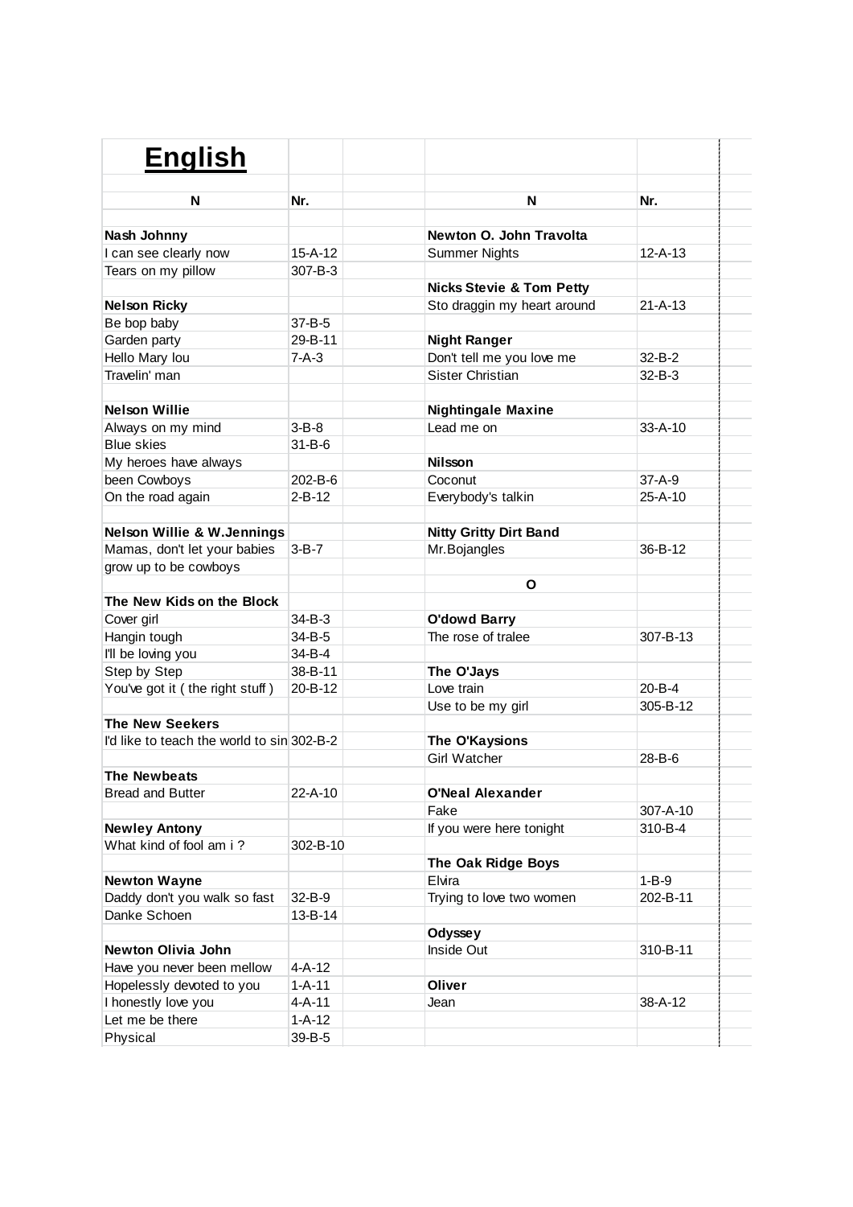# English

| N | Nr. |
|---|---|
| **Nash Johnny** | |
| I can see clearly now | 15-A-12 |
| Tears on my pillow | 307-B-3 |
| | |
| **Nelson Ricky** | |
| Be bop baby | 37-B-5 |
| Garden party | 29-B-11 |
| Hello Mary lou | 7-A-3 |
| Travelin' man | |
| | |
| **Nelson Willie** | |
| Always on my mind | 3-B-8 |
| Blue skies | 31-B-6 |
| My heroes have always | |
| been Cowboys | 202-B-6 |
| On the road again | 2-B-12 |
| | |
| **Nelson Willie & W.Jennings** | |
| Mamas, don't let your babies | 3-B-7 |
| grow up to be cowboys | |
| | |
| **The New Kids on the Block** | |
| Cover girl | 34-B-3 |
| Hangin tough | 34-B-5 |
| I'll be loving you | 34-B-4 |
| Step by Step | 38-B-11 |
| You've got it ( the right stuff ) | 20-B-12 |
| | |
| **The New Seekers** | |
| I'd like to teach the world to sin | 302-B-2 |
| | |
| **The Newbeats** | |
| Bread and Butter | 22-A-10 |
| | |
| **Newley Antony** | |
| What kind of fool am i ? | 302-B-10 |
| | |
| **Newton Wayne** | |
| Daddy don't you walk so fast | 32-B-9 |
| Danke Schoen | 13-B-14 |
| | |
| **Newton Olivia John** | |
| Have you never been mellow | 4-A-12 |
| Hopelessly devoted to you | 1-A-11 |
| I honestly love you | 4-A-11 |
| Let me be there | 1-A-12 |
| Physical | 39-B-5 |

| N | Nr. |
|---|---|
| **Newton O. John Travolta** | |
| Summer Nights | 12-A-13 |
| | |
| **Nicks Stevie & Tom Petty** | |
| Sto draggin my heart around | 21-A-13 |
| | |
| **Night Ranger** | |
| Don't tell me you love me | 32-B-2 |
| Sister Christian | 32-B-3 |
| | |
| **Nightingale Maxine** | |
| Lead me on | 33-A-10 |
| | |
| **Nilsson** | |
| Coconut | 37-A-9 |
| Everybody's talkin | 25-A-10 |
| | |
| **Nitty Gritty Dirt Band** | |
| Mr.Bojangles | 36-B-12 |
| | |
| **O** | |
| | |
| **O'dowd Barry** | |
| The rose of tralee | 307-B-13 |
| | |
| **The O'Jays** | |
| Love train | 20-B-4 |
| Use to be my girl | 305-B-12 |
| | |
| **The O'Kaysions** | |
| Girl Watcher | 28-B-6 |
| | |
| **O'Neal Alexander** | |
| Fake | 307-A-10 |
| If you were here tonight | 310-B-4 |
| | |
| **The Oak Ridge Boys** | |
| Elvira | 1-B-9 |
| Trying to love two women | 202-B-11 |
| | |
| **Odyssey** | |
| Inside Out | 310-B-11 |
| | |
| **Oliver** | |
| Jean | 38-A-12 |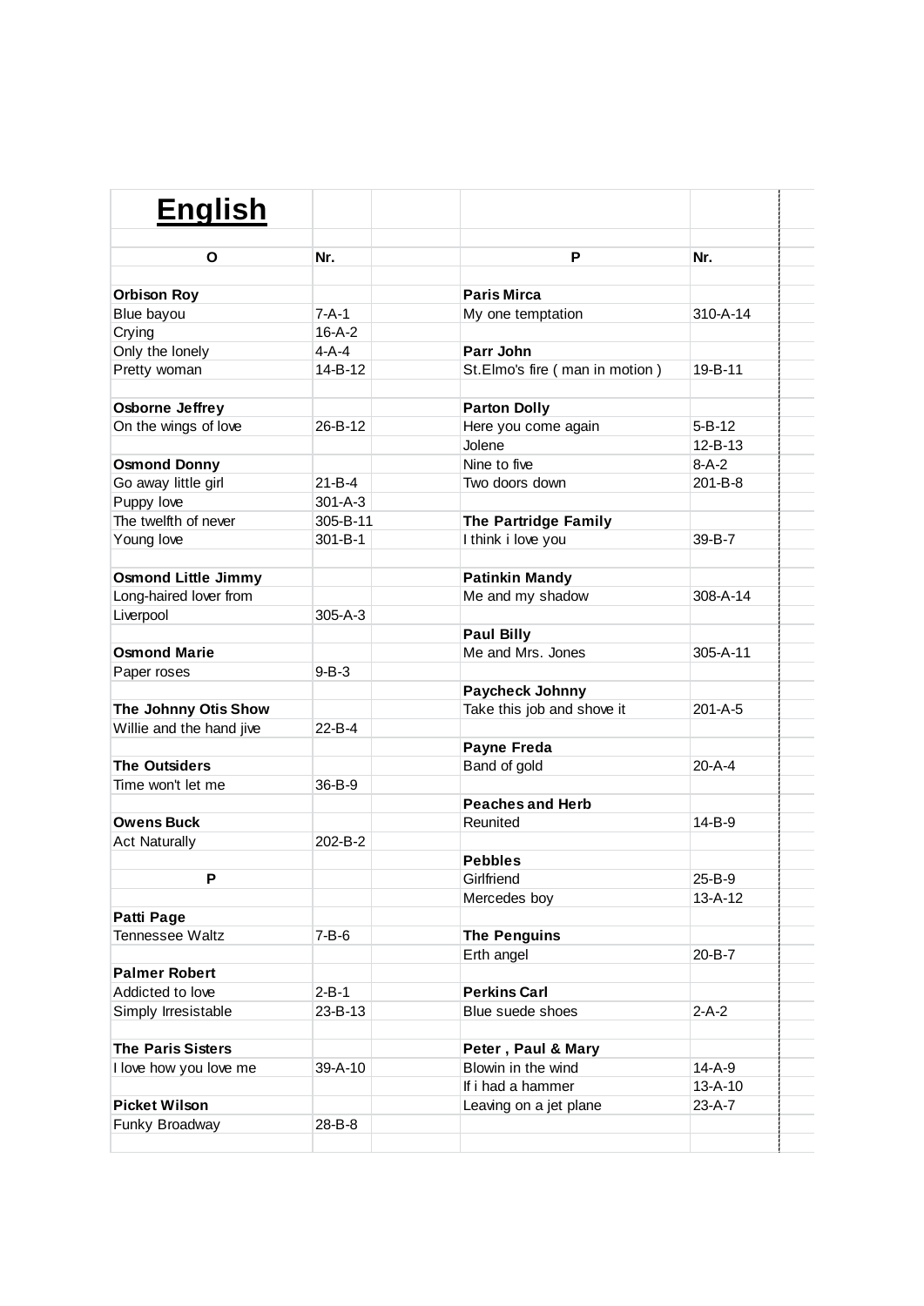# English

| O | Nr. | P | Nr. |
|---|---|---|---|
| | | | |
| **Orbison Roy** | | **Paris Mirca** | |
| Blue bayou | 7-A-1 | My one temptation | 310-A-14 |
| Crying | 16-A-2 | | |
| Only the lonely | 4-A-4 | **Parr John** | |
| Pretty woman | 14-B-12 | St.Elmo's fire ( man in motion ) | 19-B-11 |
| | | | |
| **Osborne Jeffrey** | | **Parton Dolly** | |
| On the wings of love | 26-B-12 | Here you come again | 5-B-12 |
| | | Jolene | 12-B-13 |
| **Osmond Donny** | | Nine to five | 8-A-2 |
| Go away little girl | 21-B-4 | Two doors down | 201-B-8 |
| Puppy love | 301-A-3 | | |
| The twelfth of never | 305-B-11 | **The Partridge Family** | |
| Young love | 301-B-1 | I think i love you | 39-B-7 |
| | | | |
| **Osmond Little Jimmy** | | **Patinkin Mandy** | |
| Long-haired lover from | | Me and my shadow | 308-A-14 |
| Liverpool | 305-A-3 | | |
| | | **Paul Billy** | |
| **Osmond Marie** | | Me and Mrs. Jones | 305-A-11 |
| Paper roses | 9-B-3 | | |
| | | **Paycheck Johnny** | |
| **The Johnny Otis Show** | | Take this job and shove it | 201-A-5 |
| Willie and the hand jive | 22-B-4 | | |
| | | **Payne Freda** | |
| **The Outsiders** | | Band of gold | 20-A-4 |
| Time won't let me | 36-B-9 | | |
| | | **Peaches and Herb** | |
| **Owens Buck** | | Reunited | 14-B-9 |
| Act Naturally | 202-B-2 | | |
| | | **Pebbles** | |
| **P** | | Girlfriend | 25-B-9 |
| | | Mercedes boy | 13-A-12 |
| **Patti Page** | | | |
| Tennessee Waltz | 7-B-6 | **The Penguins** | |
| | | Erth angel | 20-B-7 |
| **Palmer Robert** | | | |
| Addicted to love | 2-B-1 | **Perkins Carl** | |
| Simply Irresistable | 23-B-13 | Blue suede shoes | 2-A-2 |
| | | | |
| **The Paris Sisters** | | **Peter , Paul & Mary** | |
| I love how you love me | 39-A-10 | Blowin in the wind | 14-A-9 |
| | | If i had a hammer | 13-A-10 |
| **Picket Wilson** | | Leaving on a jet plane | 23-A-7 |
| Funky Broadway | 28-B-8 | | |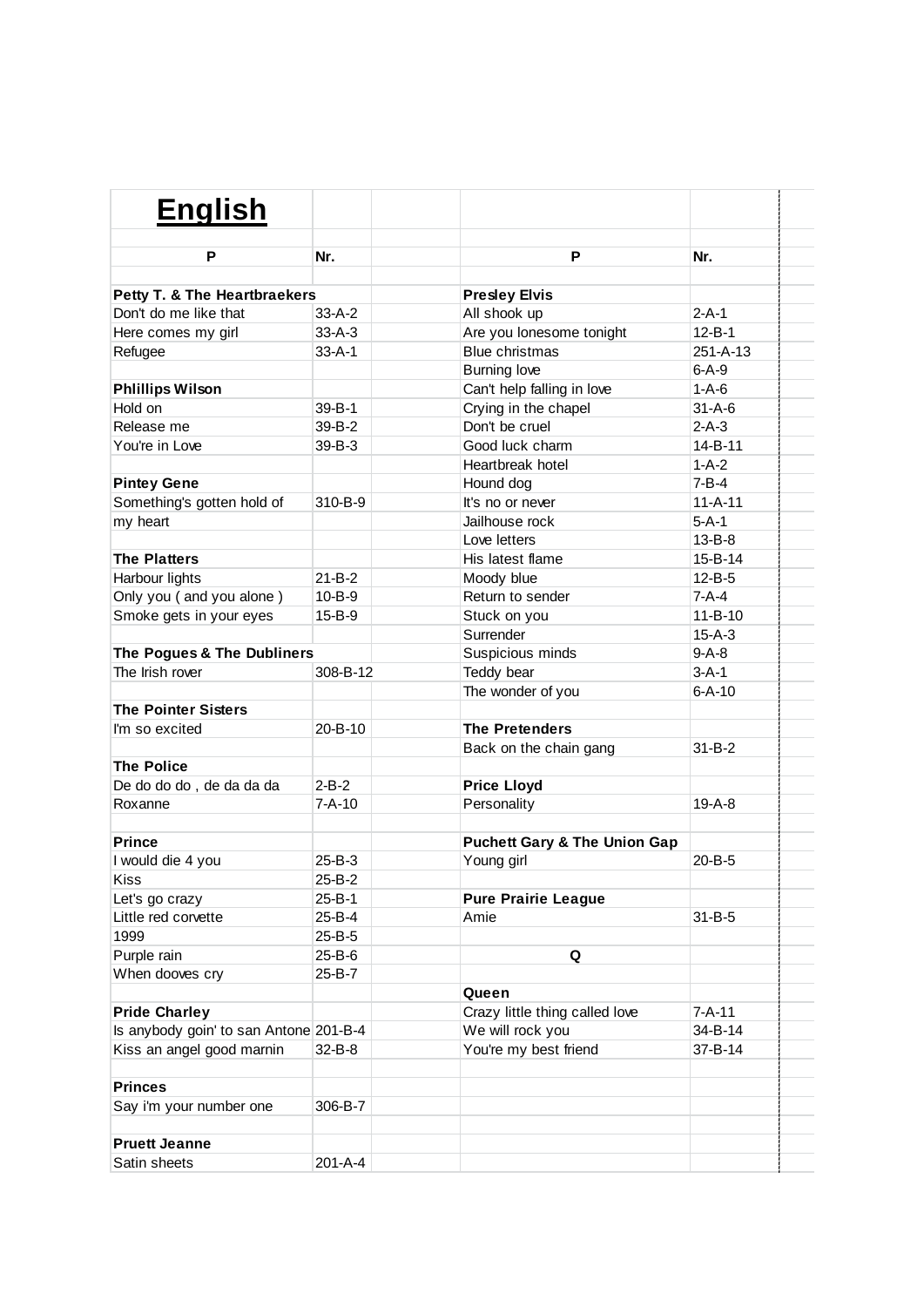# English

| P | Nr. | | P | Nr. |
|---|---|---|---|---|
| | | | | |
| **Petty T. & The Heartbraekers** | | | **Presley Elvis** | |
| Don't do me like that | 33-A-2 | | All shook up | 2-A-1 |
| Here comes my girl | 33-A-3 | | Are you lonesome tonight | 12-B-1 |
| Refugee | 33-A-1 | | Blue christmas | 251-A-13 |
| | | | Burning love | 6-A-9 |
| **Phlillips Wilson** | | | Can't help falling in love | 1-A-6 |
| Hold on | 39-B-1 | | Crying in the chapel | 31-A-6 |
| Release me | 39-B-2 | | Don't be cruel | 2-A-3 |
| You're in Love | 39-B-3 | | Good luck charm | 14-B-11 |
| | | | Heartbreak hotel | 1-A-2 |
| **Pintey Gene** | | | Hound dog | 7-B-4 |
| Something's gotten hold of | 310-B-9 | | It's no or never | 11-A-11 |
| my heart | | | Jailhouse rock | 5-A-1 |
| | | | Love letters | 13-B-8 |
| **The Platters** | | | His latest flame | 15-B-14 |
| Harbour lights | 21-B-2 | | Moody blue | 12-B-5 |
| Only you ( and you alone ) | 10-B-9 | | Return to sender | 7-A-4 |
| Smoke gets in your eyes | 15-B-9 | | Stuck on you | 11-B-10 |
| | | | Surrender | 15-A-3 |
| **The Pogues & The Dubliners** | | | Suspicious minds | 9-A-8 |
| The Irish rover | 308-B-12 | | Teddy bear | 3-A-1 |
| | | | The wonder of you | 6-A-10 |
| **The Pointer Sisters** | | | | |
| I'm so excited | 20-B-10 | | **The Pretenders** | |
| | | | Back on the chain gang | 31-B-2 |
| **The Police** | | | | |
| De do do do , de da da da | 2-B-2 | | **Price Lloyd** | |
| Roxanne | 7-A-10 | | Personality | 19-A-8 |
| | | | | |
| **Prince** | | | **Puchett Gary & The Union Gap** | |
| I would die 4 you | 25-B-3 | | Young girl | 20-B-5 |
| Kiss | 25-B-2 | | | |
| Let's go crazy | 25-B-1 | | **Pure Prairie League** | |
| Little red corvette | 25-B-4 | | Amie | 31-B-5 |
| 1999 | 25-B-5 | | | |
| Purple rain | 25-B-6 | | **Q** | |
| When dooves cry | 25-B-7 | | | |
| | | | **Queen** | |
| **Pride Charley** | | | Crazy little thing called love | 7-A-11 |
| Is anybody goin' to san Antone | 201-B-4 | | We will rock you | 34-B-14 |
| Kiss an angel good marnin | 32-B-8 | | You're my best friend | 37-B-14 |
| | | | | |
| **Princes** | | | | |
| Say i'm your number one | 306-B-7 | | | |
| | | | | |
| **Pruett Jeanne** | | | | |
| Satin sheets | 201-A-4 | | | |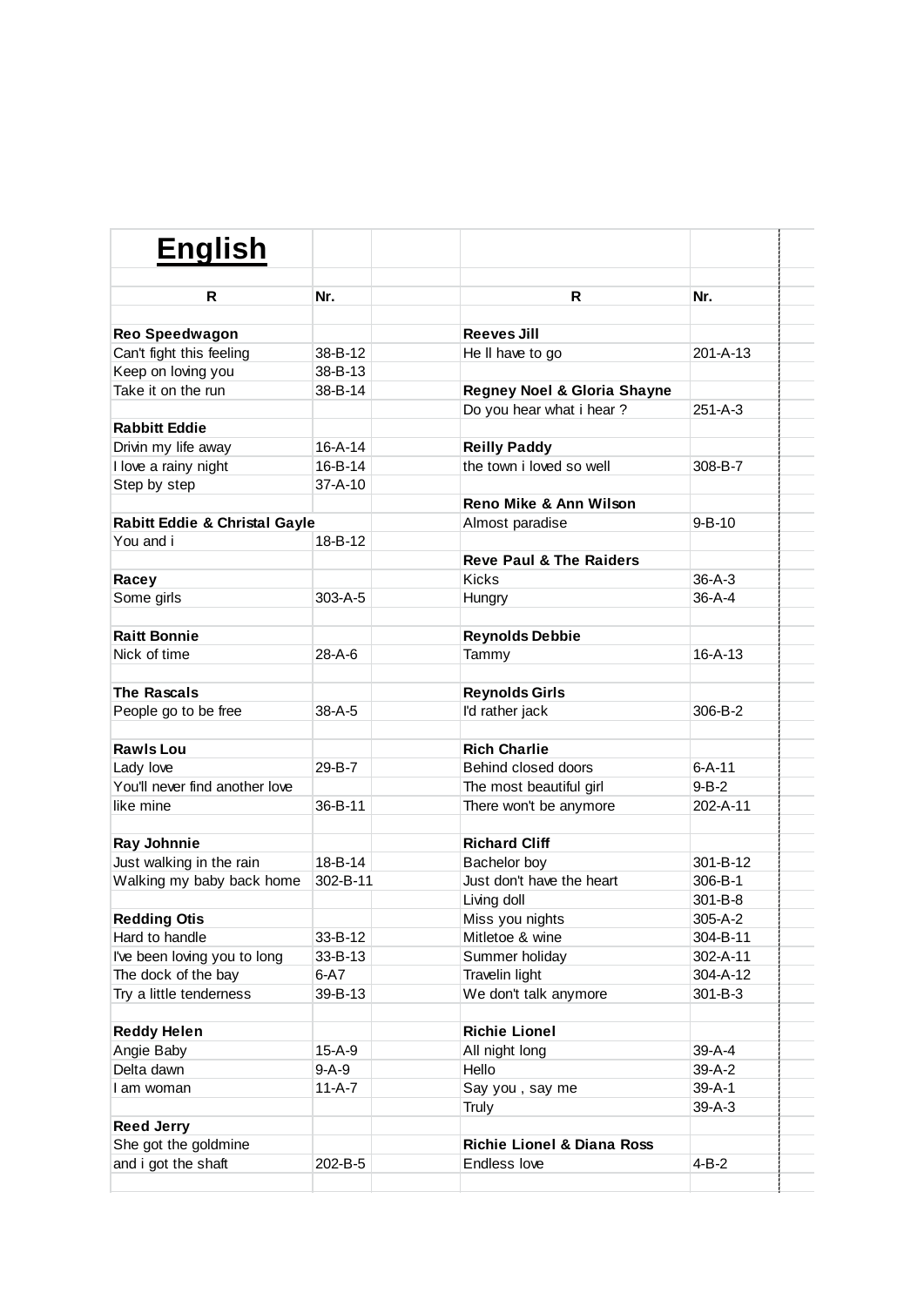# English

| R | Nr. | | R | Nr. |
|---|---|---|---|---|
| | | | | |
| **Reo Speedwagon** | | | **Reeves Jill** | |
| Can't fight this feeling | 38-B-12 | | He ll have to go | 201-A-13 |
| Keep on loving you | 38-B-13 | | | |
| Take it on the run | 38-B-14 | | **Regney Noel & Gloria Shayne** | |
| | | | Do you hear what i hear ? | 251-A-3 |
| **Rabbitt Eddie** | | | | |
| Drivin my life away | 16-A-14 | | **Reilly Paddy** | |
| I love a rainy night | 16-B-14 | | the town i loved so well | 308-B-7 |
| Step by step | 37-A-10 | | | |
| | | | **Reno Mike & Ann Wilson** | |
| **Rabitt Eddie & Christal Gayle** | | | Almost paradise | 9-B-10 |
| You and i | 18-B-12 | | | |
| | | | **Reve Paul & The Raiders** | |
| **Racey** | | | Kicks | 36-A-3 |
| Some girls | 303-A-5 | | Hungry | 36-A-4 |
| | | | | |
| **Raitt Bonnie** | | | **Reynolds Debbie** | |
| Nick of time | 28-A-6 | | Tammy | 16-A-13 |
| | | | | |
| **The Rascals** | | | **Reynolds Girls** | |
| People go to be free | 38-A-5 | | I'd rather jack | 306-B-2 |
| | | | | |
| **Rawls Lou** | | | **Rich Charlie** | |
| Lady love | 29-B-7 | | Behind closed doors | 6-A-11 |
| You'll never find another love | | | The most beautiful girl | 9-B-2 |
| like mine | 36-B-11 | | There won't be anymore | 202-A-11 |
| | | | | |
| **Ray Johnnie** | | | **Richard Cliff** | |
| Just walking in the rain | 18-B-14 | | Bachelor boy | 301-B-12 |
| Walking my baby back home | 302-B-11 | | Just don't have the heart | 306-B-1 |
| | | | Living doll | 301-B-8 |
| **Redding Otis** | | | Miss you nights | 305-A-2 |
| Hard to handle | 33-B-12 | | Mitletoe & wine | 304-B-11 |
| I've been loving you to long | 33-B-13 | | Summer holiday | 302-A-11 |
| The dock of the bay | 6-A7 | | Travelin light | 304-A-12 |
| Try a little tenderness | 39-B-13 | | We don't talk anymore | 301-B-3 |
| | | | | |
| **Reddy Helen** | | | **Richie Lionel** | |
| Angie Baby | 15-A-9 | | All night long | 39-A-4 |
| Delta dawn | 9-A-9 | | Hello | 39-A-2 |
| I am woman | 11-A-7 | | Say you , say me | 39-A-1 |
| | | | Truly | 39-A-3 |
| **Reed Jerry** | | | | |
| She got the goldmine | | | **Richie Lionel & Diana Ross** | |
| and i got the shaft | 202-B-5 | | Endless love | 4-B-2 |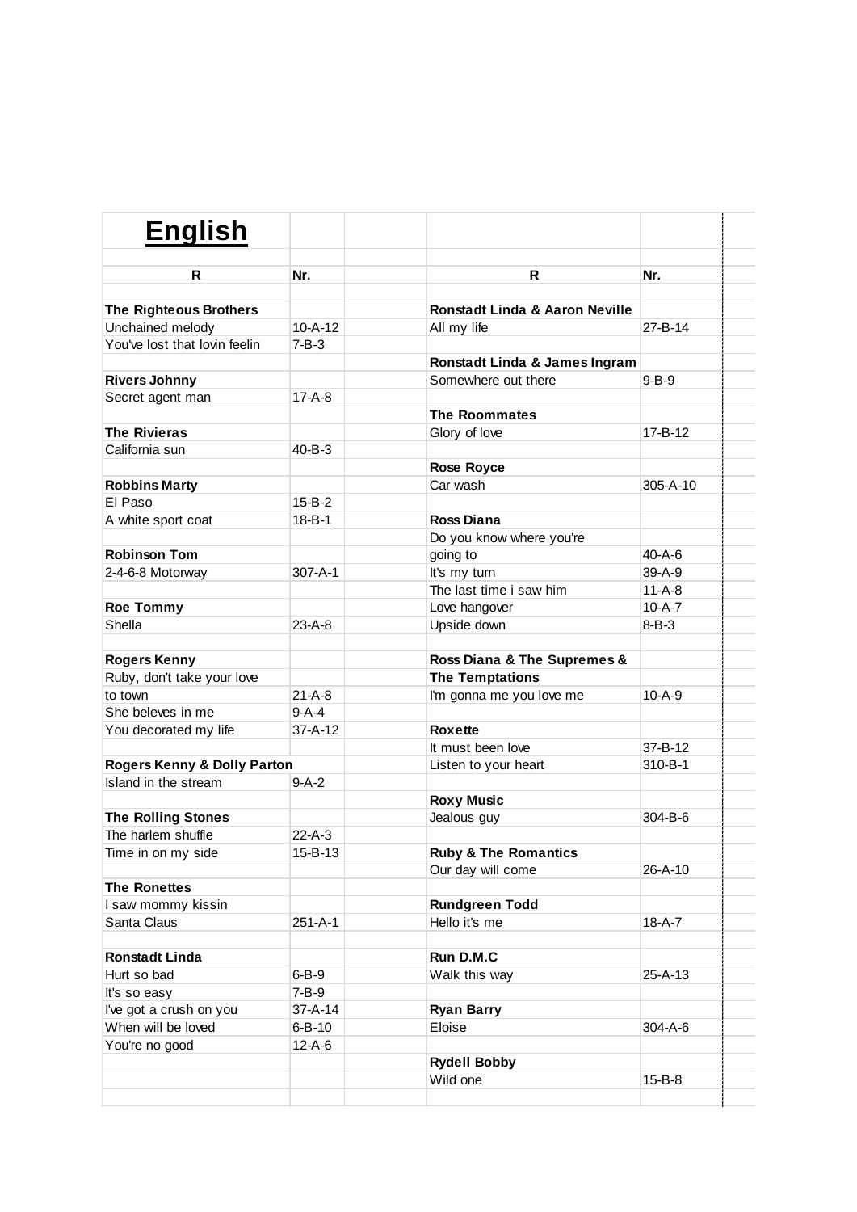# English

| R | Nr. |
|---|---|
| **The Righteous Brothers** | |
| Unchained melody | 10-A-12 |
| You've lost that lovin feelin | 7-B-3 |
| | |
| **Rivers Johnny** | |
| Secret agent man | 17-A-8 |
| | |
| **The Rivieras** | |
| California sun | 40-B-3 |
| | |
| **Robbins Marty** | |
| El Paso | 15-B-2 |
| A white sport coat | 18-B-1 |
| | |
| **Robinson Tom** | |
| 2-4-6-8 Motorway | 307-A-1 |
| | |
| **Roe Tommy** | |
| Shella | 23-A-8 |
| | |
| **Rogers Kenny** | |
| Ruby, don't take your love to town | 21-A-8 |
| She beleves in me | 9-A-4 |
| You decorated my life | 37-A-12 |
| | |
| **Rogers Kenny & Dolly Parton** | |
| Island in the stream | 9-A-2 |
| | |
| **The Rolling Stones** | |
| The harlem shuffle | 22-A-3 |
| Time in on my side | 15-B-13 |
| | |
| **The Ronettes** | |
| I saw mommy kissin Santa Claus | 251-A-1 |
| | |
| **Ronstadt Linda** | |
| Hurt so bad | 6-B-9 |
| It's so easy | 7-B-9 |
| I've got a crush on you | 37-A-14 |
| When will be loved | 6-B-10 |
| You're no good | 12-A-6 |

| R | Nr. |
|---|---|
| **Ronstadt Linda & Aaron Neville** | |
| All my life | 27-B-14 |
| | |
| **Ronstadt Linda & James Ingram** | |
| Somewhere out there | 9-B-9 |
| | |
| **The Roommates** | |
| Glory of love | 17-B-12 |
| | |
| **Rose Royce** | |
| Car wash | 305-A-10 |
| | |
| **Ross Diana** | |
| Do you know where you're going to | 40-A-6 |
| It's my turn | 39-A-9 |
| The last time i saw him | 11-A-8 |
| Love hangover | 10-A-7 |
| Upside down | 8-B-3 |
| | |
| **Ross Diana & The Supremes & The Temptations** | |
| I'm gonna me you love me | 10-A-9 |
| | |
| **Roxette** | |
| It must been love | 37-B-12 |
| Listen to your heart | 310-B-1 |
| | |
| **Roxy Music** | |
| Jealous guy | 304-B-6 |
| | |
| **Ruby & The Romantics** | |
| Our day will come | 26-A-10 |
| | |
| **Rundgreen Todd** | |
| Hello it's me | 18-A-7 |
| | |
| **Run D.M.C** | |
| Walk this way | 25-A-13 |
| | |
| **Ryan Barry** | |
| Eloise | 304-A-6 |
| | |
| **Rydell Bobby** | |
| Wild one | 15-B-8 |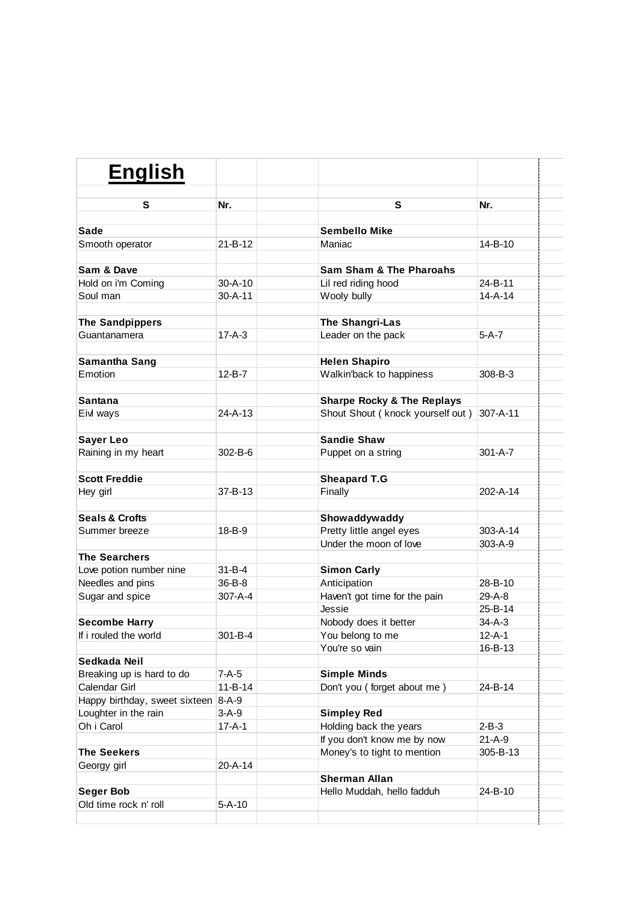# English

| S | Nr. | | S | Nr. |
|---|---|---|---|---|
| **Sade** | | | **Sembello Mike** | |
| Smooth operator | 21-B-12 | | Maniac | 14-B-10 |
| | | | | |
| **Sam & Dave** | | | **Sam Sham & The Pharoahs** | |
| Hold on i'm Coming | 30-A-10 | | Lil red riding hood | 24-B-11 |
| Soul man | 30-A-11 | | Wooly bully | 14-A-14 |
| | | | | |
| **The Sandpippers** | | | **The Shangri-Las** | |
| Guantanamera | 17-A-3 | | Leader on the pack | 5-A-7 |
| | | | | |
| **Samantha Sang** | | | **Helen Shapiro** | |
| Emotion | 12-B-7 | | Walkin'back to happiness | 308-B-3 |
| | | | | |
| **Santana** | | | **Sharpe Rocky & The Replays** | |
| Eivl ways | 24-A-13 | | Shout Shout ( knock yourself out ) | 307-A-11 |
| | | | | |
| **Sayer Leo** | | | **Sandie Shaw** | |
| Raining in my heart | 302-B-6 | | Puppet on a string | 301-A-7 |
| | | | | |
| **Scott Freddie** | | | **Sheapard T.G** | |
| Hey girl | 37-B-13 | | Finally | 202-A-14 |
| | | | | |
| **Seals & Crofts** | | | **Showaddywaddy** | |
| Summer breeze | 18-B-9 | | Pretty little angel eyes | 303-A-14 |
| | | | Under the moon of love | 303-A-9 |
| **The Searchers** | | | | |
| Love potion number nine | 31-B-4 | | **Simon Carly** | |
| Needles and pins | 36-B-8 | | Anticipation | 28-B-10 |
| Sugar and spice | 307-A-4 | | Haven't got time for the pain | 29-A-8 |
| | | | Jessie | 25-B-14 |
| **Secombe Harry** | | | Nobody does it better | 34-A-3 |
| If i rouled the world | 301-B-4 | | You belong to me | 12-A-1 |
| | | | You're so vain | 16-B-13 |
| **Sedkada Neil** | | | | |
| Breaking up is hard to do | 7-A-5 | | **Simple Minds** | |
| Calendar Girl | 11-B-14 | | Don't you ( forget about me ) | 24-B-14 |
| Happy birthday, sweet sixteen | 8-A-9 | | | |
| Loughter in the rain | 3-A-9 | | **Simpley Red** | |
| Oh i Carol | 17-A-1 | | Holding back the years | 2-B-3 |
| | | | If you don't know me by now | 21-A-9 |
| **The Seekers** | | | Money's to tight to mention | 305-B-13 |
| Georgy girl | 20-A-14 | | | |
| | | | **Sherman Allan** | |
| **Seger Bob** | | | Hello Muddah, hello fadduh | 24-B-10 |
| Old time rock n' roll | 5-A-10 | | | |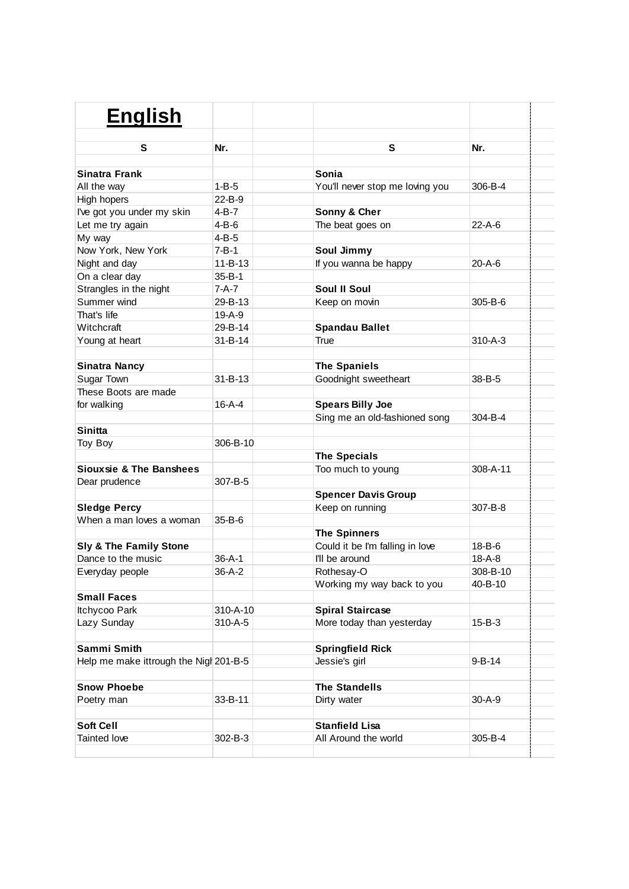# English

| S | Nr. |
|---|---|
| **Sinatra Frank** | |
| All the way | 1-B-5 |
| High hopers | 22-B-9 |
| I've got you under my skin | 4-B-7 |
| Let me try again | 4-B-6 |
| My way | 4-B-5 |
| Now York, New York | 7-B-1 |
| Night and day | 11-B-13 |
| On a clear day | 35-B-1 |
| Strangles in the night | 7-A-7 |
| Summer wind | 29-B-13 |
| That's life | 19-A-9 |
| Witchcraft | 29-B-14 |
| Young at heart | 31-B-14 |
| **Sinatra Nancy** | |
| Sugar Town | 31-B-13 |
| These Boots are made for walking | 16-A-4 |
| **Sinitta** | |
| Toy Boy | 306-B-10 |
| **Siouxsie & The Banshees** | |
| Dear prudence | 307-B-5 |
| **Sledge Percy** | |
| When a man loves a woman | 35-B-6 |
| **Sly & The Family Stone** | |
| Dance to the music | 36-A-1 |
| Everyday people | 36-A-2 |
| **Small Faces** | |
| Itchycoo Park | 310-A-10 |
| Lazy Sunday | 310-A-5 |
| **Sammi Smith** | |
| Help me make ittrough the Nigh | 201-B-5 |
| **Snow Phoebe** | |
| Poetry man | 33-B-11 |
| **Soft Cell** | |
| Tainted love | 302-B-3 |

| S | Nr. |
|---|---|
| **Sonia** | |
| You'll never stop me loving you | 306-B-4 |
| **Sonny & Cher** | |
| The beat goes on | 22-A-6 |
| **Soul Jimmy** | |
| If you wanna be happy | 20-A-6 |
| **Soul II Soul** | |
| Keep on movin | 305-B-6 |
| **Spandau Ballet** | |
| True | 310-A-3 |
| **The Spaniels** | |
| Goodnight sweetheart | 38-B-5 |
| **Spears Billy Joe** | |
| Sing me an old-fashioned song | 304-B-4 |
| **The Specials** | |
| Too much to young | 308-A-11 |
| **Spencer Davis Group** | |
| Keep on running | 307-B-8 |
| **The Spinners** | |
| Could it be I'm falling in love | 18-B-6 |
| I'll be around | 18-A-8 |
| Rothesay-O | 308-B-10 |
| Working my way back to you | 40-B-10 |
| **Spiral Staircase** | |
| More today than yesterday | 15-B-3 |
| **Springfield Rick** | |
| Jessie's girl | 9-B-14 |
| **The Standells** | |
| Dirty water | 30-A-9 |
| **Stanfield Lisa** | |
| All Around the world | 305-B-4 |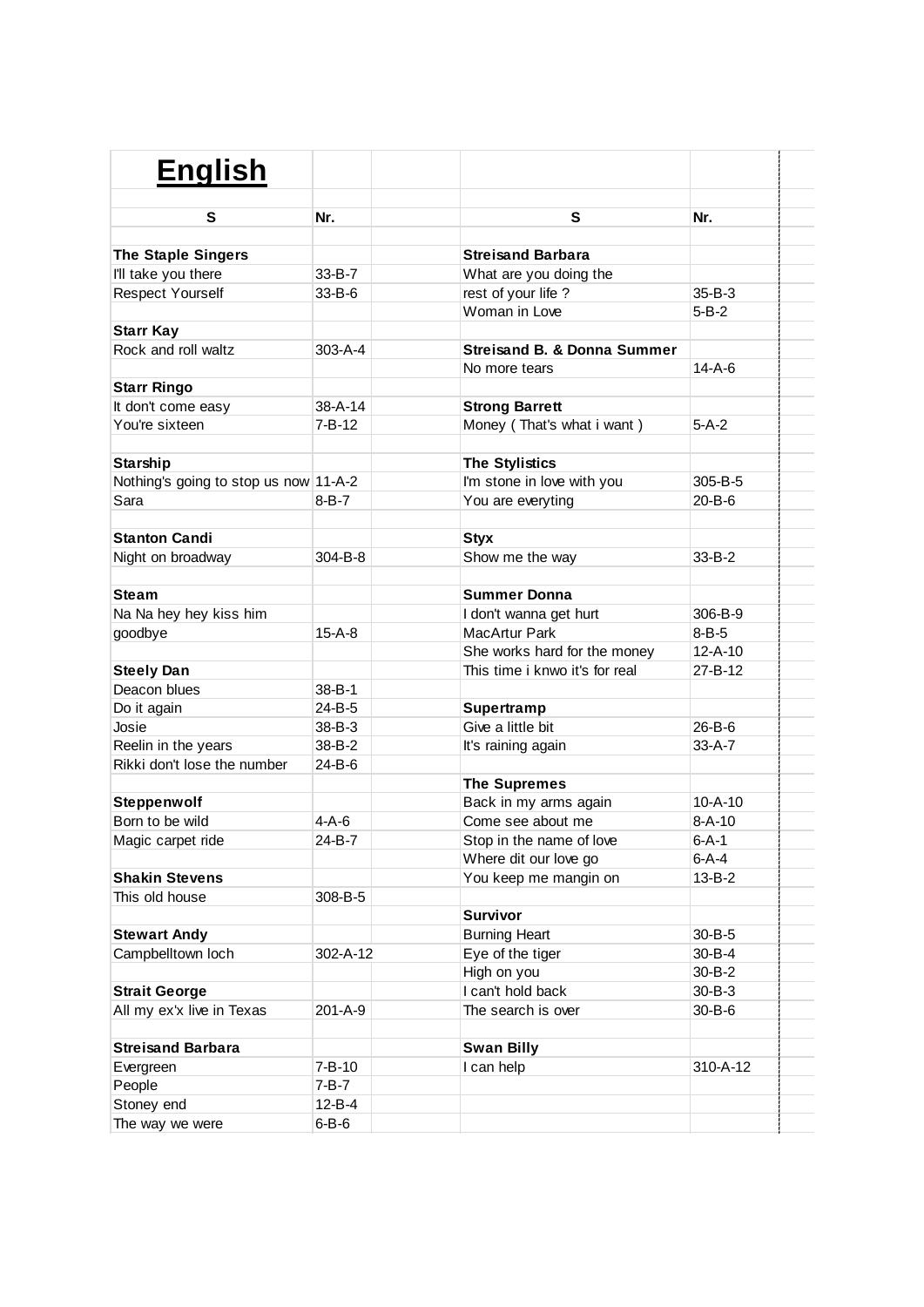# English

| S | Nr. | | S | Nr. |
|---|---|---|---|---|
| **The Staple Singers** | | | **Streisand Barbara** | |
| I'll take you there | 33-B-7 | | What are you doing the | |
| Respect Yourself | 33-B-6 | | rest of your life ? | 35-B-3 |
| | | | Woman in Love | 5-B-2 |
| **Starr Kay** | | | | |
| Rock and roll waltz | 303-A-4 | | **Streisand B. & Donna Summer** | |
| | | | No more tears | 14-A-6 |
| **Starr Ringo** | | | | |
| It don't come easy | 38-A-14 | | **Strong Barrett** | |
| You're sixteen | 7-B-12 | | Money ( That's what i want ) | 5-A-2 |
| | | | | |
| **Starship** | | | **The Stylistics** | |
| Nothing's going to stop us now | 11-A-2 | | I'm stone in love with you | 305-B-5 |
| Sara | 8-B-7 | | You are everyting | 20-B-6 |
| | | | | |
| **Stanton Candi** | | | **Styx** | |
| Night on broadway | 304-B-8 | | Show me the way | 33-B-2 |
| | | | | |
| **Steam** | | | **Summer Donna** | |
| Na Na hey hey kiss him | | | I don't wanna get hurt | 306-B-9 |
| goodbye | 15-A-8 | | MacArtur Park | 8-B-5 |
| | | | She works hard for the money | 12-A-10 |
| **Steely Dan** | | | This time i knwo it's for real | 27-B-12 |
| Deacon blues | 38-B-1 | | | |
| Do it again | 24-B-5 | | **Supertramp** | |
| Josie | 38-B-3 | | Give a little bit | 26-B-6 |
| Reelin in the years | 38-B-2 | | It's raining again | 33-A-7 |
| Rikki don't lose the number | 24-B-6 | | | |
| | | | **The Supremes** | |
| **Steppenwolf** | | | Back in my arms again | 10-A-10 |
| Born to be wild | 4-A-6 | | Come see about me | 8-A-10 |
| Magic carpet ride | 24-B-7 | | Stop in the name of love | 6-A-1 |
| | | | Where dit our love go | 6-A-4 |
| **Shakin Stevens** | | | You keep me mangin on | 13-B-2 |
| This old house | 308-B-5 | | | |
| | | | **Survivor** | |
| **Stewart Andy** | | | Burning Heart | 30-B-5 |
| Campbelltown loch | 302-A-12 | | Eye of the tiger | 30-B-4 |
| | | | High on you | 30-B-2 |
| **Strait George** | | | I can't hold back | 30-B-3 |
| All my ex'x live in Texas | 201-A-9 | | The search is over | 30-B-6 |
| | | | | |
| **Streisand Barbara** | | | **Swan Billy** | |
| Evergreen | 7-B-10 | | I can help | 310-A-12 |
| People | 7-B-7 | | | |
| Stoney end | 12-B-4 | | | |
| The way we were | 6-B-6 | | | |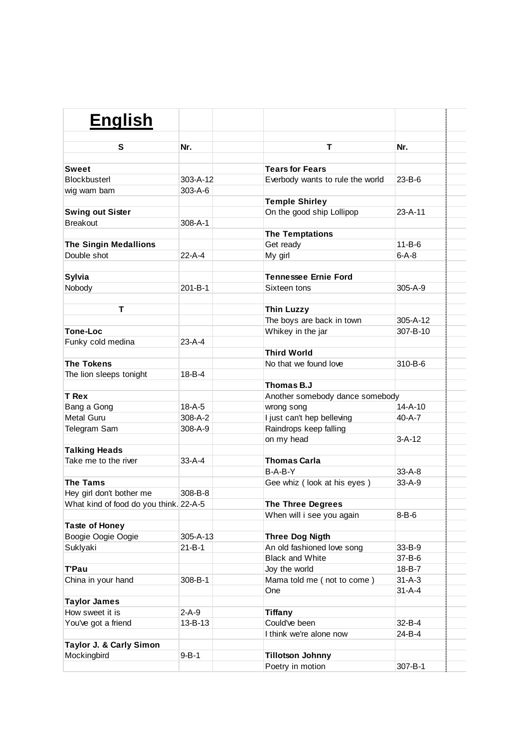# English

| S | Nr. | | T | Nr. |
|---|---|---|---|---|
| | | | | |
| **Sweet** | | | **Tears for Fears** | |
| Blockbusterl | 303-A-12 | | Everbody wants to rule the world | 23-B-6 |
| wig wam bam | 303-A-6 | | | |
| | | | **Temple Shirley** | |
| **Swing out Sister** | | | On the good ship Lollipop | 23-A-11 |
| Breakout | 308-A-1 | | | |
| | | | **The Temptations** | |
| **The Singin Medallions** | | | Get ready | 11-B-6 |
| Double shot | 22-A-4 | | My girl | 6-A-8 |
| | | | | |
| **Sylvia** | | | **Tennessee Ernie Ford** | |
| Nobody | 201-B-1 | | Sixteen tons | 305-A-9 |
| | | | | |
| **T** | | | **Thin Luzzy** | |
| | | | The boys are back in town | 305-A-12 |
| **Tone-Loc** | | | Whikey in the jar | 307-B-10 |
| Funky cold medina | 23-A-4 | | | |
| | | | **Third World** | |
| **The Tokens** | | | No that we found love | 310-B-6 |
| The lion sleeps tonight | 18-B-4 | | | |
| | | | **Thomas B.J** | |
| **T Rex** | | | Another somebody dance somebody | |
| Bang a Gong | 18-A-5 | | wrong song | 14-A-10 |
| Metal Guru | 308-A-2 | | I just can't hep belleving | 40-A-7 |
| Telegram Sam | 308-A-9 | | Raindrops keep falling | |
| | | | on my head | 3-A-12 |
| **Talking Heads** | | | | |
| Take me to the river | 33-A-4 | | **Thomas Carla** | |
| | | | B-A-B-Y | 33-A-8 |
| **The Tams** | | | Gee whiz ( look at his eyes ) | 33-A-9 |
| Hey girl don't bother me | 308-B-8 | | | |
| What kind of food do you think. | 22-A-5 | | **The Three Degrees** | |
| | | | When will i see you again | 8-B-6 |
| **Taste of Honey** | | | | |
| Boogie Oogie Oogie | 305-A-13 | | **Three Dog Nigth** | |
| Suklyaki | 21-B-1 | | An old fashioned love song | 33-B-9 |
| | | | Black and White | 37-B-6 |
| **T'Pau** | | | Joy the world | 18-B-7 |
| China in your hand | 308-B-1 | | Mama told me ( not to come ) | 31-A-3 |
| | | | One | 31-A-4 |
| **Taylor James** | | | | |
| How sweet it is | 2-A-9 | | **Tiffany** | |
| You've got a friend | 13-B-13 | | Could've been | 32-B-4 |
| | | | I think we're alone now | 24-B-4 |
| **Taylor J. & Carly Simon** | | | | |
| Mockingbird | 9-B-1 | | **Tillotson Johnny** | |
| | | | Poetry in motion | 307-B-1 |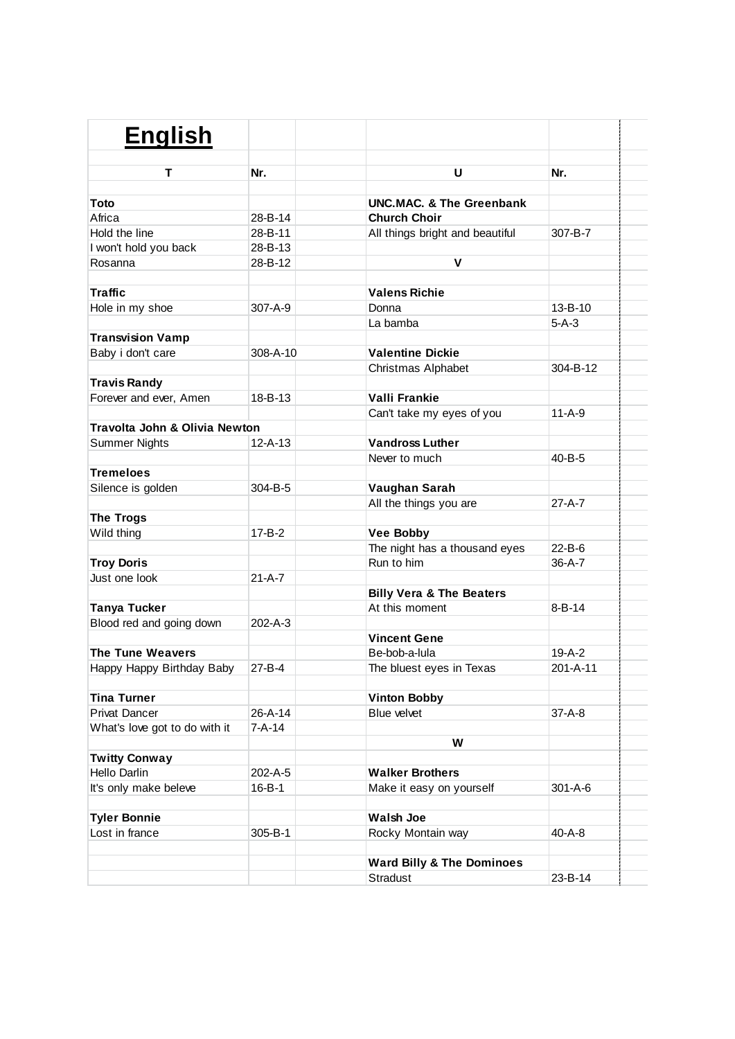# English

| T | Nr. | | U | Nr. |
|---|---|---|---|---|
| | | | | |
| **Toto** | | | **UNC.MAC. & The Greenbank** | |
| Africa | 28-B-14 | | **Church Choir** | |
| Hold the line | 28-B-11 | | All things bright and beautiful | 307-B-7 |
| I won't hold you back | 28-B-13 | | | |
| Rosanna | 28-B-12 | | **V** | |
| | | | | |
| **Traffic** | | | **Valens Richie** | |
| Hole in my shoe | 307-A-9 | | Donna | 13-B-10 |
| | | | La bamba | 5-A-3 |
| **Transvision Vamp** | | | | |
| Baby i don't care | 308-A-10 | | **Valentine Dickie** | |
| | | | Christmas Alphabet | 304-B-12 |
| **Travis Randy** | | | | |
| Forever and ever, Amen | 18-B-13 | | **Valli Frankie** | |
| | | | Can't take my eyes of you | 11-A-9 |
| **Travolta John & Olivia Newton** | | | | |
| Summer Nights | 12-A-13 | | **Vandross Luther** | |
| | | | Never to much | 40-B-5 |
| **Tremeloes** | | | | |
| Silence is golden | 304-B-5 | | **Vaughan Sarah** | |
| | | | All the things you are | 27-A-7 |
| **The Trogs** | | | | |
| Wild thing | 17-B-2 | | **Vee Bobby** | |
| | | | The night has a thousand eyes | 22-B-6 |
| **Troy Doris** | | | Run to him | 36-A-7 |
| Just one look | 21-A-7 | | | |
| | | | **Billy Vera & The Beaters** | |
| **Tanya Tucker** | | | At this moment | 8-B-14 |
| Blood red and going down | 202-A-3 | | | |
| | | | **Vincent Gene** | |
| **The Tune Weavers** | | | Be-bob-a-lula | 19-A-2 |
| Happy Happy Birthday Baby | 27-B-4 | | The bluest eyes in Texas | 201-A-11 |
| | | | | |
| **Tina Turner** | | | **Vinton Bobby** | |
| Privat Dancer | 26-A-14 | | Blue velvet | 37-A-8 |
| What's love got to do with it | 7-A-14 | | | |
| | | | **W** | |
| **Twitty Conway** | | | | |
| Hello Darlin | 202-A-5 | | **Walker Brothers** | |
| It's only make beleve | 16-B-1 | | Make it easy on yourself | 301-A-6 |
| | | | | |
| **Tyler Bonnie** | | | **Walsh Joe** | |
| Lost in france | 305-B-1 | | Rocky Montain way | 40-A-8 |
| | | | | |
| | | | **Ward Billy & The Dominoes** | |
| | | | Stradust | 23-B-14 |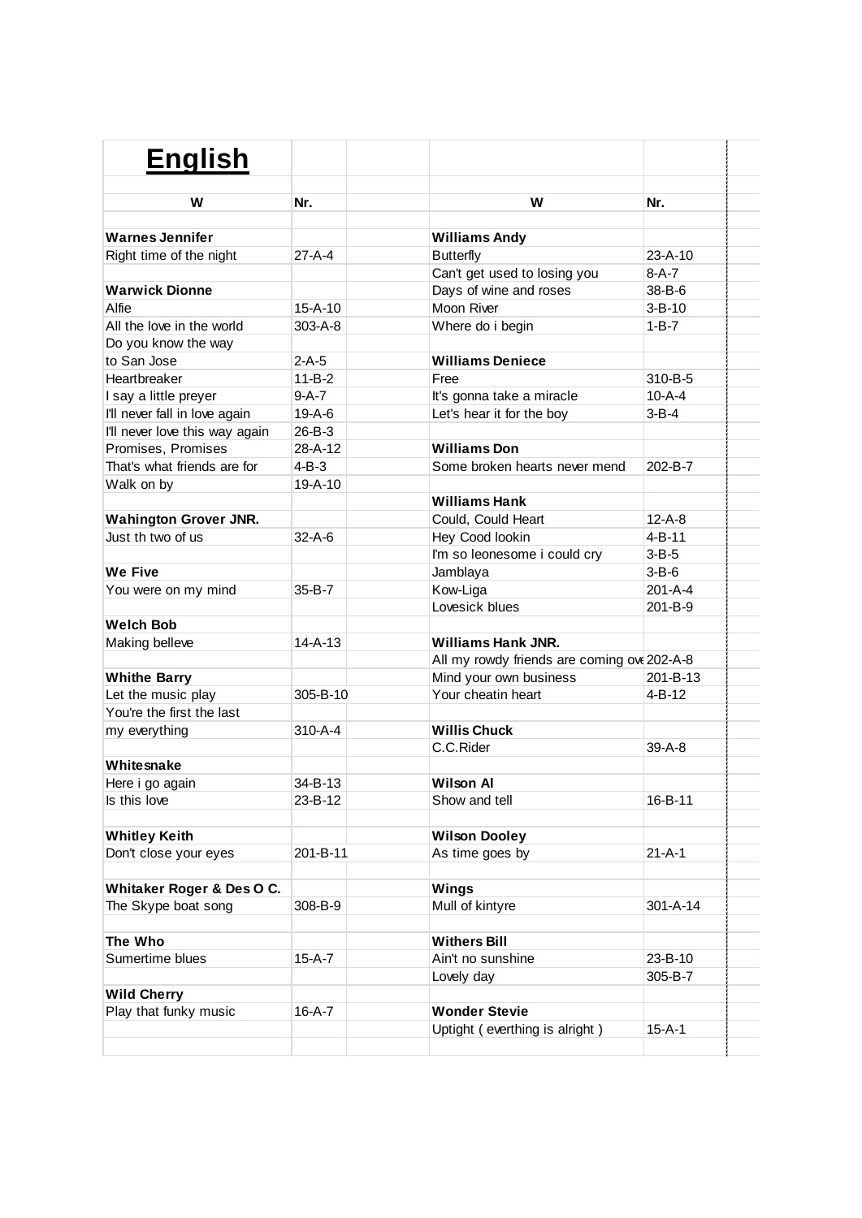# English

| W | Nr. |
|---|---|
| **Warnes Jennifer** | |
| Right time of the night | 27-A-4 |
| | |
| **Warwick Dionne** | |
| Alfie | 15-A-10 |
| All the love in the world | 303-A-8 |
| Do you know the way | |
| to San Jose | 2-A-5 |
| Heartbreaker | 11-B-2 |
| I say a little preyer | 9-A-7 |
| I'll never fall in love again | 19-A-6 |
| I'll never love this way again | 26-B-3 |
| Promises, Promises | 28-A-12 |
| That's what friends are for | 4-B-3 |
| Walk on by | 19-A-10 |
| | |
| **Wahington Grover JNR.** | |
| Just th two of us | 32-A-6 |
| | |
| **We Five** | |
| You were on my mind | 35-B-7 |
| | |
| **Welch Bob** | |
| Making belleve | 14-A-13 |
| | |
| **Whithe Barry** | |
| Let the music play | 305-B-10 |
| You're the first the last | |
| my everything | 310-A-4 |
| | |
| **Whitesnake** | |
| Here i go again | 34-B-13 |
| Is this love | 23-B-12 |
| | |
| **Whitley Keith** | |
| Don't close your eyes | 201-B-11 |
| | |
| **Whitaker Roger & Des O C.** | |
| The Skype boat song | 308-B-9 |
| | |
| **The Who** | |
| Sumertime blues | 15-A-7 |
| | |
| **Wild Cherry** | |
| Play that funky music | 16-A-7 |

| W | Nr. |
|---|---|
| **Williams Andy** | |
| Butterfly | 23-A-10 |
| Can't get used to losing you | 8-A-7 |
| Days of wine and roses | 38-B-6 |
| Moon River | 3-B-10 |
| Where do i begin | 1-B-7 |
| | |
| **Williams Deniece** | |
| Free | 310-B-5 |
| It's gonna take a miracle | 10-A-4 |
| Let's hear it for the boy | 3-B-4 |
| | |
| **Williams Don** | |
| Some broken hearts never mend | 202-B-7 |
| | |
| **Williams Hank** | |
| Could, Could Heart | 12-A-8 |
| Hey Cood lookin | 4-B-11 |
| I'm so leonesome i could cry | 3-B-5 |
| Jamblaya | 3-B-6 |
| Kow-Liga | 201-A-4 |
| Lovesick blues | 201-B-9 |
| | |
| **Williams Hank JNR.** | |
| All my rowdy friends are coming ove | 202-A-8 |
| Mind your own business | 201-B-13 |
| Your cheatin heart | 4-B-12 |
| | |
| **Willis Chuck** | |
| C.C.Rider | 39-A-8 |
| | |
| **Wilson Al** | |
| Show and tell | 16-B-11 |
| | |
| **Wilson Dooley** | |
| As time goes by | 21-A-1 |
| | |
| **Wings** | |
| Mull of kintyre | 301-A-14 |
| | |
| **Withers Bill** | |
| Ain't no sunshine | 23-B-10 |
| Lovely day | 305-B-7 |
| | |
| **Wonder Stevie** | |
| Uptight ( everthing is alright ) | 15-A-1 |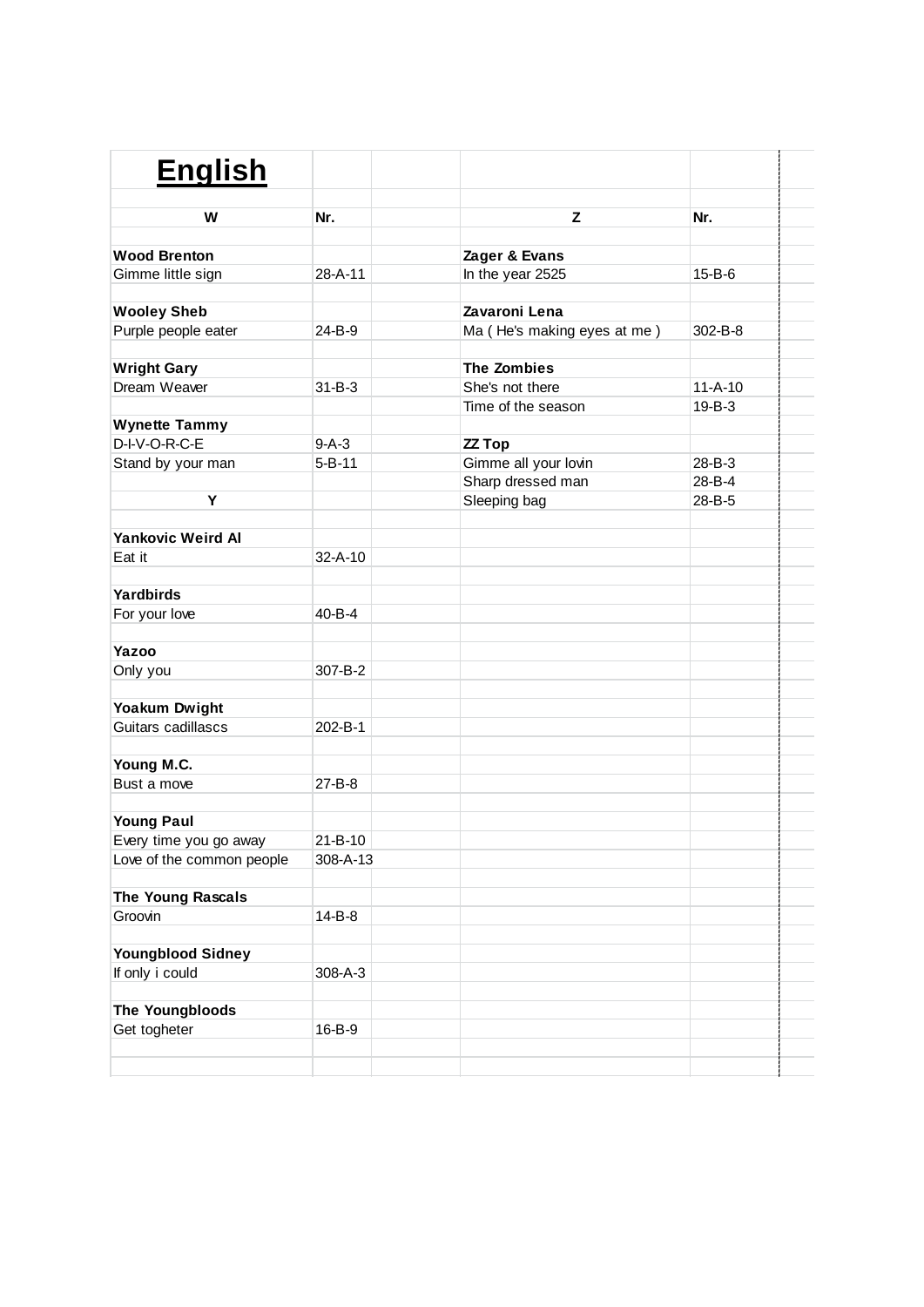# English

| W | Nr. | | Z | Nr. |
|---|---|---|---|---|
| | | | | |
| **Wood Brenton** | | | **Zager & Evans** | |
| Gimme little sign | 28-A-11 | | In the year 2525 | 15-B-6 |
| | | | | |
| **Wooley Sheb** | | | **Zavaroni Lena** | |
| Purple people eater | 24-B-9 | | Ma ( He's making eyes at me ) | 302-B-8 |
| | | | | |
| **Wright Gary** | | | **The Zombies** | |
| Dream Weaver | 31-B-3 | | She's not there | 11-A-10 |
| | | | Time of the season | 19-B-3 |
| **Wynette Tammy** | | | | |
| D-I-V-O-R-C-E | 9-A-3 | | **ZZ Top** | |
| Stand by your man | 5-B-11 | | Gimme all your lovin | 28-B-3 |
| | | | Sharp dressed man | 28-B-4 |
| **Y** | | | Sleeping bag | 28-B-5 |
| | | | | |
| **Yankovic Weird Al** | | | | |
| Eat it | 32-A-10 | | | |
| | | | | |
| **Yardbirds** | | | | |
| For your love | 40-B-4 | | | |
| | | | | |
| **Yazoo** | | | | |
| Only you | 307-B-2 | | | |
| | | | | |
| **Yoakum Dwight** | | | | |
| Guitars cadillascs | 202-B-1 | | | |
| | | | | |
| **Young M.C.** | | | | |
| Bust a move | 27-B-8 | | | |
| | | | | |
| **Young Paul** | | | | |
| Every time you go away | 21-B-10 | | | |
| Love of the common people | 308-A-13 | | | |
| | | | | |
| **The Young Rascals** | | | | |
| Groovin | 14-B-8 | | | |
| | | | | |
| **Youngblood Sidney** | | | | |
| If only i could | 308-A-3 | | | |
| | | | | |
| **The Youngbloods** | | | | |
| Get togheter | 16-B-9 | | | |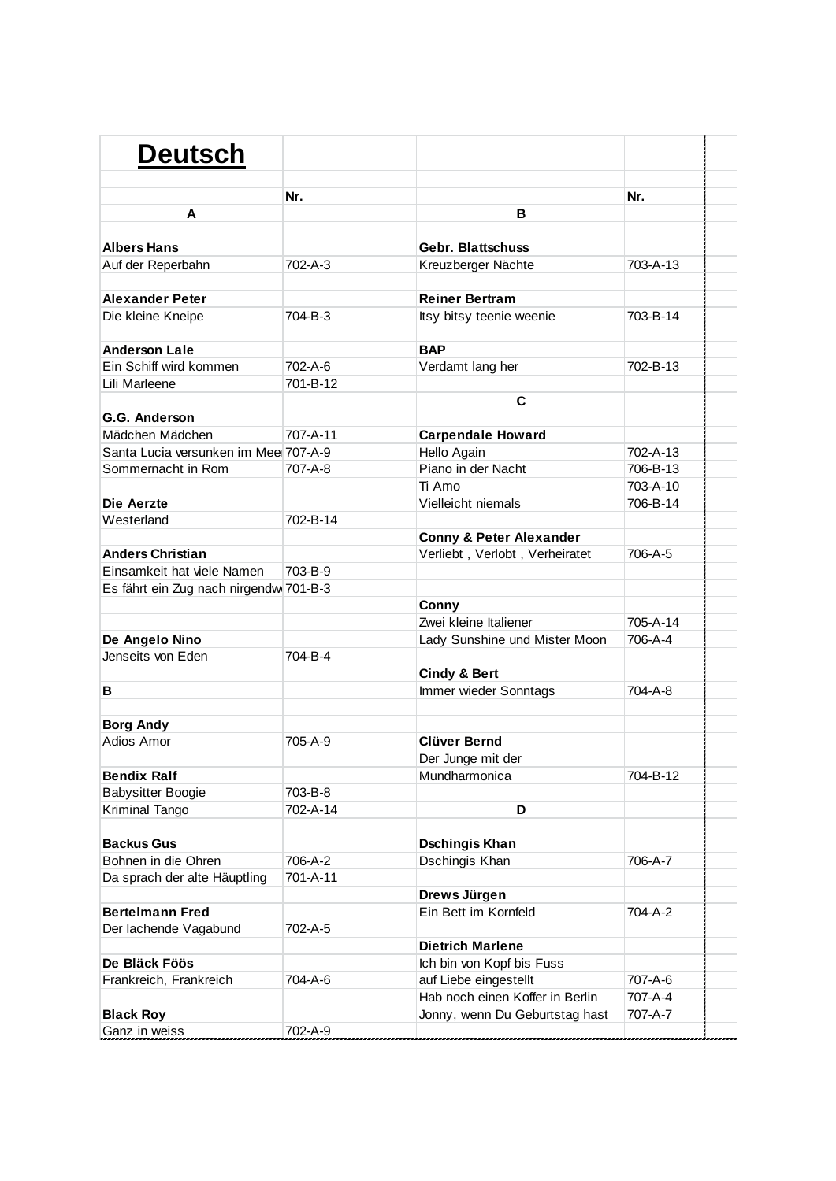# Deutsch

| | Nr. | | Nr. |
|---|---|---|---|
| **A** | | **B** | |
| | | | |
| **Albers Hans** | | **Gebr. Blattschuss** | |
| Auf der Reperbahn | 702-A-3 | Kreuzberger Nächte | 703-A-13 |
| | | | |
| **Alexander Peter** | | **Reiner Bertram** | |
| Die kleine Kneipe | 704-B-3 | Itsy bitsy teenie weenie | 703-B-14 |
| | | | |
| **Anderson Lale** | | **BAP** | |
| Ein Schiff wird kommen | 702-A-6 | Verdamt lang her | 702-B-13 |
| Lili Marleene | 701-B-12 | | |
| | | **C** | |
| **G.G. Anderson** | | | |
| Mädchen Mädchen | 707-A-11 | **Carpendale Howard** | |
| Santa Lucia versunken im Mee | 707-A-9 | Hello Again | 702-A-13 |
| Sommernacht in Rom | 707-A-8 | Piano in der Nacht | 706-B-13 |
| | | Ti Amo | 703-A-10 |
| **Die Aerzte** | | Vielleicht niemals | 706-B-14 |
| Westerland | 702-B-14 | | |
| | | **Conny & Peter Alexander** | |
| **Anders Christian** | | Verliebt , Verlobt , Verheiratet | 706-A-5 |
| Einsamkeit hat viele Namen | 703-B-9 | | |
| Es fährt ein Zug nach nirgendw | 701-B-3 | | |
| | | **Conny** | |
| | | Zwei kleine Italiener | 705-A-14 |
| **De Angelo Nino** | | Lady Sunshine und Mister Moon | 706-A-4 |
| Jenseits von Eden | 704-B-4 | | |
| | | **Cindy & Bert** | |
| **B** | | Immer wieder Sonntags | 704-A-8 |
| | | | |
| **Borg Andy** | | | |
| Adios Amor | 705-A-9 | **Clüver Bernd** | |
| | | Der Junge mit der | |
| **Bendix Ralf** | | Mundharmonica | 704-B-12 |
| Babysitter Boogie | 703-B-8 | | |
| Kriminal Tango | 702-A-14 | **D** | |
| | | | |
| **Backus Gus** | | **Dschingis Khan** | |
| Bohnen in die Ohren | 706-A-2 | Dschingis Khan | 706-A-7 |
| Da sprach der alte Häuptling | 701-A-11 | | |
| | | **Drews Jürgen** | |
| **Bertelmann Fred** | | Ein Bett im Kornfeld | 704-A-2 |
| Der lachende Vagabund | 702-A-5 | | |
| | | **Dietrich Marlene** | |
| **De Bläck Föös** | | Ich bin von Kopf bis Fuss | |
| Frankreich, Frankreich | 704-A-6 | auf Liebe eingestellt | 707-A-6 |
| | | Hab noch einen Koffer in Berlin | 707-A-4 |
| **Black Roy** | | Jonny, wenn Du Geburtstag hast | 707-A-7 |
| Ganz in weiss | 702-A-9 | | |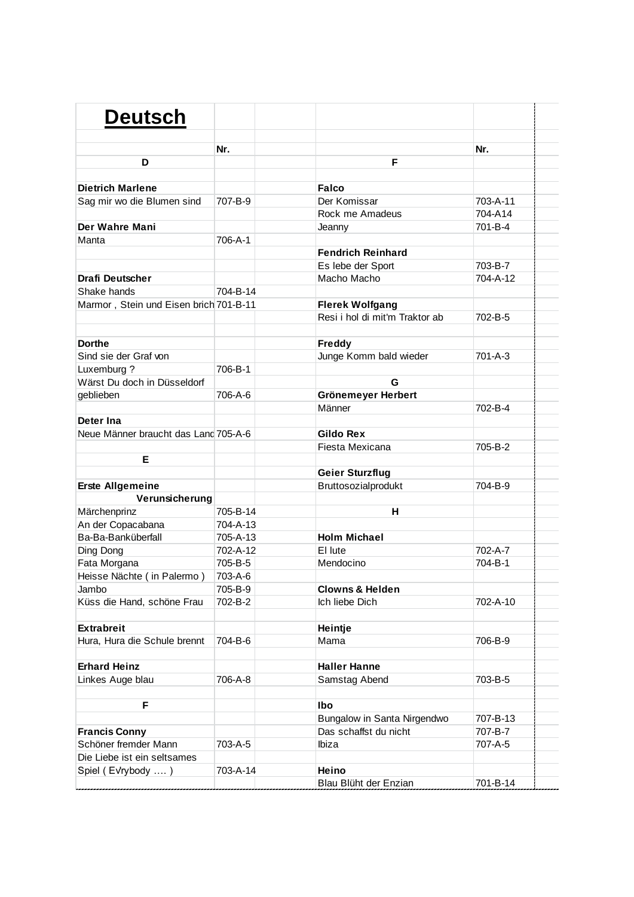# Deutsch

| | Nr. | | Nr. |
|---|---|---|---|
| **D** | | **F** | |
| | | | |
| **Dietrich Marlene** | | **Falco** | |
| Sag mir wo die Blumen sind | 707-B-9 | Der Komissar | 703-A-11 |
| | | Rock me Amadeus | 704-A14 |
| **Der Wahre Mani** | | Jeanny | 701-B-4 |
| Manta | 706-A-1 | | |
| | | **Fendrich Reinhard** | |
| | | Es lebe der Sport | 703-B-7 |
| **Drafi Deutscher** | | Macho Macho | 704-A-12 |
| Shake hands | 704-B-14 | | |
| Marmor , Stein und Eisen brich | 701-B-11 | **Flerek Wolfgang** | |
| | | Resi i hol di mit'm Traktor ab | 702-B-5 |
| | | | |
| **Dorthe** | | **Freddy** | |
| Sind sie der Graf von | | Junge Komm bald wieder | 701-A-3 |
| Luxemburg ? | 706-B-1 | | |
| Wärst Du doch in Düsseldorf | | **G** | |
| geblieben | 706-A-6 | **Grönemeyer Herbert** | |
| | | Männer | 702-B-4 |
| **Deter Ina** | | | |
| Neue Männer braucht das Land | 705-A-6 | **Gildo Rex** | |
| | | Fiesta Mexicana | 705-B-2 |
| **E** | | | |
| | | **Geier Sturzflug** | |
| **Erste Allgemeine** | | Bruttosozialprodukt | 704-B-9 |
| **Verunsicherung** | | | |
| Märchenprinz | 705-B-14 | **H** | |
| An der Copacabana | 704-A-13 | | |
| Ba-Ba-Banküberfall | 705-A-13 | **Holm Michael** | |
| Ding Dong | 702-A-12 | El lute | 702-A-7 |
| Fata Morgana | 705-B-5 | Mendocino | 704-B-1 |
| Heisse Nächte ( in Palermo ) | 703-A-6 | | |
| Jambo | 705-B-9 | **Clowns & Helden** | |
| Küss die Hand, schöne Frau | 702-B-2 | Ich liebe Dich | 702-A-10 |
| | | | |
| **Extrabreit** | | **Heintje** | |
| Hura, Hura die Schule brennt | 704-B-6 | Mama | 706-B-9 |
| | | | |
| **Erhard Heinz** | | **Haller Hanne** | |
| Linkes Auge blau | 706-A-8 | Samstag Abend | 703-B-5 |
| | | | |
| **F** | | **Ibo** | |
| | | Bungalow in Santa Nirgendwo | 707-B-13 |
| **Francis Conny** | | Das schaffst du nicht | 707-B-7 |
| Schöner fremder Mann | 703-A-5 | Ibiza | 707-A-5 |
| Die Liebe ist ein seltsames | | | |
| Spiel ( Evrybody …. ) | 703-A-14 | **Heino** | |
| | | Blau Blüht der Enzian | 701-B-14 |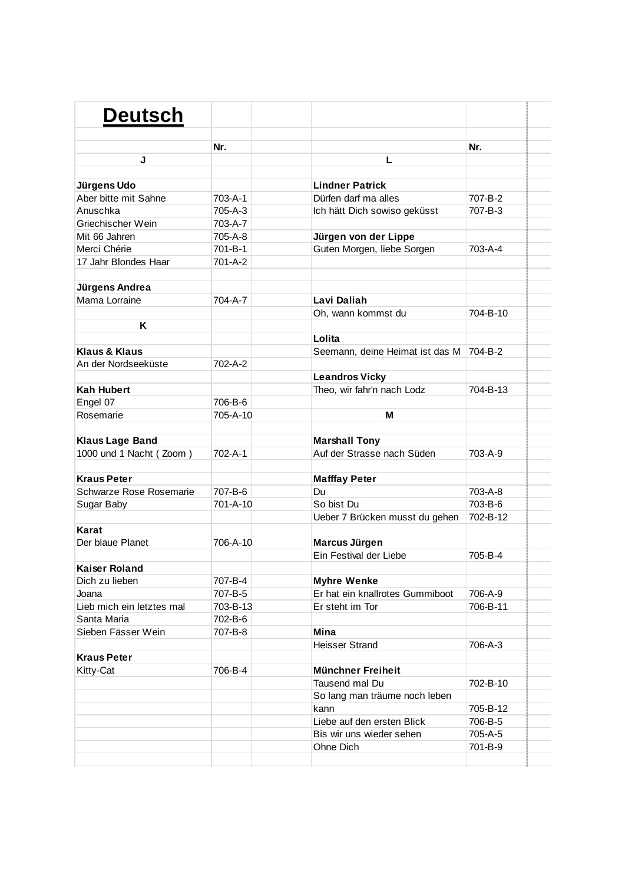# Deutsch

| | Nr. | | | Nr. |
|---|---|---|---|---|
| **J** | | | **L** | |
| | | | | |
| **Jürgens Udo** | | | **Lindner Patrick** | |
| Aber bitte mit Sahne | 703-A-1 | | Dürfen darf ma alles | 707-B-2 |
| Anuschka | 705-A-3 | | Ich hätt Dich sowiso geküsst | 707-B-3 |
| Griechischer Wein | 703-A-7 | | | |
| Mit 66 Jahren | 705-A-8 | | **Jürgen von der Lippe** | |
| Merci Chérie | 701-B-1 | | Guten Morgen, liebe Sorgen | 703-A-4 |
| 17 Jahr Blondes Haar | 701-A-2 | | | |
| | | | | |
| **Jürgens Andrea** | | | | |
| Mama Lorraine | 704-A-7 | | **Lavi Daliah** | |
| | | | Oh, wann kommst du | 704-B-10 |
| **K** | | | | |
| | | | **Lolita** | |
| **Klaus & Klaus** | | | Seemann, deine Heimat ist das M | 704-B-2 |
| An der Nordseeküste | 702-A-2 | | | |
| | | | **Leandros Vicky** | |
| **Kah Hubert** | | | Theo, wir fahr'n nach Lodz | 704-B-13 |
| Engel 07 | 706-B-6 | | | |
| Rosemarie | 705-A-10 | | **M** | |
| | | | | |
| **Klaus Lage Band** | | | **Marshall Tony** | |
| 1000 und 1 Nacht ( Zoom ) | 702-A-1 | | Auf der Strasse nach Süden | 703-A-9 |
| | | | | |
| **Kraus Peter** | | | **Mafffay Peter** | |
| Schwarze Rose Rosemarie | 707-B-6 | | Du | 703-A-8 |
| Sugar Baby | 701-A-10 | | So bist Du | 703-B-6 |
| | | | Ueber 7 Brücken musst du gehen | 702-B-12 |
| **Karat** | | | | |
| Der blaue Planet | 706-A-10 | | **Marcus Jürgen** | |
| | | | Ein Festival der Liebe | 705-B-4 |
| **Kaiser Roland** | | | | |
| Dich zu lieben | 707-B-4 | | **Myhre Wenke** | |
| Joana | 707-B-5 | | Er hat ein knallrotes Gummiboot | 706-A-9 |
| Lieb mich ein letztes mal | 703-B-13 | | Er steht im Tor | 706-B-11 |
| Santa Maria | 702-B-6 | | | |
| Sieben Fässer Wein | 707-B-8 | | **Mina** | |
| | | | Heisser Strand | 706-A-3 |
| **Kraus Peter** | | | | |
| Kitty-Cat | 706-B-4 | | **Münchner Freiheit** | |
| | | | Tausend mal Du | 702-B-10 |
| | | | So lang man träume noch leben kann | 705-B-12 |
| | | | Liebe auf den ersten Blick | 706-B-5 |
| | | | Bis wir uns wieder sehen | 705-A-5 |
| | | | Ohne Dich | 701-B-9 |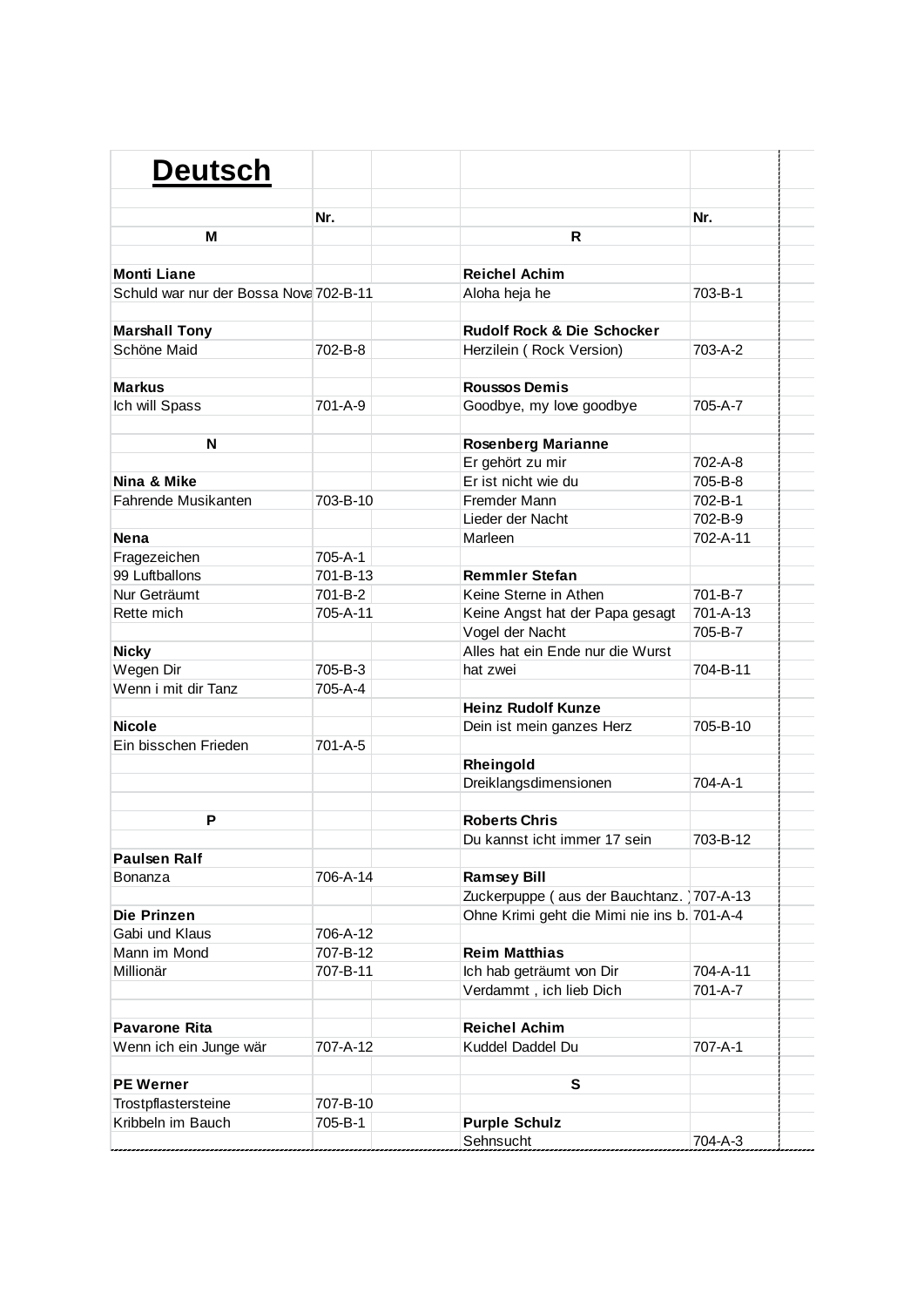# Deutsch

| | Nr. | | Nr. |
|---|---|---|---|
| **M** | | **R** | |
| | | | |
| **Monti Liane** | | **Reichel Achim** | |
| Schuld war nur der Bossa Nova | 702-B-11 | Aloha heja he | 703-B-1 |
| | | | |
| **Marshall Tony** | | **Rudolf Rock & Die Schocker** | |
| Schöne Maid | 702-B-8 | Herzilein ( Rock Version) | 703-A-2 |
| | | | |
| **Markus** | | **Roussos Demis** | |
| Ich will Spass | 701-A-9 | Goodbye, my love goodbye | 705-A-7 |
| | | | |
| **N** | | **Rosenberg Marianne** | |
| | | Er gehört zu mir | 702-A-8 |
| **Nina & Mike** | | Er ist nicht wie du | 705-B-8 |
| Fahrende Musikanten | 703-B-10 | Fremder Mann | 702-B-1 |
| | | Lieder der Nacht | 702-B-9 |
| **Nena** | | Marleen | 702-A-11 |
| Fragezeichen | 705-A-1 | | |
| 99 Luftballons | 701-B-13 | **Remmler Stefan** | |
| Nur Geträumt | 701-B-2 | Keine Sterne in Athen | 701-B-7 |
| Rette mich | 705-A-11 | Keine Angst hat der Papa gesagt | 701-A-13 |
| | | Vogel der Nacht | 705-B-7 |
| **Nicky** | | Alles hat ein Ende nur die Wurst | |
| Wegen Dir | 705-B-3 | hat zwei | 704-B-11 |
| Wenn i mit dir Tanz | 705-A-4 | | |
| | | **Heinz Rudolf Kunze** | |
| **Nicole** | | Dein ist mein ganzes Herz | 705-B-10 |
| Ein bisschen Frieden | 701-A-5 | | |
| | | **Rheingold** | |
| | | Dreiklangsdimensionen | 704-A-1 |
| | | | |
| **P** | | **Roberts Chris** | |
| | | Du kannst icht immer 17 sein | 703-B-12 |
| **Paulsen Ralf** | | | |
| Bonanza | 706-A-14 | **Ramsey Bill** | |
| | | Zuckerpuppe ( aus der Bauchtanz. ) | 707-A-13 |
| **Die Prinzen** | | Ohne Krimi geht die Mimi nie ins b. | 701-A-4 |
| Gabi und Klaus | 706-A-12 | | |
| Mann im Mond | 707-B-12 | **Reim Matthias** | |
| Millionär | 707-B-11 | Ich hab geträumt von Dir | 704-A-11 |
| | | Verdammt , ich lieb Dich | 701-A-7 |
| | | | |
| **Pavarone Rita** | | **Reichel Achim** | |
| Wenn ich ein Junge wär | 707-A-12 | Kuddel Daddel Du | 707-A-1 |
| | | | |
| **PE Werner** | | **S** | |
| Trostpflastersteine | 707-B-10 | | |
| Kribbeln im Bauch | 705-B-1 | **Purple Schulz** | |
| | | Sehnsucht | 704-A-3 |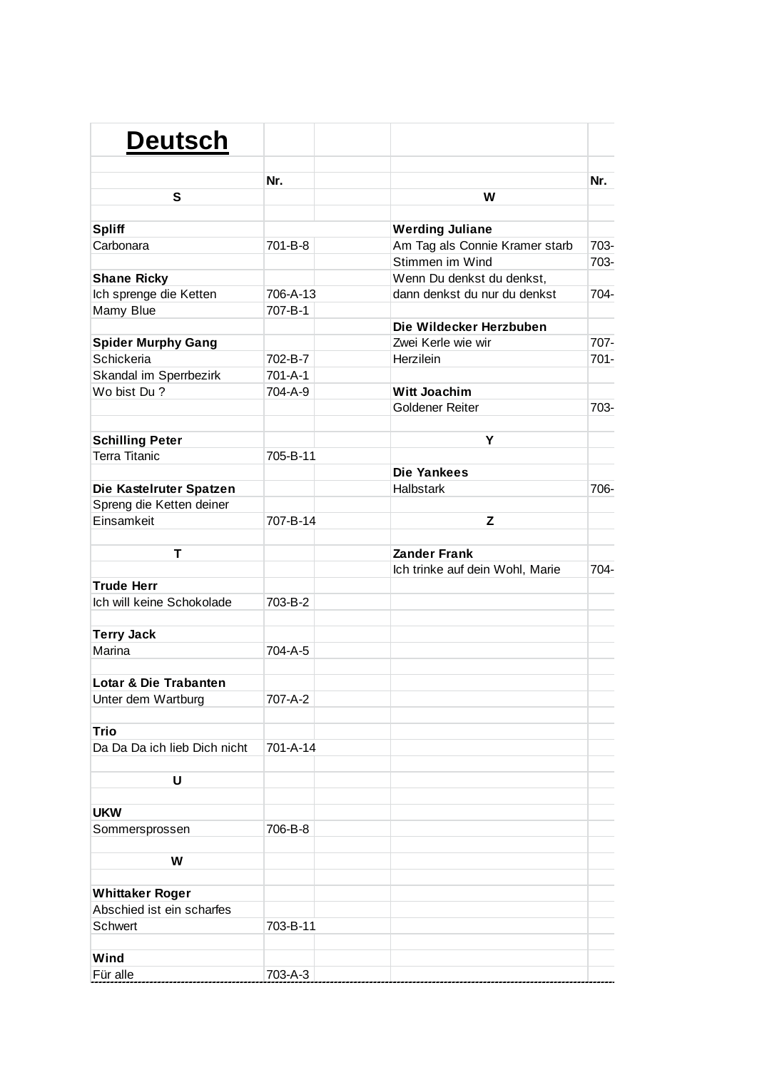# Deutsch

| | Nr. | | Nr. |
|---|---|---|---|
| **S** | | **W** | |
| | | | |
| **Spliff** | | **Werding Juliane** | |
| Carbonara | 701-B-8 | Am Tag als Connie Kramer starb | 703- |
| | | Stimmen im Wind | 703- |
| **Shane Ricky** | | Wenn Du denkst du denkst, | |
| Ich sprenge die Ketten | 706-A-13 | dann denkst du nur du denkst | 704- |
| Mamy Blue | 707-B-1 | | |
| | | **Die Wildecker Herzbuben** | |
| **Spider Murphy Gang** | | Zwei Kerle wie wir | 707- |
| Schickeria | 702-B-7 | Herzilein | 701- |
| Skandal im Sperrbezirk | 701-A-1 | | |
| Wo bist Du ? | 704-A-9 | **Witt Joachim** | |
| | | Goldener Reiter | 703- |
| | | | |
| **Schilling Peter** | | **Y** | |
| Terra Titanic | 705-B-11 | | |
| | | **Die Yankees** | |
| **Die Kastelruter Spatzen** | | Halbstark | 706- |
| Spreng die Ketten deiner | | | |
| Einsamkeit | 707-B-14 | **Z** | |
| | | | |
| **T** | | **Zander Frank** | |
| | | Ich trinke auf dein Wohl, Marie | 704- |
| **Trude Herr** | | | |
| Ich will keine Schokolade | 703-B-2 | | |
| | | | |
| **Terry Jack** | | | |
| Marina | 704-A-5 | | |
| | | | |
| **Lotar & Die Trabanten** | | | |
| Unter dem Wartburg | 707-A-2 | | |
| | | | |
| **Trio** | | | |
| Da Da Da ich lieb Dich nicht | 701-A-14 | | |
| | | | |
| **U** | | | |
| | | | |
| **UKW** | | | |
| Sommersprossen | 706-B-8 | | |
| | | | |
| **W** | | | |
| | | | |
| **Whittaker Roger** | | | |
| Abschied ist ein scharfes | | | |
| Schwert | 703-B-11 | | |
| | | | |
| **Wind** | | | |
| Für alle | 703-A-3 | | |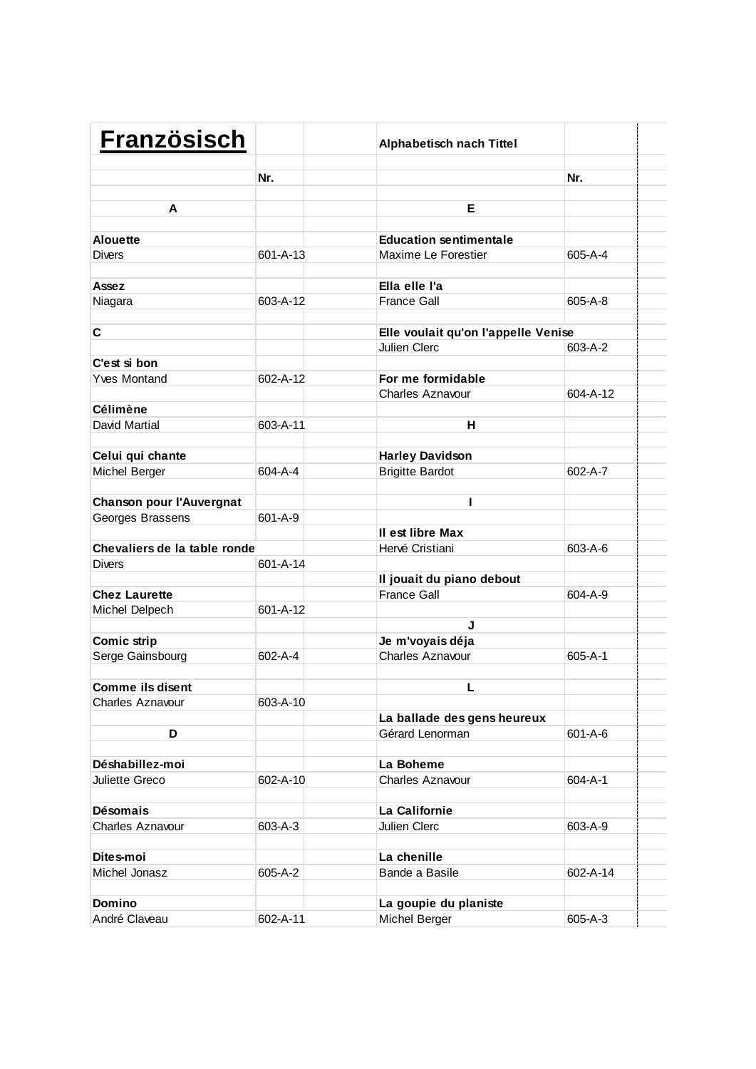# Französisch

**Alphabetisch nach Tittel**

| | Nr. |
|---|---|
| **A** | |
| **Alouette** | |
| Divers | 601-A-13 |
| **Assez** | |
| Niagara | 603-A-12 |
| **C** | |
| **C'est si bon** | |
| Yves Montand | 602-A-12 |
| **Célimène** | |
| David Martial | 603-A-11 |
| **Celui qui chante** | |
| Michel Berger | 604-A-4 |
| **Chanson pour l'Auvergnat** | |
| Georges Brassens | 601-A-9 |
| **Chevaliers de la table ronde** | |
| Divers | 601-A-14 |
| **Chez Laurette** | |
| Michel Delpech | 601-A-12 |
| **Comic strip** | |
| Serge Gainsbourg | 602-A-4 |
| **Comme ils disent** | |
| Charles Aznavour | 603-A-10 |
| **D** | |
| **Déshabillez-moi** | |
| Juliette Greco | 602-A-10 |
| **Désomais** | |
| Charles Aznavour | 603-A-3 |
| **Dites-moi** | |
| Michel Jonasz | 605-A-2 |
| **Domino** | |
| André Claveau | 602-A-11 |

| | Nr. |
|---|---|
| **E** | |
| **Education sentimentale** | |
| Maxime Le Forestier | 605-A-4 |
| **Ella elle l'a** | |
| France Gall | 605-A-8 |
| **Elle voulait qu'on l'appelle Venise** | |
| Julien Clerc | 603-A-2 |
| **For me formidable** | |
| Charles Aznavour | 604-A-12 |
| **H** | |
| **Harley Davidson** | |
| Brigitte Bardot | 602-A-7 |
| **I** | |
| **Il est libre Max** | |
| Hervé Cristiani | 603-A-6 |
| **Il jouait du piano debout** | |
| France Gall | 604-A-9 |
| **J** | |
| **Je m'voyais déja** | |
| Charles Aznavour | 605-A-1 |
| **L** | |
| **La ballade des gens heureux** | |
| Gérard Lenorman | 601-A-6 |
| **La Boheme** | |
| Charles Aznavour | 604-A-1 |
| **La Californie** | |
| Julien Clerc | 603-A-9 |
| **La chenille** | |
| Bande a Basile | 602-A-14 |
| **La goupie du planiste** | |
| Michel Berger | 605-A-3 |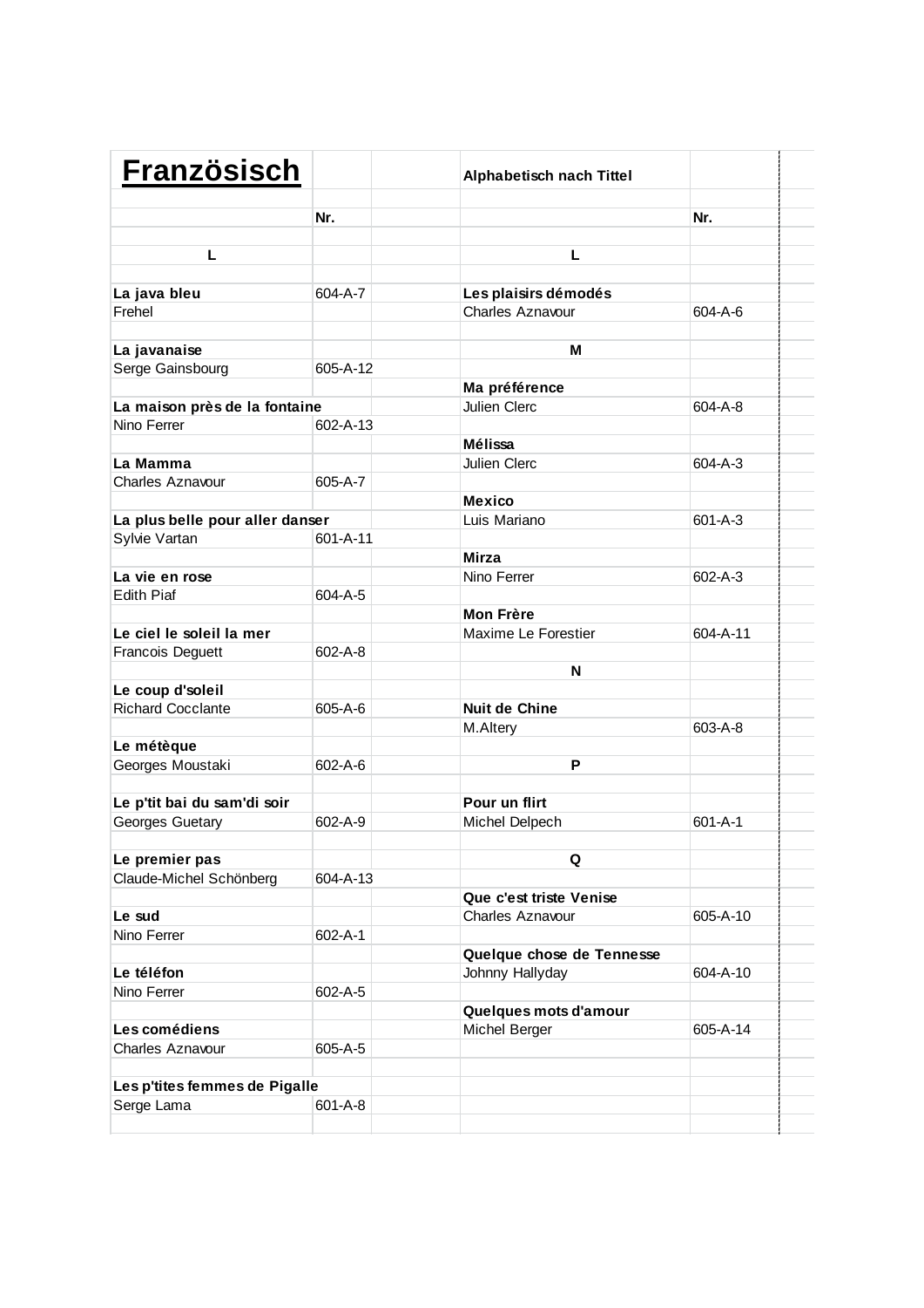# Französisch

**Alphabetisch nach Tittel**

| | Nr. | | Nr. |
|---|---|---|---|
| **L** | | **L** | |
| **La java bleu** | 604-A-7 | **Les plaisirs démodés** | |
| Frehel | | Charles Aznavour | 604-A-6 |
| **La javanaise** | | **M** | |
| Serge Gainsbourg | 605-A-12 | | |
| | | **Ma préférence** | |
| **La maison près de la fontaine** | | Julien Clerc | 604-A-8 |
| Nino Ferrer | 602-A-13 | | |
| | | **Mélissa** | |
| **La Mamma** | | Julien Clerc | 604-A-3 |
| Charles Aznavour | 605-A-7 | | |
| | | **Mexico** | |
| **La plus belle pour aller danser** | | Luis Mariano | 601-A-3 |
| Sylvie Vartan | 601-A-11 | | |
| | | **Mirza** | |
| **La vie en rose** | | Nino Ferrer | 602-A-3 |
| Edith Piaf | 604-A-5 | | |
| | | **Mon Frère** | |
| **Le ciel le soleil la mer** | | Maxime Le Forestier | 604-A-11 |
| Francois Deguett | 602-A-8 | | |
| | | **N** | |
| **Le coup d'soleil** | | | |
| Richard Cocclante | 605-A-6 | **Nuit de Chine** | |
| | | M.Altery | 603-A-8 |
| **Le métèque** | | | |
| Georges Moustaki | 602-A-6 | **P** | |
| **Le p'tit bai du sam'di soir** | | **Pour un flirt** | |
| Georges Guetary | 602-A-9 | Michel Delpech | 601-A-1 |
| **Le premier pas** | | **Q** | |
| Claude-Michel Schönberg | 604-A-13 | | |
| | | **Que c'est triste Venise** | |
| **Le sud** | | Charles Aznavour | 605-A-10 |
| Nino Ferrer | 602-A-1 | | |
| | | **Quelque chose de Tennesse** | |
| **Le téléfon** | | Johnny Hallyday | 604-A-10 |
| Nino Ferrer | 602-A-5 | | |
| | | **Quelques mots d'amour** | |
| **Les comédiens** | | Michel Berger | 605-A-14 |
| Charles Aznavour | 605-A-5 | | |
| **Les p'tites femmes de Pigalle** | | | |
| Serge Lama | 601-A-8 | | |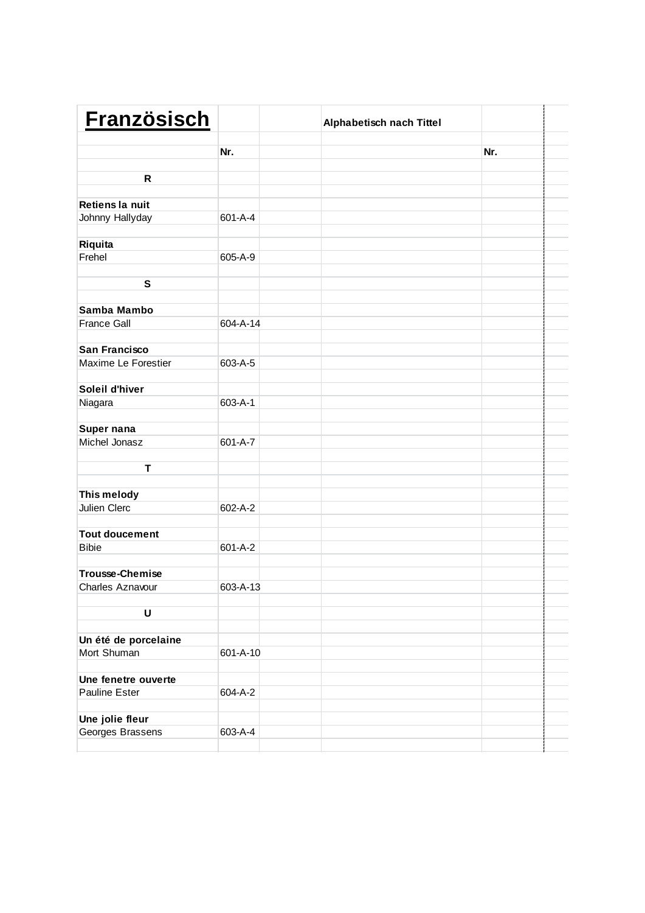# Französisch

**Alphabetisch nach Tittel**

| | Nr. |
|---|---|
| **R** | |
| **Retiens la nuit** | |
| Johnny Hallyday | 601-A-4 |
| **Riquita** | |
| Frehel | 605-A-9 |
| **S** | |
| **Samba Mambo** | |
| France Gall | 604-A-14 |
| **San Francisco** | |
| Maxime Le Forestier | 603-A-5 |
| **Soleil d'hiver** | |
| Niagara | 603-A-1 |
| **Super nana** | |
| Michel Jonasz | 601-A-7 |
| **T** | |
| **This melody** | |
| Julien Clerc | 602-A-2 |
| **Tout doucement** | |
| Bibie | 601-A-2 |
| **Trousse-Chemise** | |
| Charles Aznavour | 603-A-13 |
| **U** | |
| **Un été de porcelaine** | |
| Mort Shuman | 601-A-10 |
| **Une fenetre ouverte** | |
| Pauline Ester | 604-A-2 |
| **Une jolie fleur** | |
| Georges Brassens | 603-A-4 |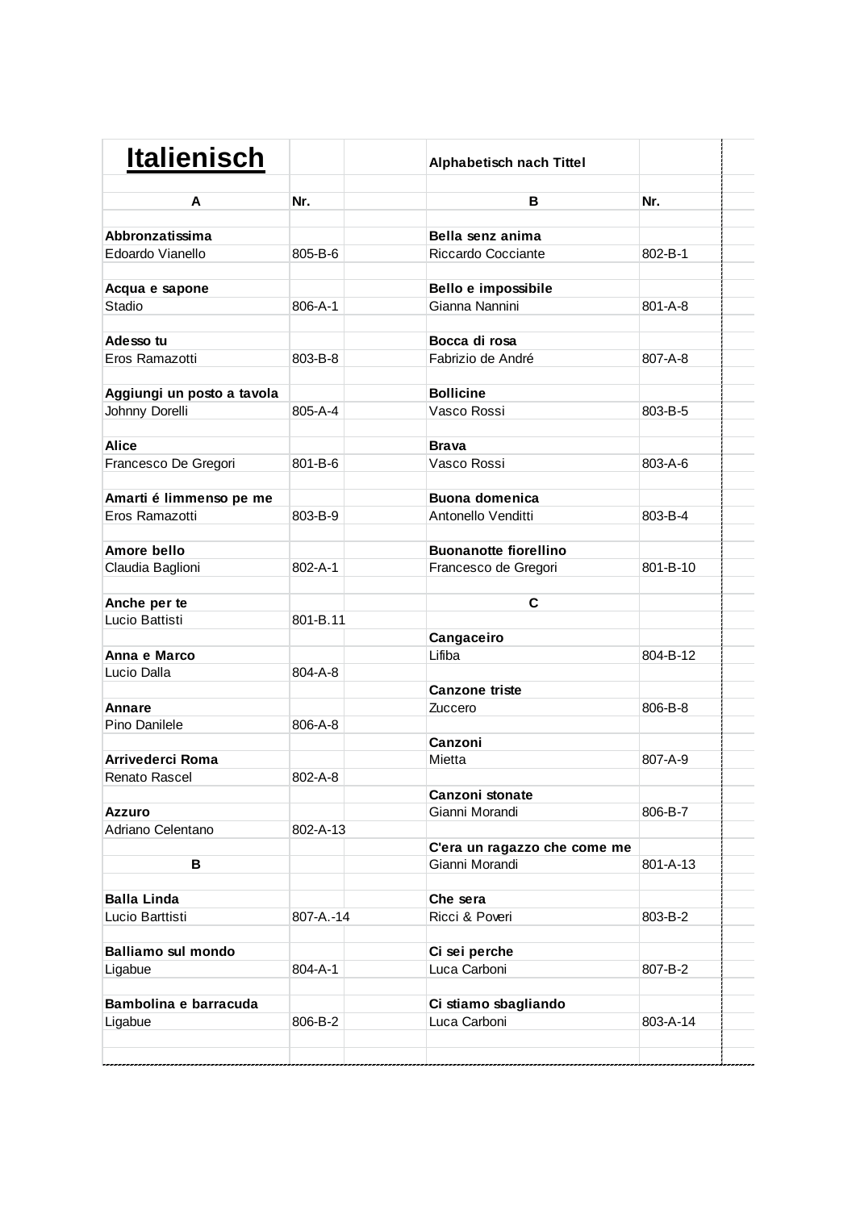# Italienisch

**Alphabetisch nach Tittel**

| A | Nr. | B | Nr. |
|---|---|---|---|
| **Abbronzatissima** | | **Bella senz anima** | |
| Edoardo Vianello | 805-B-6 | Riccardo Cocciante | 802-B-1 |
| **Acqua e sapone** | | **Bello e impossibile** | |
| Stadio | 806-A-1 | Gianna Nannini | 801-A-8 |
| **Adesso tu** | | **Bocca di rosa** | |
| Eros Ramazotti | 803-B-8 | Fabrizio de André | 807-A-8 |
| **Aggiungi un posto a tavola** | | **Bollicine** | |
| Johnny Dorelli | 805-A-4 | Vasco Rossi | 803-B-5 |
| **Alice** | | **Brava** | |
| Francesco De Gregori | 801-B-6 | Vasco Rossi | 803-A-6 |
| **Amarti é limmenso pe me** | | **Buona domenica** | |
| Eros Ramazotti | 803-B-9 | Antonello Venditti | 803-B-4 |
| **Amore bello** | | **Buonanotte fiorellino** | |
| Claudia Baglioni | 802-A-1 | Francesco de Gregori | 801-B-10 |
| **Anche per te** | | **C** | |
| Lucio Battisti | 801-B.11 | | |
| | | **Cangaceiro** | |
| **Anna e Marco** | | Lifiba | 804-B-12 |
| Lucio Dalla | 804-A-8 | | |
| | | **Canzone triste** | |
| **Annare** | | Zuccero | 806-B-8 |
| Pino Danilele | 806-A-8 | | |
| | | **Canzoni** | |
| **Arrivederci Roma** | | Mietta | 807-A-9 |
| Renato Rascel | 802-A-8 | | |
| | | **Canzoni stonate** | |
| **Azzuro** | | Gianni Morandi | 806-B-7 |
| Adriano Celentano | 802-A-13 | | |
| | | **C'era un ragazzo che come me** | |
| **B** | | Gianni Morandi | 801-A-13 |
| **Balla Linda** | | **Che sera** | |
| Lucio Barttisti | 807-A.-14 | Ricci & Poveri | 803-B-2 |
| **Balliamo sul mondo** | | **Ci sei perche** | |
| Ligabue | 804-A-1 | Luca Carboni | 807-B-2 |
| **Bambolina e barracuda** | | **Ci stiamo sbagliando** | |
| Ligabue | 806-B-2 | Luca Carboni | 803-A-14 |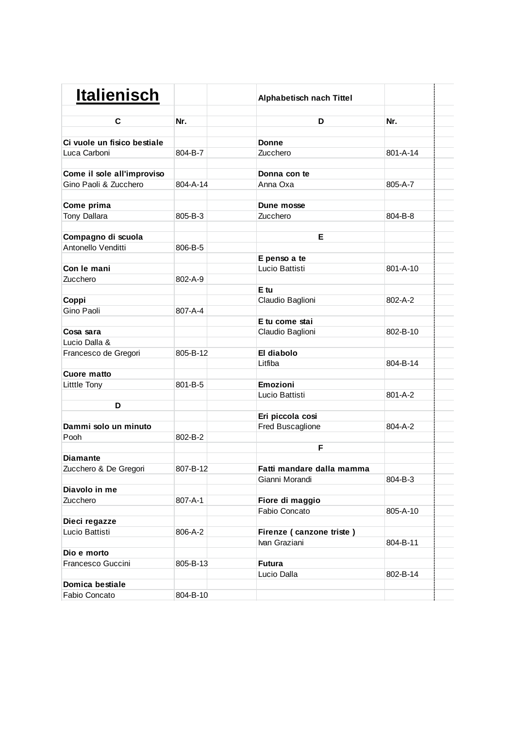# Italienisch

Alphabetisch nach Tittel

| C | Nr. | | D | Nr. |
|---|---|---|---|---|
| **Ci vuole un fisico bestiale** | | | **Donne** | |
| Luca Carboni | 804-B-7 | | Zucchero | 801-A-14 |
| **Come il sole all'improviso** | | | **Donna con te** | |
| Gino Paoli & Zucchero | 804-A-14 | | Anna Oxa | 805-A-7 |
| **Come prima** | | | **Dune mosse** | |
| Tony Dallara | 805-B-3 | | Zucchero | 804-B-8 |
| **Compagno di scuola** | | | **E** | |
| Antonello Venditti | 806-B-5 | | | |
| | | | **E penso a te** | |
| **Con le mani** | | | Lucio Battisti | 801-A-10 |
| Zucchero | 802-A-9 | | | |
| | | | **E tu** | |
| **Coppi** | | | Claudio Baglioni | 802-A-2 |
| Gino Paoli | 807-A-4 | | | |
| | | | **E tu come stai** | |
| **Cosa sara** | | | Claudio Baglioni | 802-B-10 |
| Lucio Dalla & | | | | |
| Francesco de Gregori | 805-B-12 | | **El diabolo** | |
| | | | Litfiba | 804-B-14 |
| **Cuore matto** | | | | |
| Litttle Tony | 801-B-5 | | **Emozioni** | |
| | | | Lucio Battisti | 801-A-2 |
| **D** | | | | |
| | | | **Eri piccola cosi** | |
| **Dammi solo un minuto** | | | Fred Buscaglione | 804-A-2 |
| Pooh | 802-B-2 | | | |
| | | | **F** | |
| **Diamante** | | | | |
| Zucchero & De Gregori | 807-B-12 | | **Fatti mandare dalla mamma** | |
| | | | Gianni Morandi | 804-B-3 |
| **Diavolo in me** | | | | |
| Zucchero | 807-A-1 | | **Fiore di maggio** | |
| | | | Fabio Concato | 805-A-10 |
| **Dieci regazze** | | | | |
| Lucio Battisti | 806-A-2 | | **Firenze ( canzone triste )** | |
| | | | Ivan Graziani | 804-B-11 |
| **Dio e morto** | | | | |
| Francesco Guccini | 805-B-13 | | **Futura** | |
| | | | Lucio Dalla | 802-B-14 |
| **Domica bestiale** | | | | |
| Fabio Concato | 804-B-10 | | | |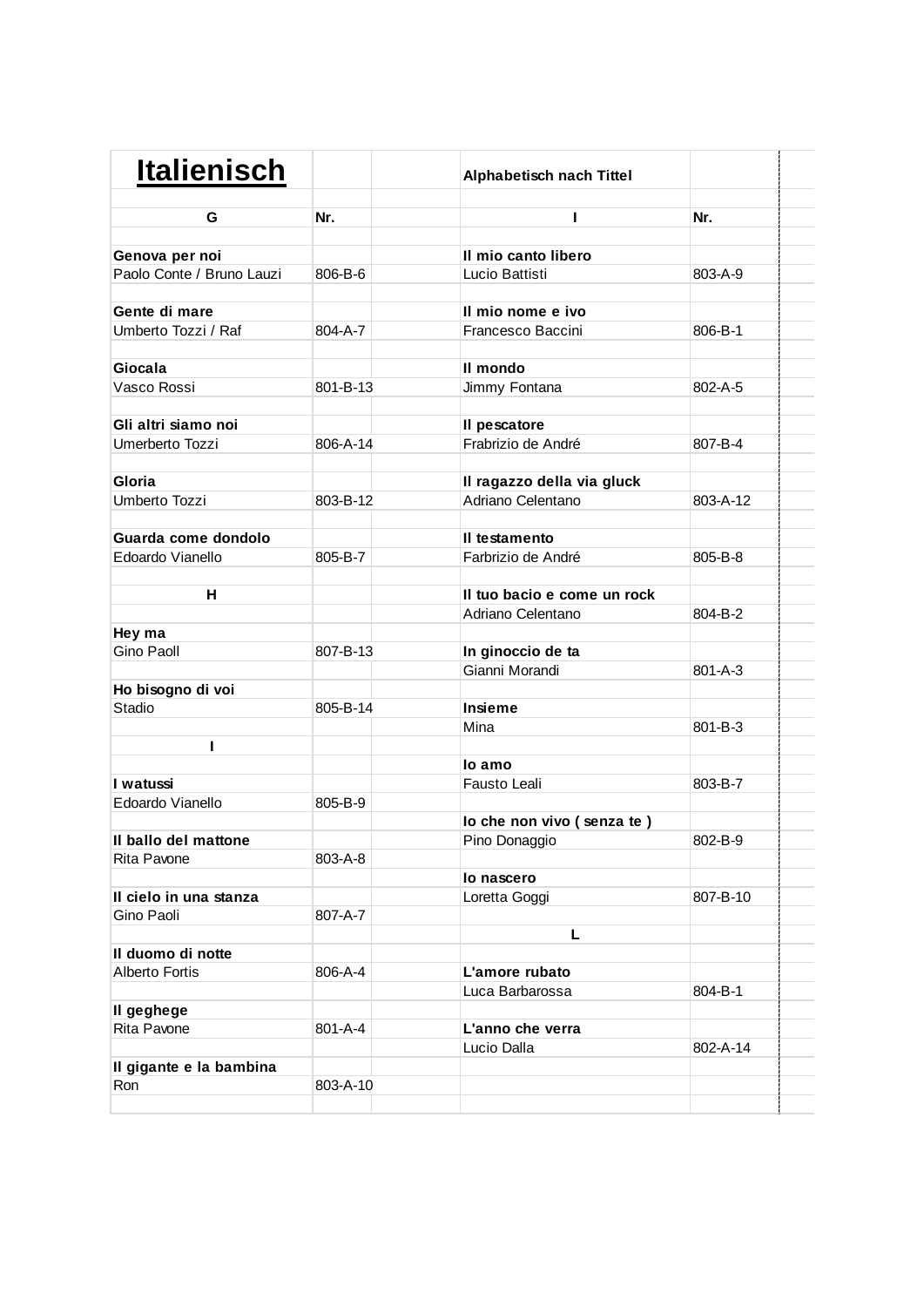# Italienisch

Alphabetisch nach Tittel

| G | Nr. |
|---|---|
| **Genova per noi** | |
| Paolo Conte / Bruno Lauzi | 806-B-6 |
| **Gente di mare** | |
| Umberto Tozzi / Raf | 804-A-7 |
| **Giocala** | |
| Vasco Rossi | 801-B-13 |
| **Gli altri siamo noi** | |
| Umerberto Tozzi | 806-A-14 |
| **Gloria** | |
| Umberto Tozzi | 803-B-12 |
| **Guarda come dondolo** | |
| Edoardo Vianello | 805-B-7 |
| **H** | |
| **Hey ma** | |
| Gino Paoll | 807-B-13 |
| **Ho bisogno di voi** | |
| Stadio | 805-B-14 |
| **I** | |
| **I watussi** | |
| Edoardo Vianello | 805-B-9 |
| **Il ballo del mattone** | |
| Rita Pavone | 803-A-8 |
| **Il cielo in una stanza** | |
| Gino Paoli | 807-A-7 |
| **Il duomo di notte** | |
| Alberto Fortis | 806-A-4 |
| **Il geghege** | |
| Rita Pavone | 801-A-4 |
| **Il gigante e la bambina** | |
| Ron | 803-A-10 |

| I | Nr. |
|---|---|
| **Il mio canto libero** | |
| Lucio Battisti | 803-A-9 |
| **Il mio nome e ivo** | |
| Francesco Baccini | 806-B-1 |
| **Il mondo** | |
| Jimmy Fontana | 802-A-5 |
| **Il pescatore** | |
| Frabrizio de André | 807-B-4 |
| **Il ragazzo della via gluck** | |
| Adriano Celentano | 803-A-12 |
| **Il testamento** | |
| Farbrizio de André | 805-B-8 |
| **Il tuo bacio e come un rock** | |
| Adriano Celentano | 804-B-2 |
| **In ginoccio de ta** | |
| Gianni Morandi | 801-A-3 |
| **Insieme** | |
| Mina | 801-B-3 |
| **Io amo** | |
| Fausto Leali | 803-B-7 |
| **Io che non vivo ( senza te )** | |
| Pino Donaggio | 802-B-9 |
| **Io nascero** | |
| Loretta Goggi | 807-B-10 |
| **L** | |
| **L'amore rubato** | |
| Luca Barbarossa | 804-B-1 |
| **L'anno che verra** | |
| Lucio Dalla | 802-A-14 |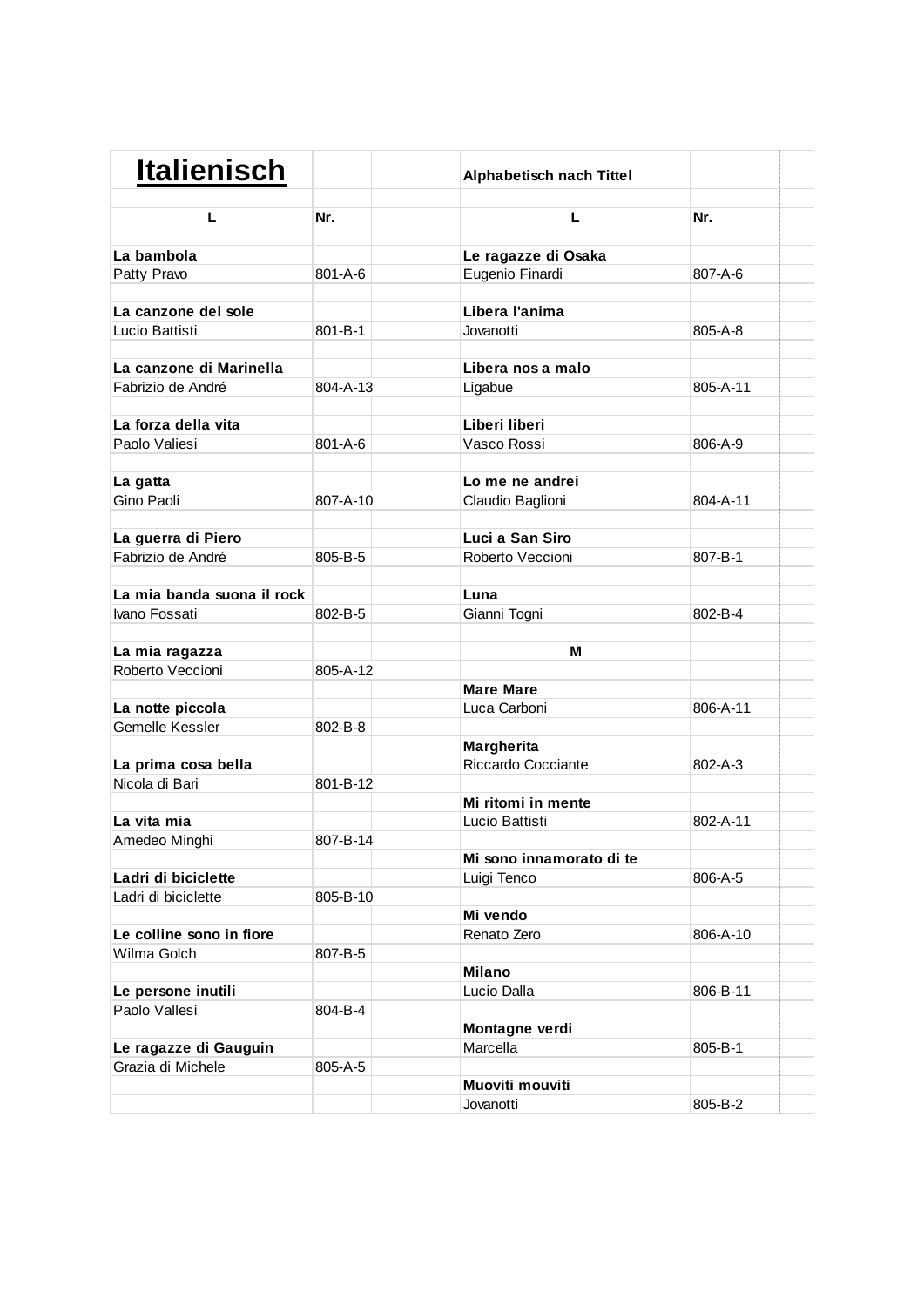# Italienisch

**Alphabetisch nach Tittel**

| L | Nr. |
|---|---|
| **La bambola** | |
| Patty Pravo | 801-A-6 |
| **La canzone del sole** | |
| Lucio Battisti | 801-B-1 |
| **La canzone di Marinella** | |
| Fabrizio de André | 804-A-13 |
| **La forza della vita** | |
| Paolo Valiesi | 801-A-6 |
| **La gatta** | |
| Gino Paoli | 807-A-10 |
| **La guerra di Piero** | |
| Fabrizio de André | 805-B-5 |
| **La mia banda suona il rock** | |
| Ivano Fossati | 802-B-5 |
| **La mia ragazza** | |
| Roberto Veccioni | 805-A-12 |
| **La notte piccola** | |
| Gemelle Kessler | 802-B-8 |
| **La prima cosa bella** | |
| Nicola di Bari | 801-B-12 |
| **La vita mia** | |
| Amedeo Minghi | 807-B-14 |
| **Ladri di biciclette** | |
| Ladri di biciclette | 805-B-10 |
| **Le colline sono in fiore** | |
| Wilma Golch | 807-B-5 |
| **Le persone inutili** | |
| Paolo Vallesi | 804-B-4 |
| **Le ragazze di Gauguin** | |
| Grazia di Michele | 805-A-5 |

| L | Nr. |
|---|---|
| **Le ragazze di Osaka** | |
| Eugenio Finardi | 807-A-6 |
| **Libera l'anima** | |
| Jovanotti | 805-A-8 |
| **Libera nos a malo** | |
| Ligabue | 805-A-11 |
| **Liberi liberi** | |
| Vasco Rossi | 806-A-9 |
| **Lo me ne andrei** | |
| Claudio Baglioni | 804-A-11 |
| **Luci a San Siro** | |
| Roberto Veccioni | 807-B-1 |
| **Luna** | |
| Gianni Togni | 802-B-4 |
| **M** | |
| **Mare Mare** | |
| Luca Carboni | 806-A-11 |
| **Margherita** | |
| Riccardo Cocciante | 802-A-3 |
| **Mi ritomi in mente** | |
| Lucio Battisti | 802-A-11 |
| **Mi sono innamorato di te** | |
| Luigi Tenco | 806-A-5 |
| **Mi vendo** | |
| Renato Zero | 806-A-10 |
| **Milano** | |
| Lucio Dalla | 806-B-11 |
| **Montagne verdi** | |
| Marcella | 805-B-1 |
| **Muoviti mouviti** | |
| Jovanotti | 805-B-2 |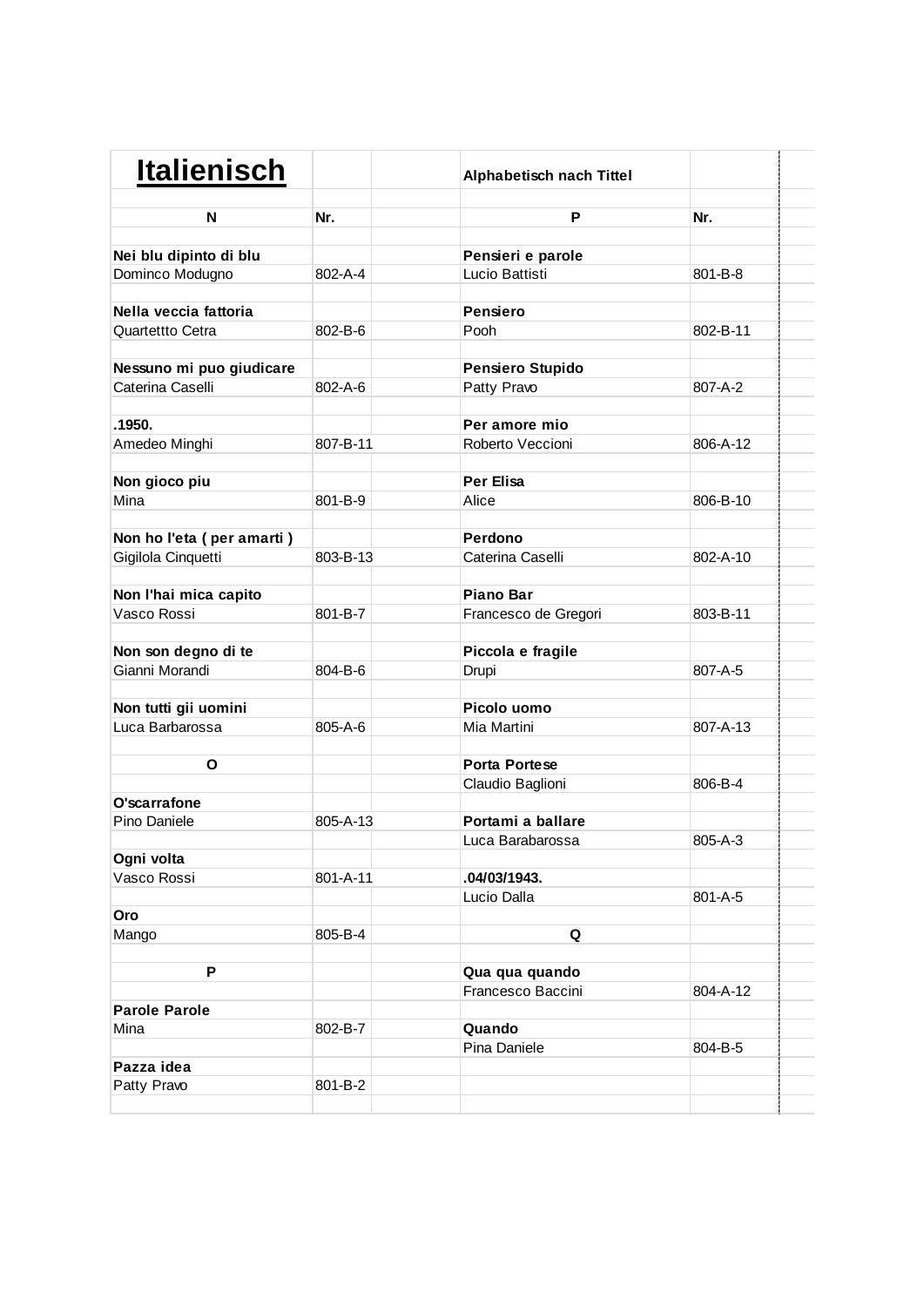| Italienisch | | | Alphabetisch nach Tittel | |
|---|---|---|---|---|
| | | | | |
| **N** | **Nr.** | | **P** | **Nr.** |
| | | | | |
| **Nei blu dipinto di blu** | | | **Pensieri e parole** | |
| Dominco Modugno | 802-A-4 | | Lucio Battisti | 801-B-8 |
| | | | | |
| **Nella veccia fattoria** | | | **Pensiero** | |
| Quartettto Cetra | 802-B-6 | | Pooh | 802-B-11 |
| | | | | |
| **Nessuno mi puo giudicare** | | | **Pensiero Stupido** | |
| Caterina Caselli | 802-A-6 | | Patty Pravo | 807-A-2 |
| | | | | |
| **.1950.** | | | **Per amore mio** | |
| Amedeo Minghi | 807-B-11 | | Roberto Veccioni | 806-A-12 |
| | | | | |
| **Non gioco piu** | | | **Per Elisa** | |
| Mina | 801-B-9 | | Alice | 806-B-10 |
| | | | | |
| **Non ho l'eta ( per amarti )** | | | **Perdono** | |
| Gigilola Cinquetti | 803-B-13 | | Caterina Caselli | 802-A-10 |
| | | | | |
| **Non l'hai mica capito** | | | **Piano Bar** | |
| Vasco Rossi | 801-B-7 | | Francesco de Gregori | 803-B-11 |
| | | | | |
| **Non son degno di te** | | | **Piccola e fragile** | |
| Gianni Morandi | 804-B-6 | | Drupi | 807-A-5 |
| | | | | |
| **Non tutti gii uomini** | | | **Picolo uomo** | |
| Luca Barbarossa | 805-A-6 | | Mia Martini | 807-A-13 |
| | | | | |
| **O** | | | **Porta Portese** | |
| | | | Claudio Baglioni | 806-B-4 |
| **O'scarrafone** | | | | |
| Pino Daniele | 805-A-13 | | **Portami a ballare** | |
| | | | Luca Barabarossa | 805-A-3 |
| **Ogni volta** | | | | |
| Vasco Rossi | 801-A-11 | | **.04/03/1943.** | |
| | | | Lucio Dalla | 801-A-5 |
| **Oro** | | | | |
| Mango | 805-B-4 | | **Q** | |
| | | | | |
| **P** | | | **Qua qua quando** | |
| | | | Francesco Baccini | 804-A-12 |
| **Parole Parole** | | | | |
| Mina | 802-B-7 | | **Quando** | |
| | | | Pina Daniele | 804-B-5 |
| **Pazza idea** | | | | |
| Patty Pravo | 801-B-2 | | | |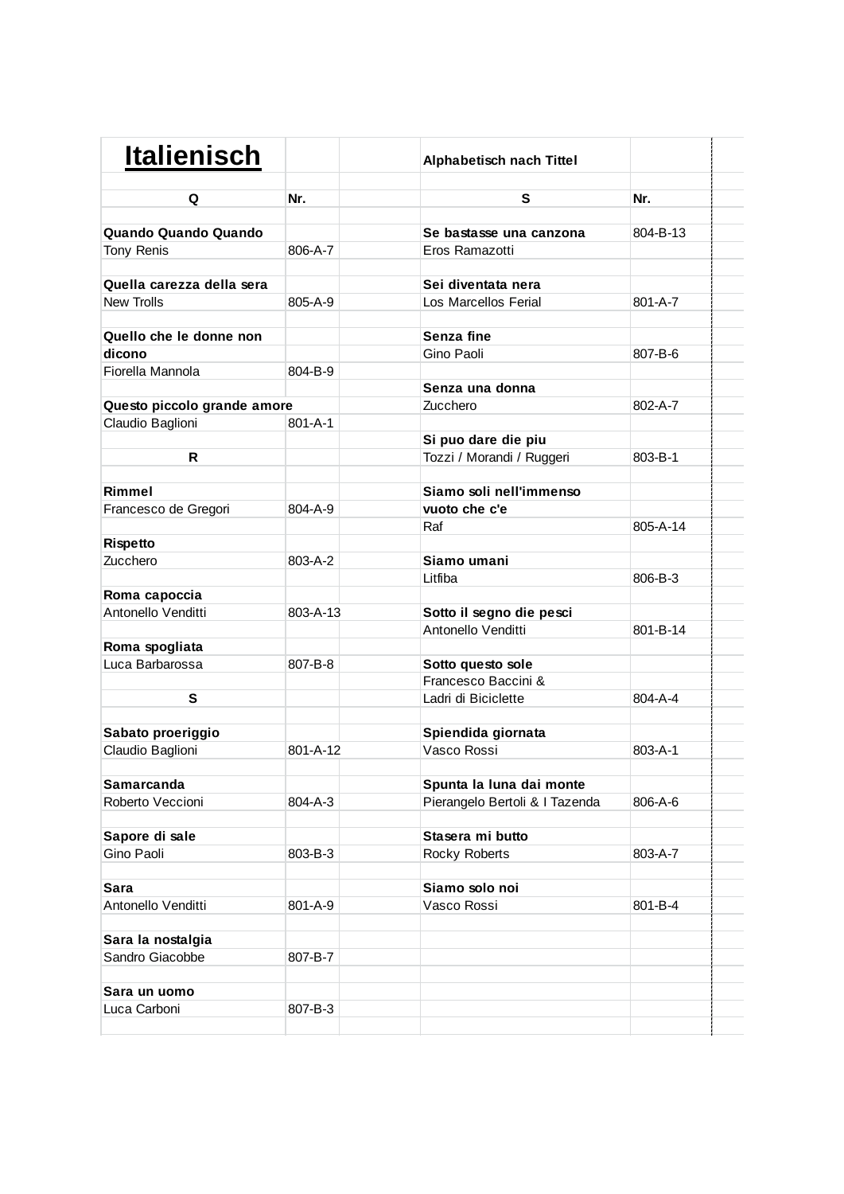# Italienisch

**Alphabetisch nach Tittel**

| Q | Nr. | S | Nr. |
|---|---|---|---|
| **Quando Quando Quando** | | **Se bastasse una canzona** | 804-B-13 |
| Tony Renis | 806-A-7 | Eros Ramazotti | |
| **Quella carezza della sera** | | **Sei diventata nera** | |
| New Trolls | 805-A-9 | Los Marcellos Ferial | 801-A-7 |
| **Quello che le donne non dicono** | | **Senza fine** | |
| Fiorella Mannola | 804-B-9 | Gino Paoli | 807-B-6 |
| **Questo piccolo grande amore** | | **Senza una donna** | |
| Claudio Baglioni | 801-A-1 | Zucchero | 802-A-7 |
| **R** | | **Si puo dare die piu** | |
| | | Tozzi / Morandi / Ruggeri | 803-B-1 |
| **Rimmel** | | **Siamo soli nell'immenso vuoto che c'e** | |
| Francesco de Gregori | 804-A-9 | Raf | 805-A-14 |
| **Rispetto** | | **Siamo umani** | |
| Zucchero | 803-A-2 | Litfiba | 806-B-3 |
| **Roma capoccia** | | **Sotto il segno die pesci** | |
| Antonello Venditti | 803-A-13 | Antonello Venditti | 801-B-14 |
| **Roma spogliata** | | **Sotto questo sole** | |
| Luca Barbarossa | 807-B-8 | Francesco Baccini & Ladri di Biciclette | 804-A-4 |
| **S** | | | |
| **Sabato proeriggio** | | **Spiendida giornata** | |
| Claudio Baglioni | 801-A-12 | Vasco Rossi | 803-A-1 |
| **Samarcanda** | | **Spunta la luna dai monte** | |
| Roberto Veccioni | 804-A-3 | Pierangelo Bertoli & I Tazenda | 806-A-6 |
| **Sapore di sale** | | **Stasera mi butto** | |
| Gino Paoli | 803-B-3 | Rocky Roberts | 803-A-7 |
| **Sara** | | **Siamo solo noi** | |
| Antonello Venditti | 801-A-9 | Vasco Rossi | 801-B-4 |
| **Sara la nostalgia** | | | |
| Sandro Giacobbe | 807-B-7 | | |
| **Sara un uomo** | | | |
| Luca Carboni | 807-B-3 | | |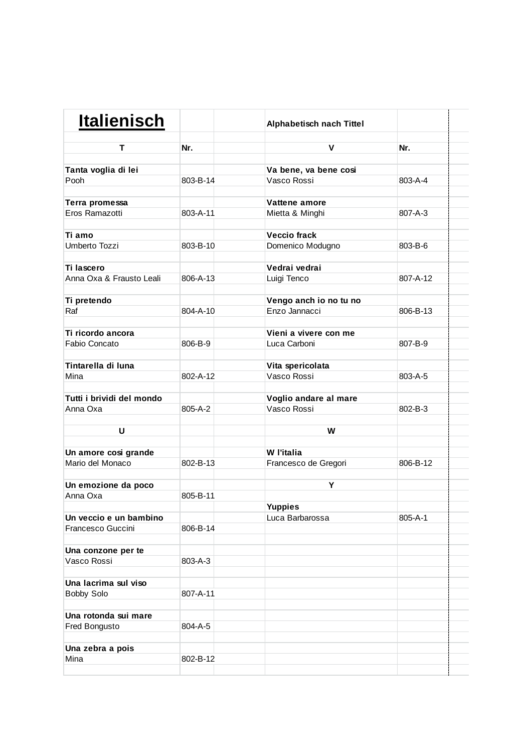# Italienisch

**Alphabetisch nach Tittel**

| T | Nr. | V | Nr. |
|---|---|---|---|
| **Tanta voglia di lei** | | **Va bene, va bene cosi** | |
| Pooh | 803-B-14 | Vasco Rossi | 803-A-4 |
| **Terra promessa** | | **Vattene amore** | |
| Eros Ramazotti | 803-A-11 | Mietta & Minghi | 807-A-3 |
| **Ti amo** | | **Veccio frack** | |
| Umberto Tozzi | 803-B-10 | Domenico Modugno | 803-B-6 |
| **Ti lascero** | | **Vedrai vedrai** | |
| Anna Oxa & Frausto Leali | 806-A-13 | Luigi Tenco | 807-A-12 |
| **Ti pretendo** | | **Vengo anch io no tu no** | |
| Raf | 804-A-10 | Enzo Jannacci | 806-B-13 |
| **Ti ricordo ancora** | | **Vieni a vivere con me** | |
| Fabio Concato | 806-B-9 | Luca Carboni | 807-B-9 |
| **Tintarella di luna** | | **Vita spericolata** | |
| Mina | 802-A-12 | Vasco Rossi | 803-A-5 |
| **Tutti i brividi del mondo** | | **Voglio andare al mare** | |
| Anna Oxa | 805-A-2 | Vasco Rossi | 802-B-3 |
| **U** | | **W** | |
| **Un amore cosi grande** | | **W l'italia** | |
| Mario del Monaco | 802-B-13 | Francesco de Gregori | 806-B-12 |
| **Un emozione da poco** | | **Y** | |
| Anna Oxa | 805-B-11 | | |
| | | **Yuppies** | |
| **Un veccio e un bambino** | | Luca Barbarossa | 805-A-1 |
| Francesco Guccini | 806-B-14 | | |
| **Una conzone per te** | | | |
| Vasco Rossi | 803-A-3 | | |
| **Una lacrima sul viso** | | | |
| Bobby Solo | 807-A-11 | | |
| **Una rotonda sui mare** | | | |
| Fred Bongusto | 804-A-5 | | |
| **Una zebra a pois** | | | |
| Mina | 802-B-12 | | |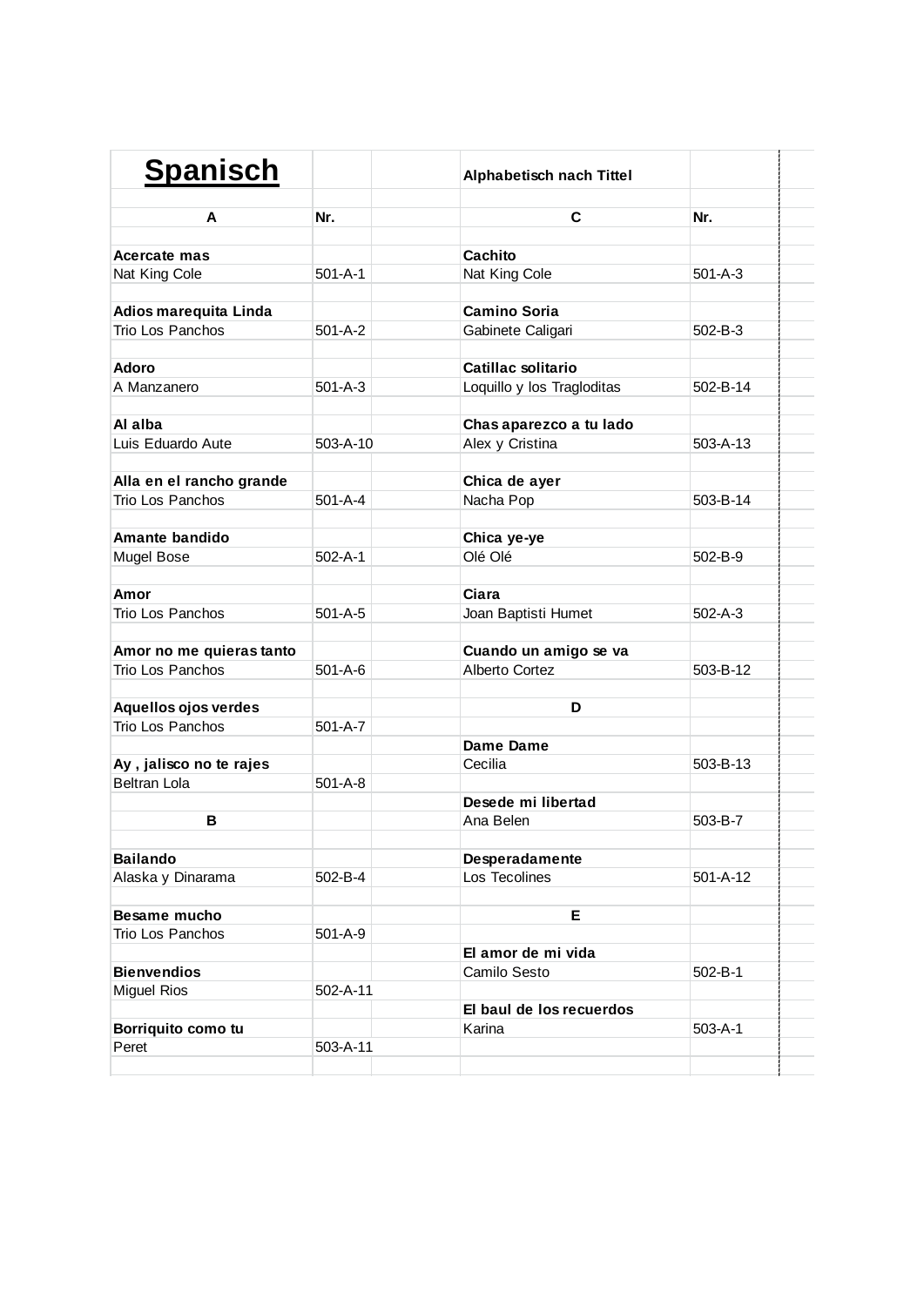# Spanisch

Alphabetisch nach Tittel

| A | Nr. | C | Nr. |
|---|---|---|---|
| **Acercate mas** | | **Cachito** | |
| Nat King Cole | 501-A-1 | Nat King Cole | 501-A-3 |
| **Adios marequita Linda** | | **Camino Soria** | |
| Trio Los Panchos | 501-A-2 | Gabinete Caligari | 502-B-3 |
| **Adoro** | | **Catillac solitario** | |
| A Manzanero | 501-A-3 | Loquillo y los Tragloditas | 502-B-14 |
| **Al alba** | | **Chas aparezco a tu lado** | |
| Luis Eduardo Aute | 503-A-10 | Alex y Cristina | 503-A-13 |
| **Alla en el rancho grande** | | **Chica de ayer** | |
| Trio Los Panchos | 501-A-4 | Nacha Pop | 503-B-14 |
| **Amante bandido** | | **Chica ye-ye** | |
| Mugel Bose | 502-A-1 | Olé Olé | 502-B-9 |
| **Amor** | | **Ciara** | |
| Trio Los Panchos | 501-A-5 | Joan Baptisti Humet | 502-A-3 |
| **Amor no me quieras tanto** | | **Cuando un amigo se va** | |
| Trio Los Panchos | 501-A-6 | Alberto Cortez | 503-B-12 |
| **Aquellos ojos verdes** | | **D** | |
| Trio Los Panchos | 501-A-7 | | |
| | | **Dame Dame** | |
| **Ay , jalisco no te rajes** | | Cecilia | 503-B-13 |
| Beltran Lola | 501-A-8 | | |
| | | **Desede mi libertad** | |
| **B** | | Ana Belen | 503-B-7 |
| **Bailando** | | **Desperadamente** | |
| Alaska y Dinarama | 502-B-4 | Los Tecolines | 501-A-12 |
| **Besame mucho** | | **E** | |
| Trio Los Panchos | 501-A-9 | | |
| | | **El amor de mi vida** | |
| **Bienvendios** | | Camilo Sesto | 502-B-1 |
| Miguel Rios | 502-A-11 | | |
| | | **El baul de los recuerdos** | |
| **Borriquito como tu** | | Karina | 503-A-1 |
| Peret | 503-A-11 | | |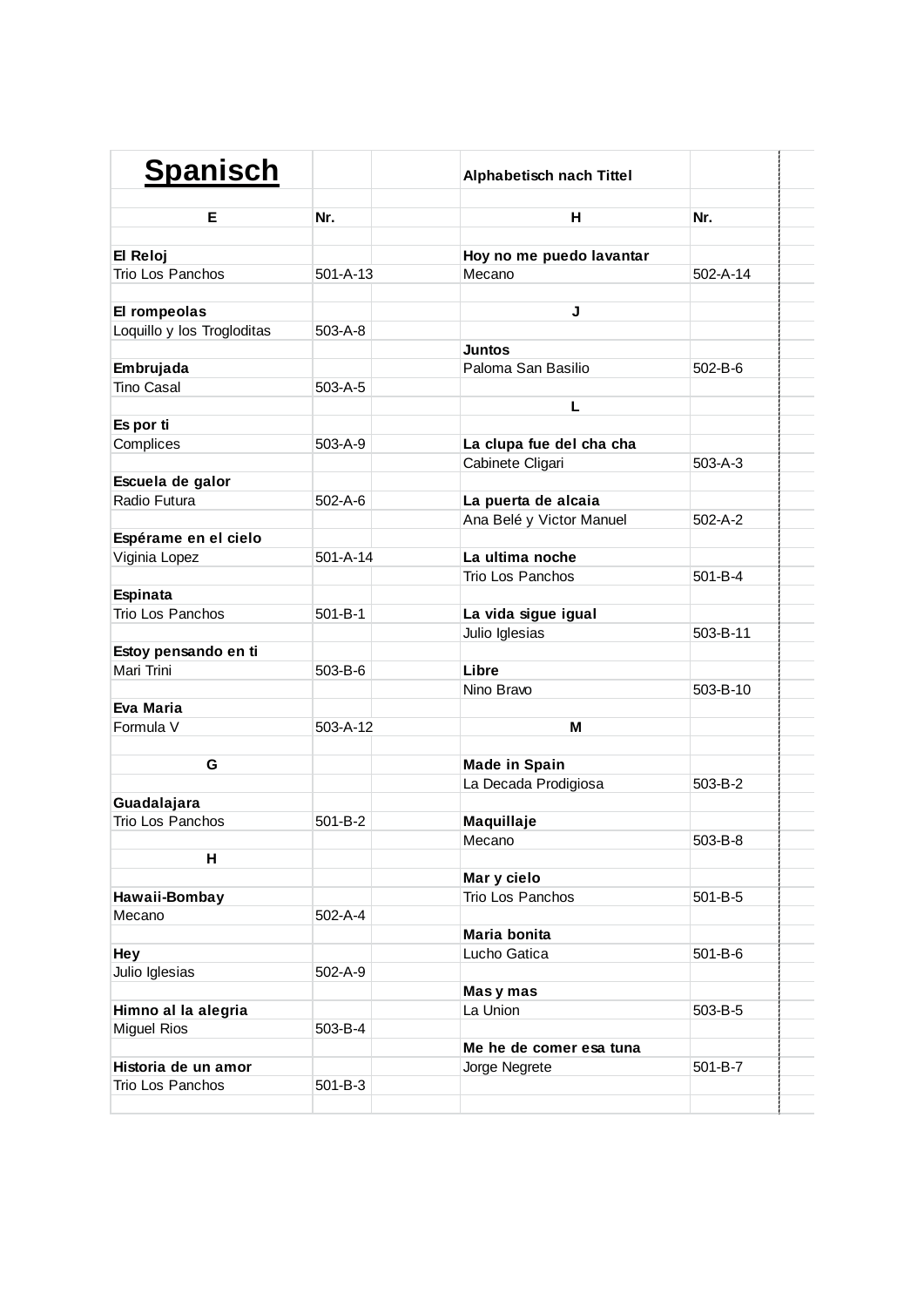# Spanisch

Alphabetisch nach Tittel

| E | Nr. | | H | Nr. |
|---|---|---|---|---|
| | | | | |
| **El Reloj** | | | **Hoy no me puedo lavantar** | |
| Trio Los Panchos | 501-A-13 | | Mecano | 502-A-14 |
| | | | | |
| **El rompeolas** | | | **J** | |
| Loquillo y los Trogloditas | 503-A-8 | | | |
| | | | **Juntos** | |
| **Embrujada** | | | Paloma San Basilio | 502-B-6 |
| Tino Casal | 503-A-5 | | | |
| | | | **L** | |
| **Es por ti** | | | | |
| Complices | 503-A-9 | | **La clupa fue del cha cha** | |
| | | | Cabinete Cligari | 503-A-3 |
| **Escuela de galor** | | | | |
| Radio Futura | 502-A-6 | | **La puerta de alcaia** | |
| | | | Ana Belé y Victor Manuel | 502-A-2 |
| **Espérame en el cielo** | | | | |
| Viginia Lopez | 501-A-14 | | **La ultima noche** | |
| | | | Trio Los Panchos | 501-B-4 |
| **Espinata** | | | | |
| Trio Los Panchos | 501-B-1 | | **La vida sigue igual** | |
| | | | Julio Iglesias | 503-B-11 |
| **Estoy pensando en ti** | | | | |
| Mari Trini | 503-B-6 | | **Libre** | |
| | | | Nino Bravo | 503-B-10 |
| **Eva Maria** | | | | |
| Formula V | 503-A-12 | | **M** | |
| | | | | |
| **G** | | | **Made in Spain** | |
| | | | La Decada Prodigiosa | 503-B-2 |
| **Guadalajara** | | | | |
| Trio Los Panchos | 501-B-2 | | **Maquillaje** | |
| | | | Mecano | 503-B-8 |
| **H** | | | | |
| | | | **Mar y cielo** | |
| **Hawaii-Bombay** | | | Trio Los Panchos | 501-B-5 |
| Mecano | 502-A-4 | | | |
| | | | **Maria bonita** | |
| **Hey** | | | Lucho Gatica | 501-B-6 |
| Julio Iglesias | 502-A-9 | | | |
| | | | **Mas y mas** | |
| **Himno al la alegria** | | | La Union | 503-B-5 |
| Miguel Rios | 503-B-4 | | | |
| | | | **Me he de comer esa tuna** | |
| **Historia de un amor** | | | Jorge Negrete | 501-B-7 |
| Trio Los Panchos | 501-B-3 | | | |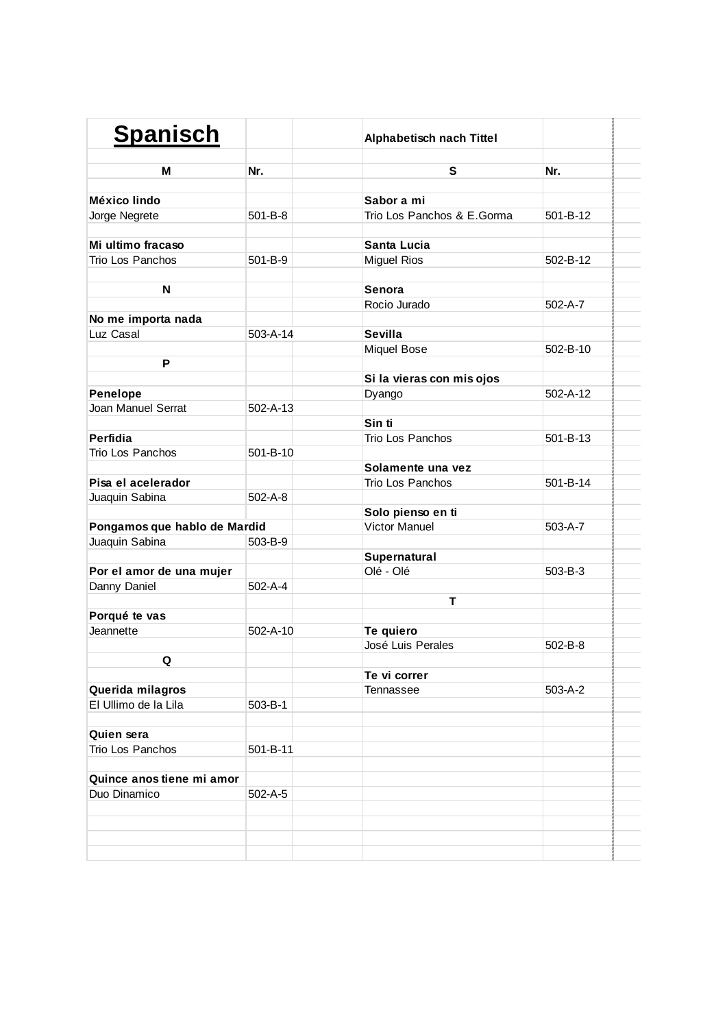# Spanisch

**Alphabetisch nach Tittel**

| M | Nr. |
|---|---|
| **México lindo** | |
| Jorge Negrete | 501-B-8 |
| **Mi ultimo fracaso** | |
| Trio Los Panchos | 501-B-9 |
| **N** | |
| **No me importa nada** | |
| Luz Casal | 503-A-14 |
| **P** | |
| **Penelope** | |
| Joan Manuel Serrat | 502-A-13 |
| **Perfidia** | |
| Trio Los Panchos | 501-B-10 |
| **Pisa el acelerador** | |
| Juaquin Sabina | 502-A-8 |
| **Pongamos que hablo de Mardid** | |
| Juaquin Sabina | 503-B-9 |
| **Por el amor de una mujer** | |
| Danny Daniel | 502-A-4 |
| **Porqué te vas** | |
| Jeannette | 502-A-10 |
| **Q** | |
| **Querida milagros** | |
| El Ullimo de la Lila | 503-B-1 |
| **Quien sera** | |
| Trio Los Panchos | 501-B-11 |
| **Quince anos tiene mi amor** | |
| Duo Dinamico | 502-A-5 |

| S | Nr. |
|---|---|
| **Sabor a mi** | |
| Trio Los Panchos & E.Gorma | 501-B-12 |
| **Santa Lucia** | |
| Miguel Rios | 502-B-12 |
| **Senora** | |
| Rocio Jurado | 502-A-7 |
| **Sevilla** | |
| Miquel Bose | 502-B-10 |
| **Si la vieras con mis ojos** | |
| Dyango | 502-A-12 |
| **Sin ti** | |
| Trio Los Panchos | 501-B-13 |
| **Solamente una vez** | |
| Trio Los Panchos | 501-B-14 |
| **Solo pienso en ti** | |
| Victor Manuel | 503-A-7 |
| **Supernatural** | |
| Olé - Olé | 503-B-3 |
| **T** | |
| **Te quiero** | |
| José Luis Perales | 502-B-8 |
| **Te vi correr** | |
| Tennassee | 503-A-2 |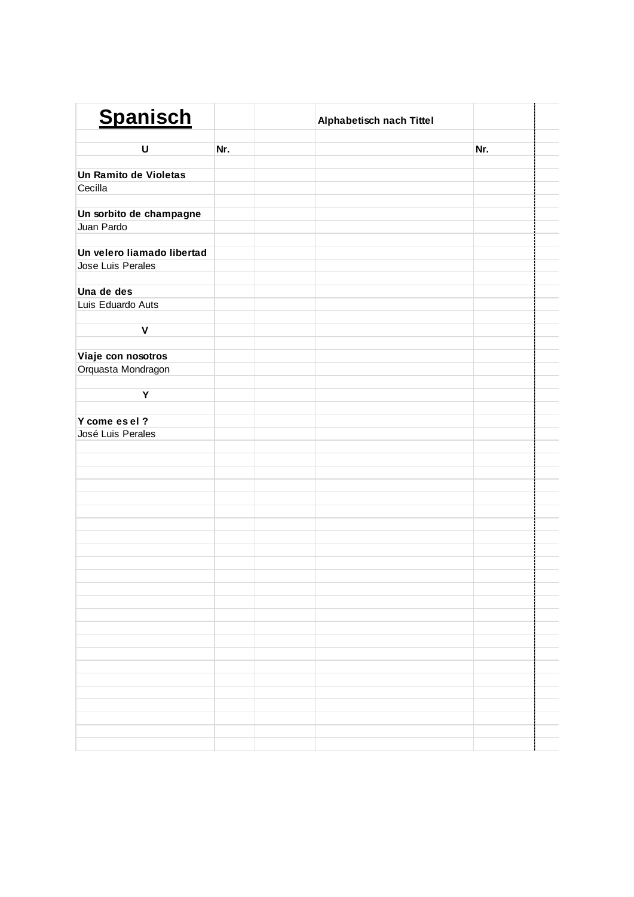# Spanisch

Alphabetisch nach Tittel

| U | Nr. | | | Nr. |
|---|---|---|---|---|
| | | | | |
| **Un Ramito de Violetas** | | | | |
| Cecilla | | | | |
| | | | | |
| **Un sorbito de champagne** | | | | |
| Juan Pardo | | | | |
| | | | | |
| **Un velero liamado libertad** | | | | |
| Jose Luis Perales | | | | |
| | | | | |
| **Una de des** | | | | |
| Luis Eduardo Auts | | | | |
| | | | | |
| **V** | | | | |
| | | | | |
| **Viaje con nosotros** | | | | |
| Orquasta Mondragon | | | | |
| | | | | |
| **Y** | | | | |
| | | | | |
| **Y come es el ?** | | | | |
| José Luis Perales | | | | |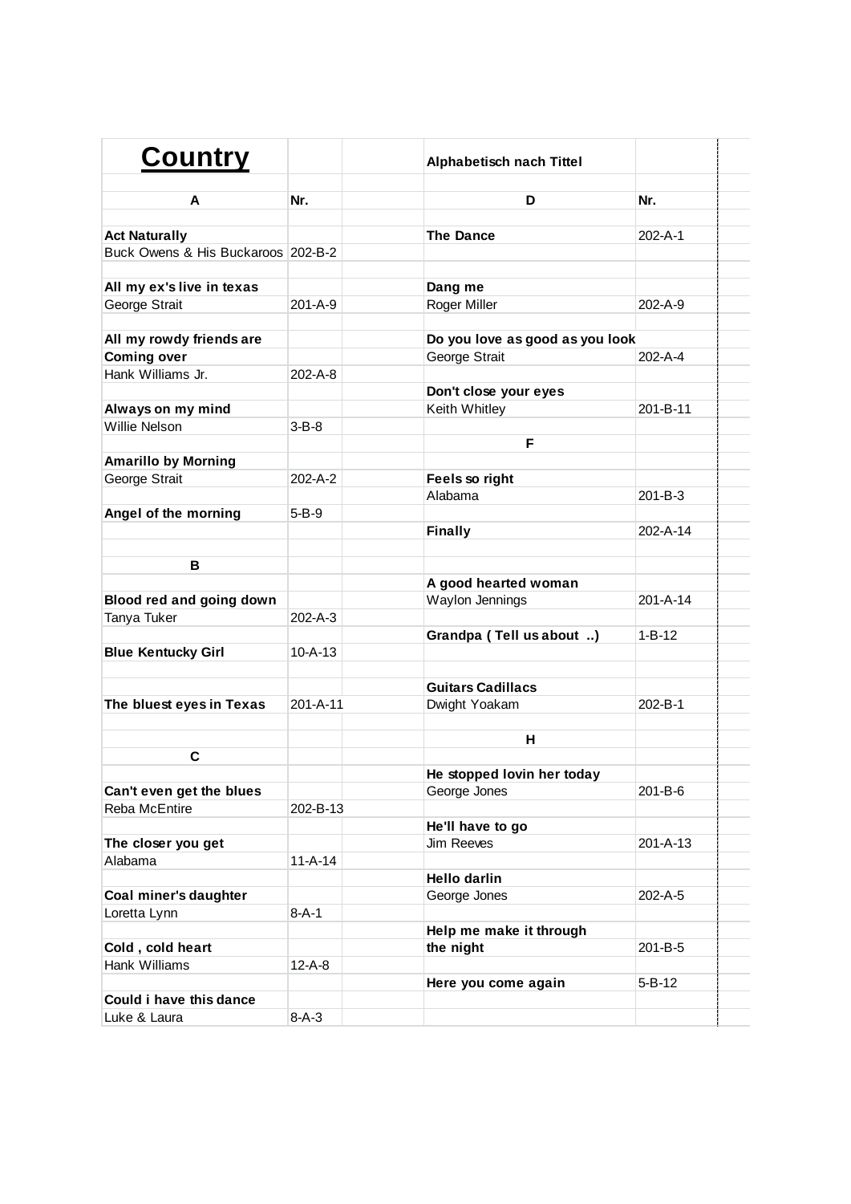# Country

Alphabetisch nach Tittel

| A | Nr. |
|---|---|
| **Act Naturally** | |
| Buck Owens & His Buckaroos | 202-B-2 |
| **All my ex's live in texas** | |
| George Strait | 201-A-9 |
| **All my rowdy friends are** | |
| **Coming over** | |
| Hank Williams Jr. | 202-A-8 |
| **Always on my mind** | |
| Willie Nelson | 3-B-8 |
| **Amarillo by Morning** | |
| George Strait | 202-A-2 |
| **Angel of the morning** | 5-B-9 |
| **B** | |
| **Blood red and going down** | |
| Tanya Tuker | 202-A-3 |
| **Blue Kentucky Girl** | 10-A-13 |
| **The bluest eyes in Texas** | 201-A-11 |
| **C** | |
| **Can't even get the blues** | |
| Reba McEntire | 202-B-13 |
| **The closer you get** | |
| Alabama | 11-A-14 |
| **Coal miner's daughter** | |
| Loretta Lynn | 8-A-1 |
| **Cold , cold heart** | |
| Hank Williams | 12-A-8 |
| **Could i have this dance** | |
| Luke & Laura | 8-A-3 |

| D | Nr. |
|---|---|
| **The Dance** | 202-A-1 |
| **Dang me** | |
| Roger Miller | 202-A-9 |
| **Do you love as good as you look** | |
| George Strait | 202-A-4 |
| **Don't close your eyes** | |
| Keith Whitley | 201-B-11 |
| **F** | |
| **Feels so right** | |
| Alabama | 201-B-3 |
| **Finally** | 202-A-14 |
| **A good hearted woman** | |
| Waylon Jennings | 201-A-14 |
| **Grandpa ( Tell us about ..)** | 1-B-12 |
| **Guitars Cadillacs** | |
| Dwight Yoakam | 202-B-1 |
| **H** | |
| **He stopped lovin her today** | |
| George Jones | 201-B-6 |
| **He'll have to go** | |
| Jim Reeves | 201-A-13 |
| **Hello darlin** | |
| George Jones | 202-A-5 |
| **Help me make it through** | |
| **the night** | 201-B-5 |
| **Here you come again** | 5-B-12 |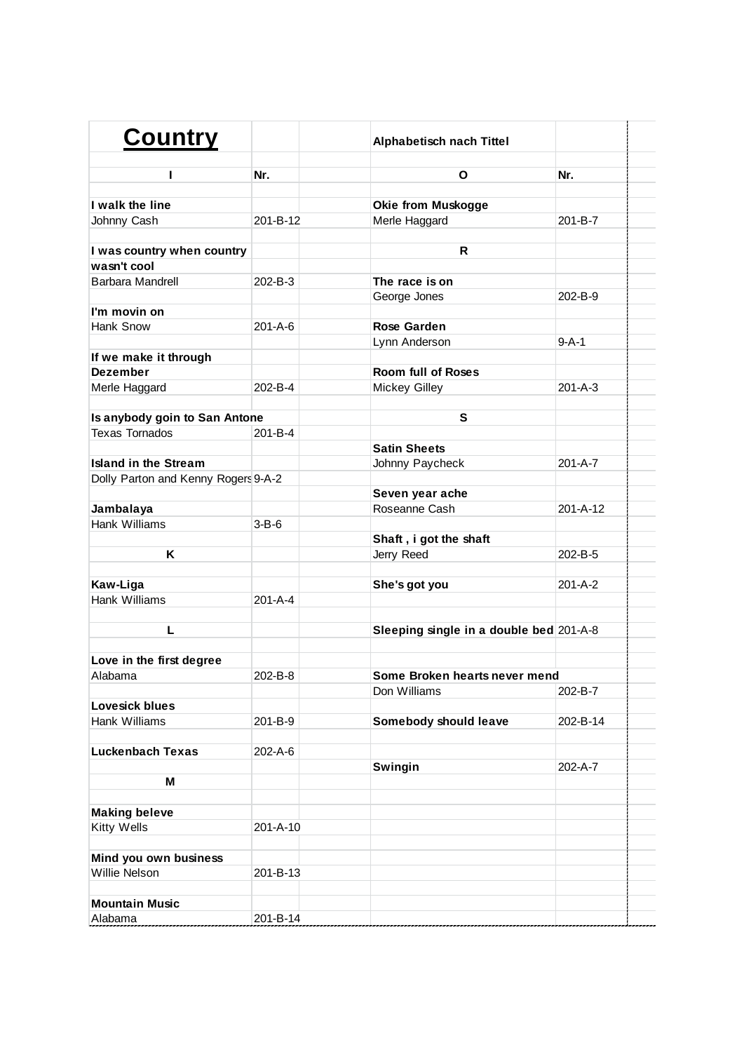# Country

Alphabetisch nach Tittel

| I | Nr. | | O | Nr. |
|---|---|---|---|---|
| **I walk the line** | | | **Okie from Muskogge** | |
| Johnny Cash | 201-B-12 | | Merle Haggard | 201-B-7 |
| **I was country when country wasn't cool** | | | **R** | |
| Barbara Mandrell | 202-B-3 | | **The race is on** | |
| | | | George Jones | 202-B-9 |
| **I'm movin on** | | | | |
| Hank Snow | 201-A-6 | | **Rose Garden** | |
| | | | Lynn Anderson | 9-A-1 |
| **If we make it through Dezember** | | | **Room full of Roses** | |
| Merle Haggard | 202-B-4 | | Mickey Gilley | 201-A-3 |
| **Is anybody goin to San Antone** | | | **S** | |
| Texas Tornados | 201-B-4 | | | |
| | | | **Satin Sheets** | |
| **Island in the Stream** | | | Johnny Paycheck | 201-A-7 |
| Dolly Parton and Kenny Rogers | 9-A-2 | | | |
| | | | **Seven year ache** | |
| **Jambalaya** | | | Roseanne Cash | 201-A-12 |
| Hank Williams | 3-B-6 | | | |
| | | | **Shaft , i got the shaft** | |
| **K** | | | Jerry Reed | 202-B-5 |
| **Kaw-Liga** | | | **She's got you** | 201-A-2 |
| Hank Williams | 201-A-4 | | | |
| **L** | | | **Sleeping single in a double bed** | 201-A-8 |
| **Love in the first degree** | | | | |
| Alabama | 202-B-8 | | **Some Broken hearts never mend** | |
| | | | Don Williams | 202-B-7 |
| **Lovesick blues** | | | | |
| Hank Williams | 201-B-9 | | **Somebody should leave** | 202-B-14 |
| **Luckenbach Texas** | 202-A-6 | | | |
| | | | **Swingin** | 202-A-7 |
| **M** | | | | |
| **Making beleve** | | | | |
| Kitty Wells | 201-A-10 | | | |
| **Mind you own business** | | | | |
| Willie Nelson | 201-B-13 | | | |
| **Mountain Music** | | | | |
| Alabama | 201-B-14 | | | |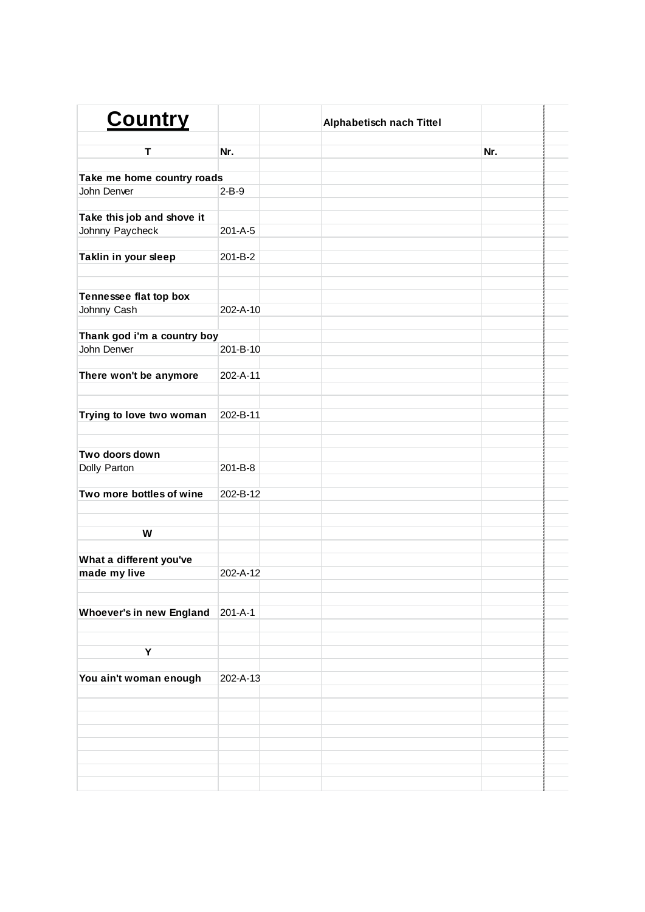# Country

**Alphabetisch nach Tittel**

| T | Nr. | | | Nr. |
|---|---|---|---|---|
| | | | | |
| **Take me home country roads** | | | | |
| John Denver | 2-B-9 | | | |
| | | | | |
| **Take this job and shove it** | | | | |
| Johnny Paycheck | 201-A-5 | | | |
| | | | | |
| **Taklin in your sleep** | 201-B-2 | | | |
| | | | | |
| | | | | |
| **Tennessee flat top box** | | | | |
| Johnny Cash | 202-A-10 | | | |
| | | | | |
| **Thank god i'm a country boy** | | | | |
| John Denver | 201-B-10 | | | |
| | | | | |
| **There won't be anymore** | 202-A-11 | | | |
| | | | | |
| | | | | |
| **Trying to love two woman** | 202-B-11 | | | |
| | | | | |
| | | | | |
| **Two doors down** | | | | |
| Dolly Parton | 201-B-8 | | | |
| | | | | |
| **Two more bottles of wine** | 202-B-12 | | | |
| | | | | |
| | | | | |
| **W** | | | | |
| | | | | |
| **What a different you've** | | | | |
| **made my live** | 202-A-12 | | | |
| | | | | |
| | | | | |
| **Whoever's in new England** | 201-A-1 | | | |
| | | | | |
| | | | | |
| **Y** | | | | |
| | | | | |
| **You ain't woman enough** | 202-A-13 | | | |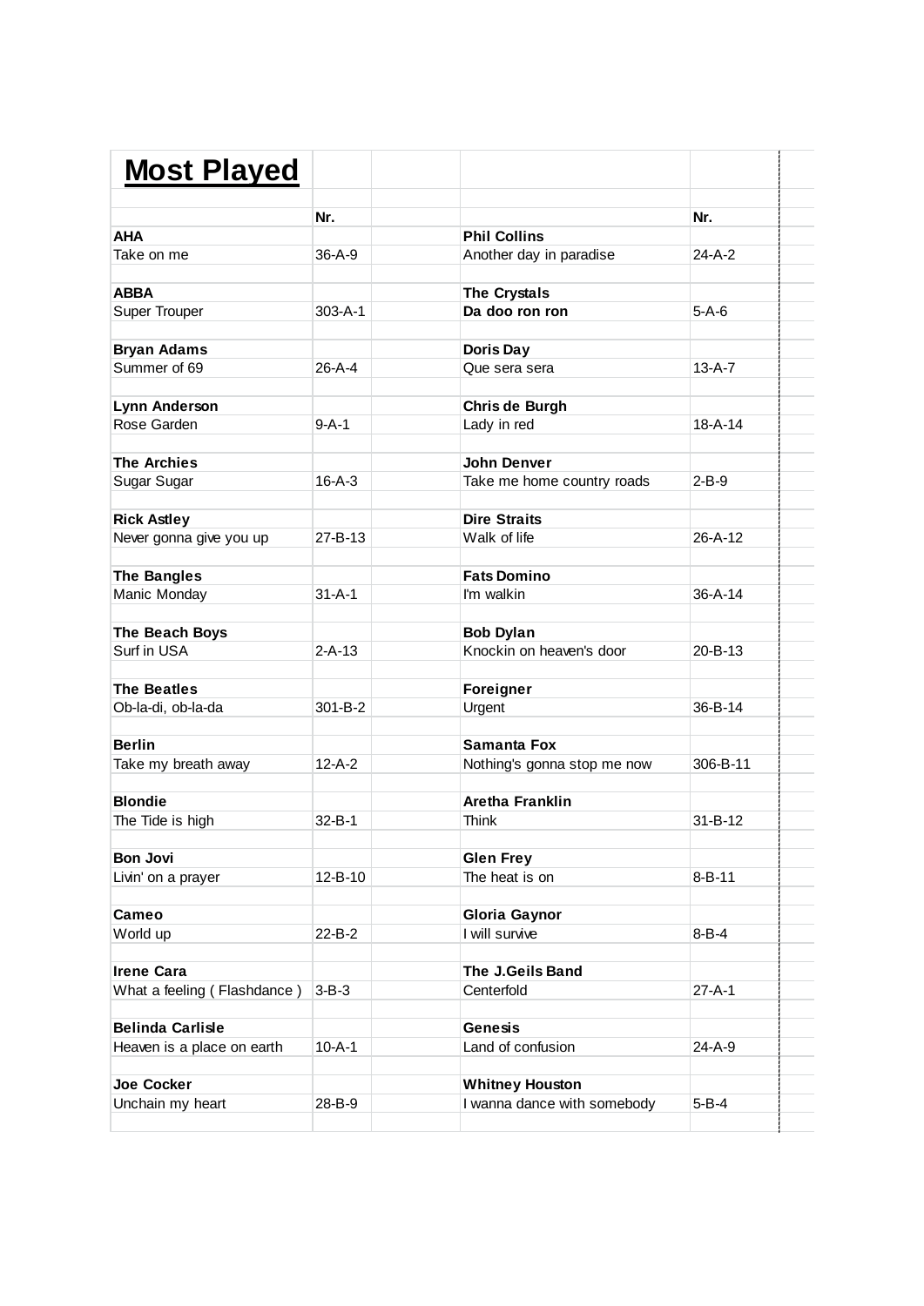# Most Played

| | Nr. | | | Nr. |
|---|---|---|---|---|
| **AHA** | | | **Phil Collins** | |
| Take on me | 36-A-9 | | Another day in paradise | 24-A-2 |
| | | | | |
| **ABBA** | | | **The Crystals** | |
| Super Trouper | 303-A-1 | | **Da doo ron ron** | 5-A-6 |
| | | | | |
| **Bryan Adams** | | | **Doris Day** | |
| Summer of 69 | 26-A-4 | | Que sera sera | 13-A-7 |
| | | | | |
| **Lynn Anderson** | | | **Chris de Burgh** | |
| Rose Garden | 9-A-1 | | Lady in red | 18-A-14 |
| | | | | |
| **The Archies** | | | **John Denver** | |
| Sugar Sugar | 16-A-3 | | Take me home country roads | 2-B-9 |
| | | | | |
| **Rick Astley** | | | **Dire Straits** | |
| Never gonna give you up | 27-B-13 | | Walk of life | 26-A-12 |
| | | | | |
| **The Bangles** | | | **Fats Domino** | |
| Manic Monday | 31-A-1 | | I'm walkin | 36-A-14 |
| | | | | |
| **The Beach Boys** | | | **Bob Dylan** | |
| Surf in USA | 2-A-13 | | Knockin on heaven's door | 20-B-13 |
| | | | | |
| **The Beatles** | | | **Foreigner** | |
| Ob-la-di, ob-la-da | 301-B-2 | | Urgent | 36-B-14 |
| | | | | |
| **Berlin** | | | **Samanta Fox** | |
| Take my breath away | 12-A-2 | | Nothing's gonna stop me now | 306-B-11 |
| | | | | |
| **Blondie** | | | **Aretha Franklin** | |
| The Tide is high | 32-B-1 | | Think | 31-B-12 |
| | | | | |
| **Bon Jovi** | | | **Glen Frey** | |
| Livin' on a prayer | 12-B-10 | | The heat is on | 8-B-11 |
| | | | | |
| **Cameo** | | | **Gloria Gaynor** | |
| World up | 22-B-2 | | I will survive | 8-B-4 |
| | | | | |
| **Irene Cara** | | | **The J.Geils Band** | |
| What a feeling ( Flashdance ) | 3-B-3 | | Centerfold | 27-A-1 |
| | | | | |
| **Belinda Carlisle** | | | **Genesis** | |
| Heaven is a place on earth | 10-A-1 | | Land of confusion | 24-A-9 |
| | | | | |
| **Joe Cocker** | | | **Whitney Houston** | |
| Unchain my heart | 28-B-9 | | I wanna dance with somebody | 5-B-4 |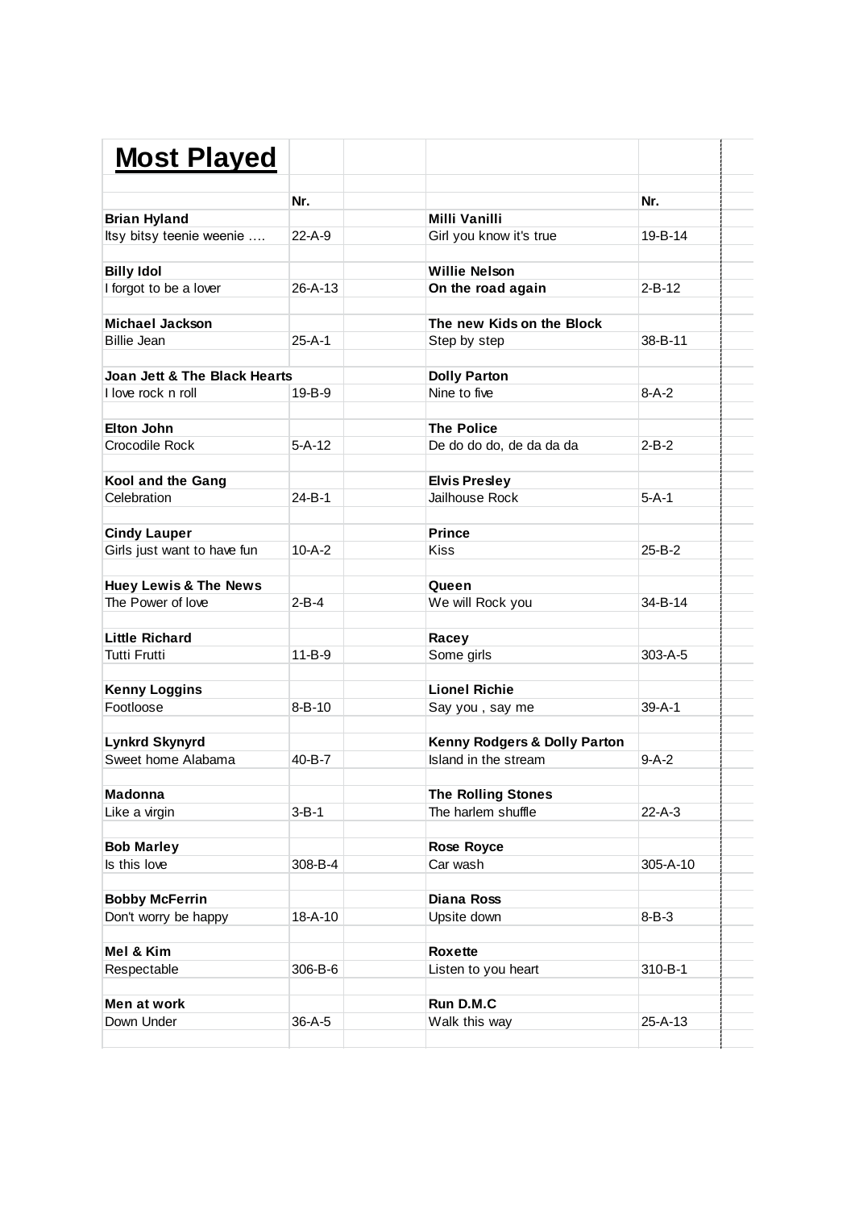## Most Played

| | Nr. | | | Nr. |
|---|---|---|---|---|
| **Brian Hyland** | | | **Milli Vanilli** | |
| Itsy bitsy teenie weenie …. | 22-A-9 | | Girl you know it's true | 19-B-14 |
| | | | | |
| **Billy Idol** | | | **Willie Nelson** | |
| I forgot to be a lover | 26-A-13 | | **On the road again** | 2-B-12 |
| | | | | |
| **Michael Jackson** | | | **The new Kids on the Block** | |
| Billie Jean | 25-A-1 | | Step by step | 38-B-11 |
| | | | | |
| **Joan Jett & The Black Hearts** | | | **Dolly Parton** | |
| I love rock n roll | 19-B-9 | | Nine to five | 8-A-2 |
| | | | | |
| **Elton John** | | | **The Police** | |
| Crocodile Rock | 5-A-12 | | De do do do, de da da da | 2-B-2 |
| | | | | |
| **Kool and the Gang** | | | **Elvis Presley** | |
| Celebration | 24-B-1 | | Jailhouse Rock | 5-A-1 |
| | | | | |
| **Cindy Lauper** | | | **Prince** | |
| Girls just want to have fun | 10-A-2 | | Kiss | 25-B-2 |
| | | | | |
| **Huey Lewis & The News** | | | **Queen** | |
| The Power of love | 2-B-4 | | We will Rock you | 34-B-14 |
| | | | | |
| **Little Richard** | | | **Racey** | |
| Tutti Frutti | 11-B-9 | | Some girls | 303-A-5 |
| | | | | |
| **Kenny Loggins** | | | **Lionel Richie** | |
| Footloose | 8-B-10 | | Say you , say me | 39-A-1 |
| | | | | |
| **Lynkrd Skynyrd** | | | **Kenny Rodgers & Dolly Parton** | |
| Sweet home Alabama | 40-B-7 | | Island in the stream | 9-A-2 |
| | | | | |
| **Madonna** | | | **The Rolling Stones** | |
| Like a virgin | 3-B-1 | | The harlem shuffle | 22-A-3 |
| | | | | |
| **Bob Marley** | | | **Rose Royce** | |
| Is this love | 308-B-4 | | Car wash | 305-A-10 |
| | | | | |
| **Bobby McFerrin** | | | **Diana Ross** | |
| Don't worry be happy | 18-A-10 | | Upsite down | 8-B-3 |
| | | | | |
| **Mel & Kim** | | | **Roxette** | |
| Respectable | 306-B-6 | | Listen to you heart | 310-B-1 |
| | | | | |
| **Men at work** | | | **Run D.M.C** | |
| Down Under | 36-A-5 | | Walk this way | 25-A-13 |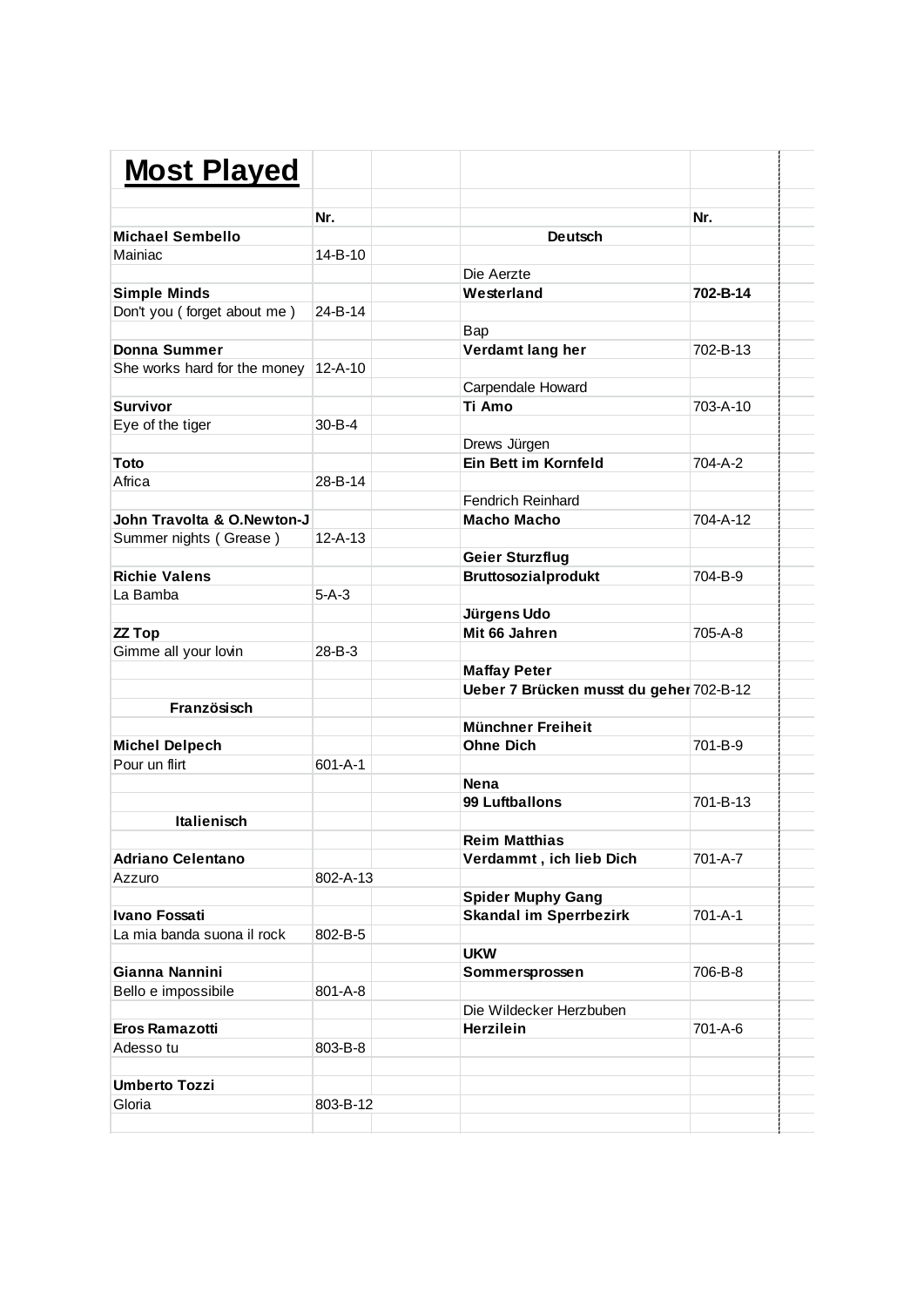# Most Played

| | Nr. | | | Nr. |
|---|---|---|---|---|
| **Michael Sembello** | | | **Deutsch** | |
| Mainiac | 14-B-10 | | | |
| | | | Die Aerzte | |
| **Simple Minds** | | | **Westerland** | **702-B-14** |
| Don't you ( forget about me ) | 24-B-14 | | | |
| | | | Bap | |
| **Donna Summer** | | | **Verdamt lang her** | 702-B-13 |
| She works hard for the money | 12-A-10 | | | |
| | | | Carpendale Howard | |
| **Survivor** | | | **Ti Amo** | 703-A-10 |
| Eye of the tiger | 30-B-4 | | | |
| | | | Drews Jürgen | |
| **Toto** | | | **Ein Bett im Kornfeld** | 704-A-2 |
| Africa | 28-B-14 | | | |
| | | | Fendrich Reinhard | |
| **John Travolta & O.Newton-J** | | | **Macho Macho** | 704-A-12 |
| Summer nights ( Grease ) | 12-A-13 | | | |
| | | | **Geier Sturzflug** | |
| **Richie Valens** | | | **Bruttosozialprodukt** | 704-B-9 |
| La Bamba | 5-A-3 | | | |
| | | | **Jürgens Udo** | |
| **ZZ Top** | | | **Mit 66 Jahren** | 705-A-8 |
| Gimme all your lovin | 28-B-3 | | | |
| | | | **Maffay Peter** | |
| | | | **Ueber 7 Brücken musst du gehen** | 702-B-12 |
| **Französisch** | | | | |
| | | | **Münchner Freiheit** | |
| **Michel Delpech** | | | **Ohne Dich** | 701-B-9 |
| Pour un flirt | 601-A-1 | | | |
| | | | **Nena** | |
| | | | **99 Luftballons** | 701-B-13 |
| **Italienisch** | | | | |
| | | | **Reim Matthias** | |
| **Adriano Celentano** | | | **Verdammt , ich lieb Dich** | 701-A-7 |
| Azzuro | 802-A-13 | | | |
| | | | **Spider Muphy Gang** | |
| **Ivano Fossati** | | | **Skandal im Sperrbezirk** | 701-A-1 |
| La mia banda suona il rock | 802-B-5 | | | |
| | | | **UKW** | |
| **Gianna Nannini** | | | **Sommersprossen** | 706-B-8 |
| Bello e impossibile | 801-A-8 | | | |
| | | | Die Wildecker Herzbuben | |
| **Eros Ramazotti** | | | **Herzilein** | 701-A-6 |
| Adesso tu | 803-B-8 | | | |
| | | | | |
| **Umberto Tozzi** | | | | |
| Gloria | 803-B-12 | | | |